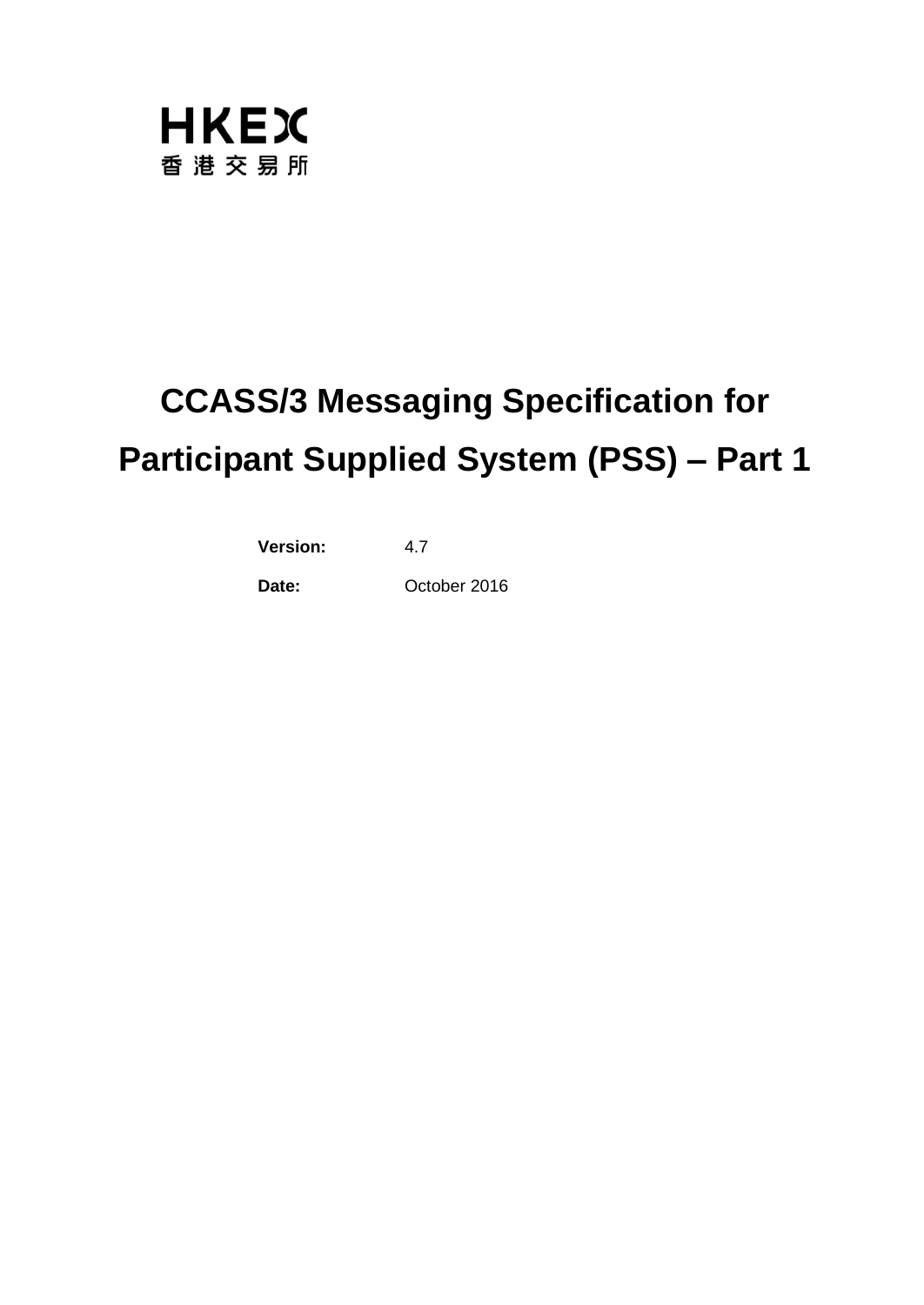HKEX
香 港 交 易 所

# CCASS/3 Messaging Specification for Participant Supplied System (PSS) – Part 1

**Version:** 4.7

**Date:** October 2016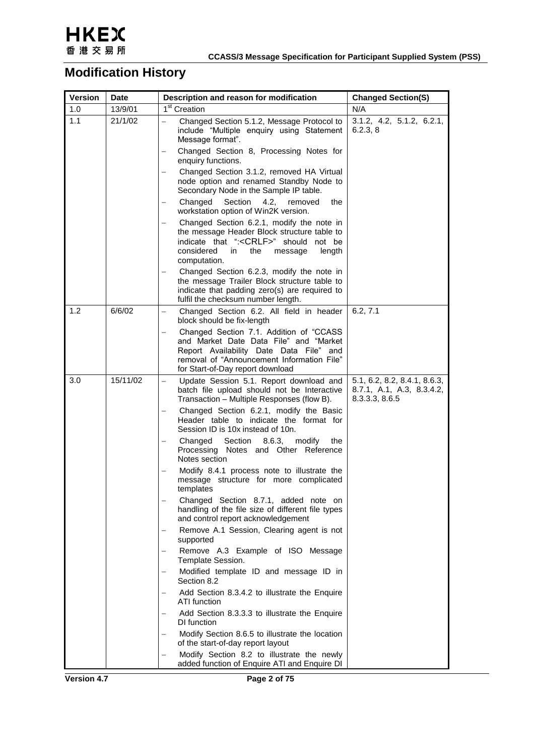# Modification History

| Version | Date | Description and reason for modification | Changed Section(S) |
|---|---|---|---|
| 1.0 | 13/9/01 | 1st Creation | N/A |
| 1.1 | 21/1/02 | – Changed Section 5.1.2, Message Protocol to include "Multiple enquiry using Statement Message format".<br>– Changed Section 8, Processing Notes for enquiry functions.<br>– Changed Section 3.1.2, removed HA Virtual node option and renamed Standby Node to Secondary Node in the Sample IP table.<br>– Changed Section 4.2, removed the workstation option of Win2K version.<br>– Changed Section 6.2.1, modify the note in the message Header Block structure table to indicate that ":<CRLF>" should not be considered in the message length computation.<br>– Changed Section 6.2.3, modify the note in the message Trailer Block structure table to indicate that padding zero(s) are required to fulfil the checksum number length. | 3.1.2, 4.2, 5.1.2, 6.2.1, 6.2.3, 8 |
| 1.2 | 6/6/02 | – Changed Section 6.2. All field in header block should be fix-length<br>– Changed Section 7.1. Addition of "CCASS and Market Date Data File" and "Market Report Availability Date Data File" and removal of "Announcement Information File" for Start-of-Day report download | 6.2, 7.1 |
| 3.0 | 15/11/02 | – Update Session 5.1. Report download and batch file upload should not be Interactive Transaction – Multiple Responses (flow B).<br>– Changed Section 6.2.1, modify the Basic Header table to indicate the format for Session ID is 10x instead of 10n.<br>– Changed Section 8.6.3, modify the Processing Notes and Other Reference Notes section<br>– Modify 8.4.1 process note to illustrate the message structure for more complicated templates<br>– Changed Section 8.7.1, added note on handling of the file size of different file types and control report acknowledgement<br>– Remove A.1 Session, Clearing agent is not supported<br>– Remove A.3 Example of ISO Message Template Session.<br>– Modified template ID and message ID in Section 8.2<br>– Add Section 8.3.4.2 to illustrate the Enquire ATI function<br>– Add Section 8.3.3.3 to illustrate the Enquire DI function<br>– Modify Section 8.6.5 to illustrate the location of the start-of-day report layout<br>– Modify Section 8.2 to illustrate the newly added function of Enquire ATI and Enquire DI | 5.1, 6.2, 8.2, 8.4.1, 8.6.3, 8.7.1, A.1, A.3, 8.3.4.2, 8.3.3.3, 8.6.5 |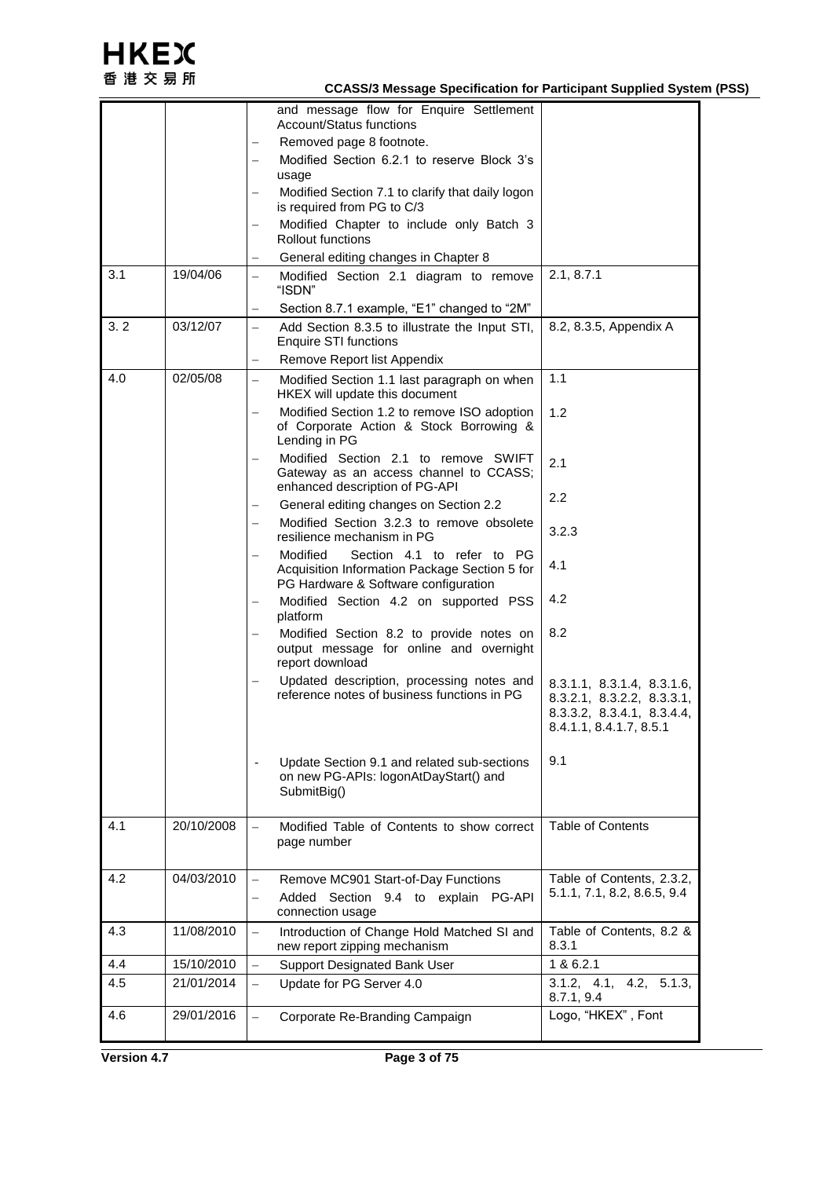| | | | |
|---|---|---|---|
| | | – and message flow for Enquire Settlement Account/Status functions<br>– Removed page 8 footnote.<br>– Modified Section 6.2.1 to reserve Block 3's usage<br>– Modified Section 7.1 to clarify that daily logon is required from PG to C/3<br>– Modified Chapter to include only Batch 3 Rollout functions<br>– General editing changes in Chapter 8 | |
| 3.1 | 19/04/06 | – Modified Section 2.1 diagram to remove "ISDN"<br>– Section 8.7.1 example, "E1" changed to "2M" | 2.1, 8.7.1 |
| 3. 2 | 03/12/07 | – Add Section 8.3.5 to illustrate the Input STI, Enquire STI functions<br>– Remove Report list Appendix | 8.2, 8.3.5, Appendix A |
| 4.0 | 02/05/08 | – Modified Section 1.1 last paragraph on when HKEX will update this document | 1.1 |
| | | – Modified Section 1.2 to remove ISO adoption of Corporate Action & Stock Borrowing & Lending in PG | 1.2 |
| | | – Modified Section 2.1 to remove SWIFT Gateway as an access channel to CCASS; enhanced description of PG-API | 2.1 |
| | | – General editing changes on Section 2.2 | 2.2 |
| | | – Modified Section 3.2.3 to remove obsolete resilience mechanism in PG | 3.2.3 |
| | | – Modified Section 4.1 to refer to PG Acquisition Information Package Section 5 for PG Hardware & Software configuration | 4.1 |
| | | – Modified Section 4.2 on supported PSS platform | 4.2 |
| | | – Modified Section 8.2 to provide notes on output message for online and overnight report download | 8.2 |
| | | – Updated description, processing notes and reference notes of business functions in PG | 8.3.1.1, 8.3.1.4, 8.3.1.6, 8.3.2.1, 8.3.2.2, 8.3.3.1, 8.3.3.2, 8.3.4.1, 8.3.4.4, 8.4.1.1, 8.4.1.7, 8.5.1 |
| | | - Update Section 9.1 and related sub-sections on new PG-APIs: logonAtDayStart() and SubmitBig() | 9.1 |
| 4.1 | 20/10/2008 | – Modified Table of Contents to show correct page number | Table of Contents |
| 4.2 | 04/03/2010 | – Remove MC901 Start-of-Day Functions<br>– Added Section 9.4 to explain PG-API connection usage | Table of Contents, 2.3.2, 5.1.1, 7.1, 8.2, 8.6.5, 9.4 |
| 4.3 | 11/08/2010 | – Introduction of Change Hold Matched SI and new report zipping mechanism | Table of Contents, 8.2 & 8.3.1 |
| 4.4 | 15/10/2010 | – Support Designated Bank User | 1 & 6.2.1 |
| 4.5 | 21/01/2014 | – Update for PG Server 4.0 | 3.1.2, 4.1, 4.2, 5.1.3, 8.7.1, 9.4 |
| 4.6 | 29/01/2016 | – Corporate Re-Branding Campaign | Logo, "HKEX" , Font |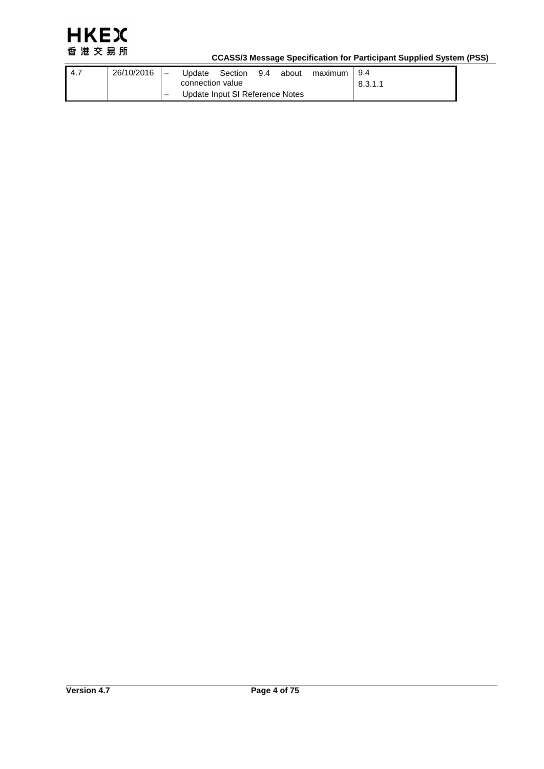| 4.7 | 26/10/2016 | – Update Section 9.4 about maximum connection value<br>– Update Input SI Reference Notes | 9.4<br>8.3.1.1 |
|---|---|---|---|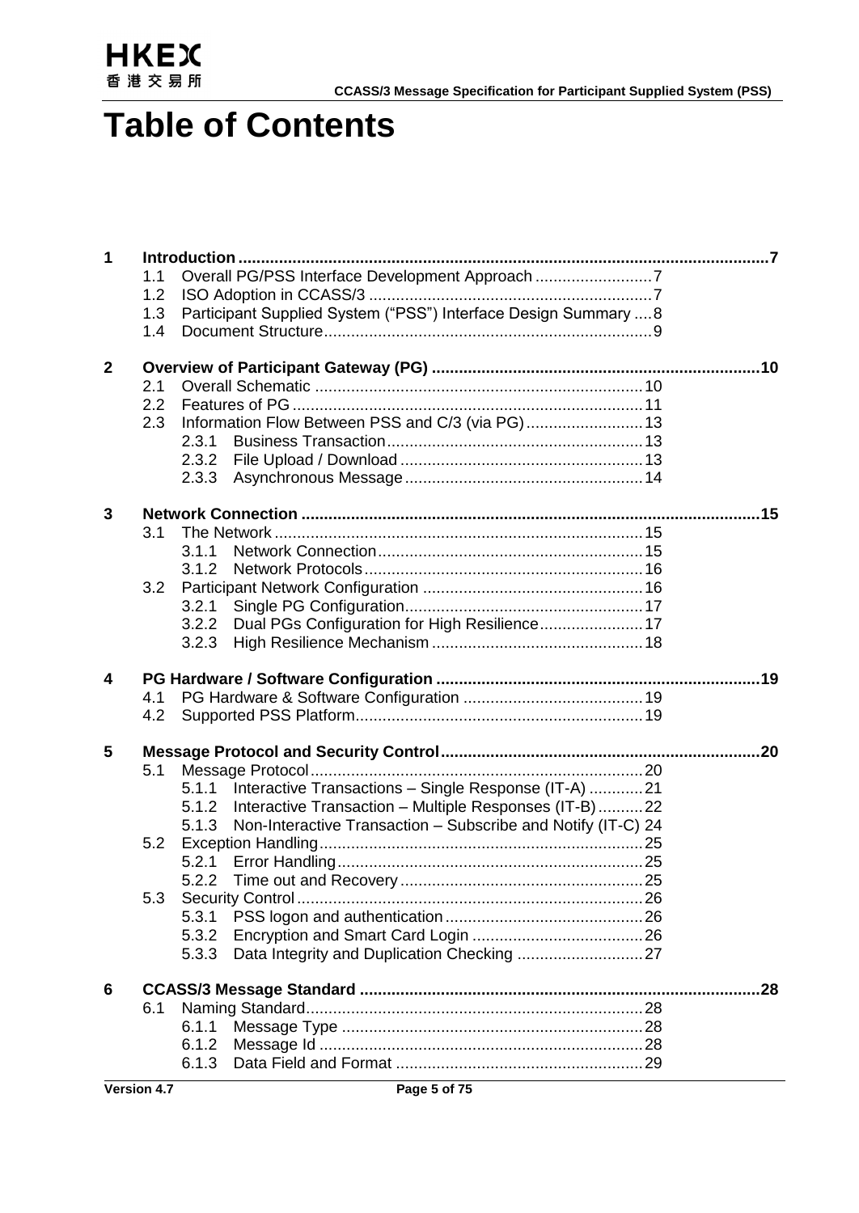# Table of Contents

1 Introduction ....... 7
- 1.1 Overall PG/PSS Interface Development Approach ....... 7
- 1.2 ISO Adoption in CCASS/3 ....... 7
- 1.3 Participant Supplied System ("PSS") Interface Design Summary ....... 8
- 1.4 Document Structure ....... 9

2 Overview of Participant Gateway (PG) ....... 10
- 2.1 Overall Schematic ....... 10
- 2.2 Features of PG ....... 11
- 2.3 Information Flow Between PSS and C/3 (via PG) ....... 13
  - 2.3.1 Business Transaction ....... 13
  - 2.3.2 File Upload / Download ....... 13
  - 2.3.3 Asynchronous Message ....... 14

3 Network Connection ....... 15
- 3.1 The Network ....... 15
  - 3.1.1 Network Connection ....... 15
  - 3.1.2 Network Protocols ....... 16
- 3.2 Participant Network Configuration ....... 16
  - 3.2.1 Single PG Configuration ....... 17
  - 3.2.2 Dual PGs Configuration for High Resilience ....... 17
  - 3.2.3 High Resilience Mechanism ....... 18

4 PG Hardware / Software Configuration ....... 19
- 4.1 PG Hardware & Software Configuration ....... 19
- 4.2 Supported PSS Platform ....... 19

5 Message Protocol and Security Control ....... 20
- 5.1 Message Protocol ....... 20
  - 5.1.1 Interactive Transactions – Single Response (IT-A) ....... 21
  - 5.1.2 Interactive Transaction – Multiple Responses (IT-B) ....... 22
  - 5.1.3 Non-Interactive Transaction – Subscribe and Notify (IT-C) 24
- 5.2 Exception Handling ....... 25
  - 5.2.1 Error Handling ....... 25
  - 5.2.2 Time out and Recovery ....... 25
- 5.3 Security Control ....... 26
  - 5.3.1 PSS logon and authentication ....... 26
  - 5.3.2 Encryption and Smart Card Login ....... 26
  - 5.3.3 Data Integrity and Duplication Checking ....... 27

6 CCASS/3 Message Standard ....... 28
- 6.1 Naming Standard ....... 28
  - 6.1.1 Message Type ....... 28
  - 6.1.2 Message Id ....... 28
  - 6.1.3 Data Field and Format ....... 29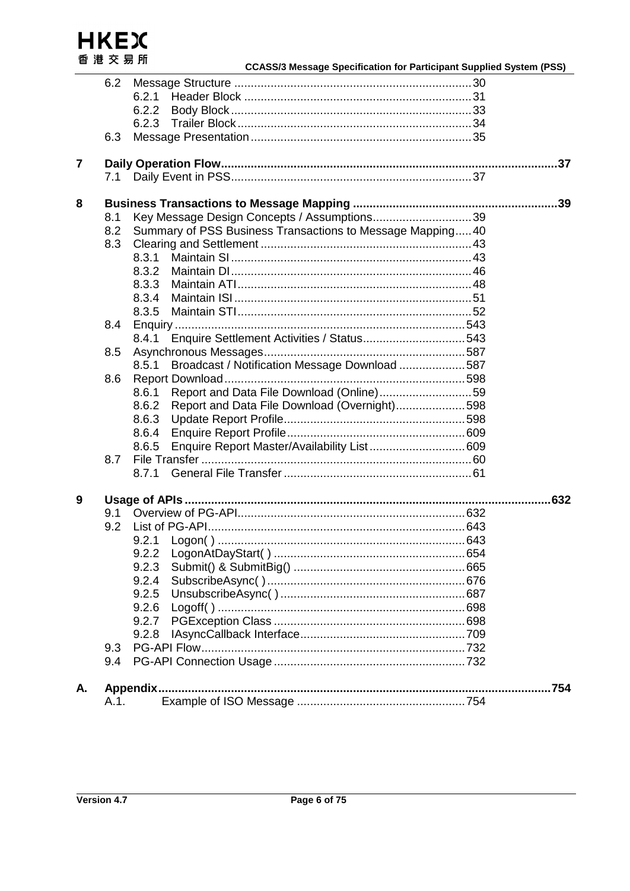- 6.2 Message Structure ........ 30
  - 6.2.1 Header Block ........ 31
  - 6.2.2 Body Block ........ 33
  - 6.2.3 Trailer Block ........ 34
- 6.3 Message Presentation ........ 35

**7 Daily Operation Flow ........ 37**

- 7.1 Daily Event in PSS ........ 37

**8 Business Transactions to Message Mapping ........ 39**

- 8.1 Key Message Design Concepts / Assumptions ........ 39
- 8.2 Summary of PSS Business Transactions to Message Mapping ........ 40
- 8.3 Clearing and Settlement ........ 43
  - 8.3.1 Maintain SI ........ 43
  - 8.3.2 Maintain DI ........ 46
  - 8.3.3 Maintain ATI ........ 48
  - 8.3.4 Maintain ISI ........ 51
  - 8.3.5 Maintain STI ........ 52
- 8.4 Enquiry ........ 543
  - 8.4.1 Enquire Settlement Activities / Status ........ 543
- 8.5 Asynchronous Messages ........ 587
  - 8.5.1 Broadcast / Notification Message Download ........ 587
- 8.6 Report Download ........ 598
  - 8.6.1 Report and Data File Download (Online) ........ 59
  - 8.6.2 Report and Data File Download (Overnight) ........ 598
  - 8.6.3 Update Report Profile ........ 598
  - 8.6.4 Enquire Report Profile ........ 609
  - 8.6.5 Enquire Report Master/Availability List ........ 609
- 8.7 File Transfer ........ 60
  - 8.7.1 General File Transfer ........ 61

**9 Usage of APIs ........ 632**

- 9.1 Overview of PG-API ........ 632
- 9.2 List of PG-API ........ 643
  - 9.2.1 Logon( ) ........ 643
  - 9.2.2 LogonAtDayStart( ) ........ 654
  - 9.2.3 Submit() & SubmitBig() ........ 665
  - 9.2.4 SubscribeAsync( ) ........ 676
  - 9.2.5 UnsubscribeAsync( ) ........ 687
  - 9.2.6 Logoff( ) ........ 698
  - 9.2.7 PGException Class ........ 698
  - 9.2.8 IAsyncCallback Interface ........ 709
- 9.3 PG-API Flow ........ 732
- 9.4 PG-API Connection Usage ........ 732

**A. Appendix ........ 754**

- A.1. Example of ISO Message ........ 754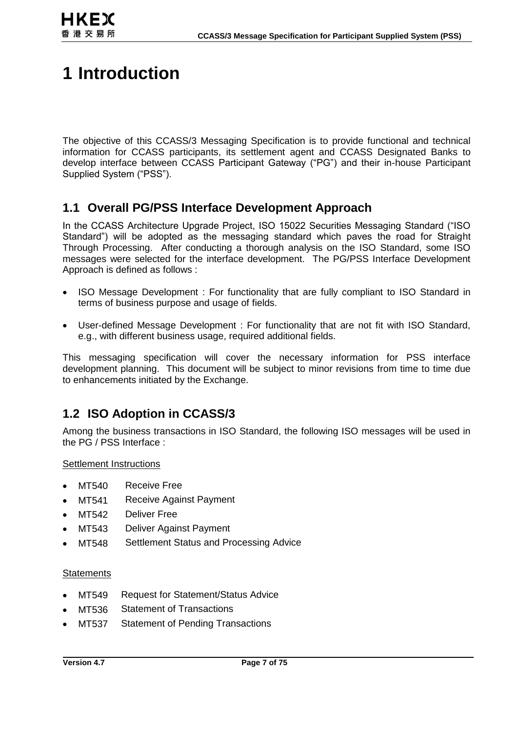# 1 Introduction

The objective of this CCASS/3 Messaging Specification is to provide functional and technical information for CCASS participants, its settlement agent and CCASS Designated Banks to develop interface between CCASS Participant Gateway ("PG") and their in-house Participant Supplied System ("PSS").

## 1.1 Overall PG/PSS Interface Development Approach

In the CCASS Architecture Upgrade Project, ISO 15022 Securities Messaging Standard ("ISO Standard") will be adopted as the messaging standard which paves the road for Straight Through Processing. After conducting a thorough analysis on the ISO Standard, some ISO messages were selected for the interface development. The PG/PSS Interface Development Approach is defined as follows :

- ISO Message Development : For functionality that are fully compliant to ISO Standard in terms of business purpose and usage of fields.
- User-defined Message Development : For functionality that are not fit with ISO Standard, e.g., with different business usage, required additional fields.

This messaging specification will cover the necessary information for PSS interface development planning. This document will be subject to minor revisions from time to time due to enhancements initiated by the Exchange.

## 1.2 ISO Adoption in CCASS/3

Among the business transactions in ISO Standard, the following ISO messages will be used in the PG / PSS Interface :

Settlement Instructions

- MT540 Receive Free
- MT541 Receive Against Payment
- MT542 Deliver Free
- MT543 Deliver Against Payment
- MT548 Settlement Status and Processing Advice

Statements

- MT549 Request for Statement/Status Advice
- MT536 Statement of Transactions
- MT537 Statement of Pending Transactions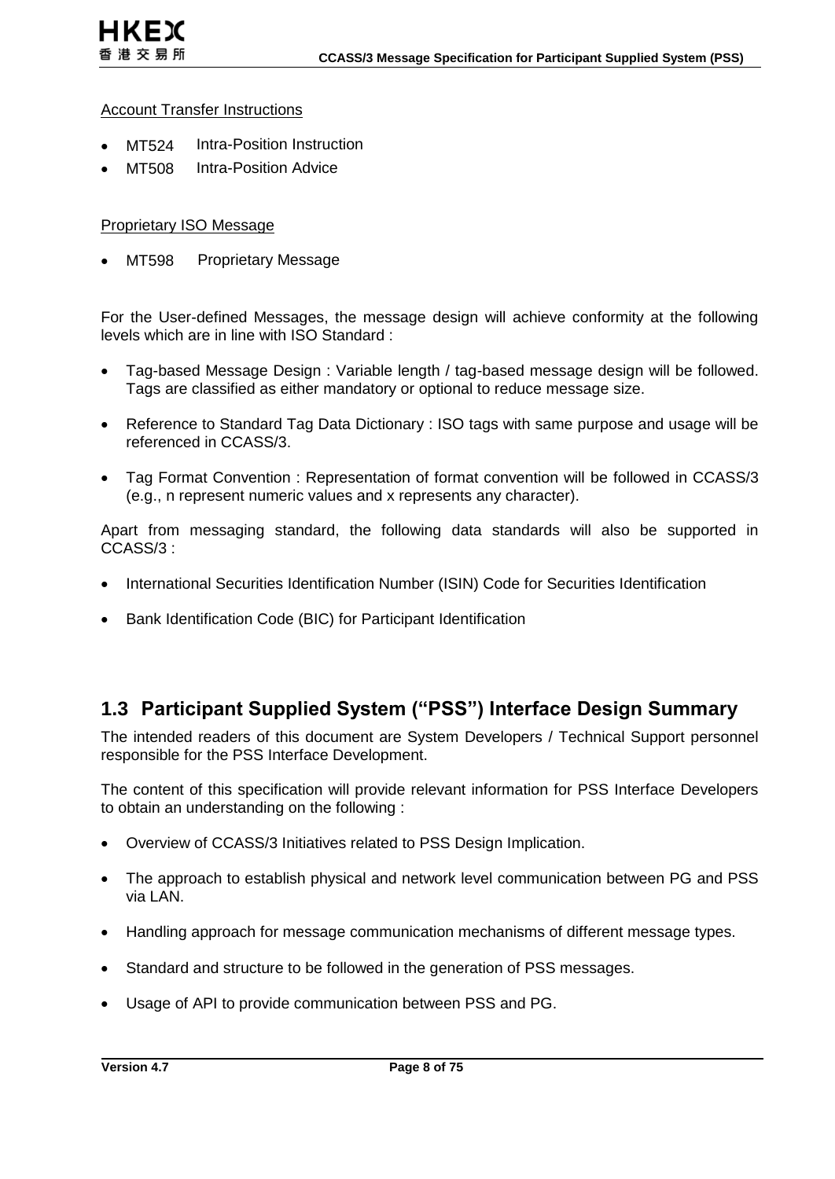Account Transfer Instructions

- MT524 Intra-Position Instruction
- MT508 Intra-Position Advice

Proprietary ISO Message

- MT598 Proprietary Message

For the User-defined Messages, the message design will achieve conformity at the following levels which are in line with ISO Standard :

- Tag-based Message Design : Variable length / tag-based message design will be followed. Tags are classified as either mandatory or optional to reduce message size.
- Reference to Standard Tag Data Dictionary : ISO tags with same purpose and usage will be referenced in CCASS/3.
- Tag Format Convention : Representation of format convention will be followed in CCASS/3 (e.g., n represent numeric values and x represents any character).

Apart from messaging standard, the following data standards will also be supported in CCASS/3 :

- International Securities Identification Number (ISIN) Code for Securities Identification
- Bank Identification Code (BIC) for Participant Identification

## 1.3 Participant Supplied System (“PSS”) Interface Design Summary

The intended readers of this document are System Developers / Technical Support personnel responsible for the PSS Interface Development.

The content of this specification will provide relevant information for PSS Interface Developers to obtain an understanding on the following :

- Overview of CCASS/3 Initiatives related to PSS Design Implication.
- The approach to establish physical and network level communication between PG and PSS via LAN.
- Handling approach for message communication mechanisms of different message types.
- Standard and structure to be followed in the generation of PSS messages.
- Usage of API to provide communication between PSS and PG.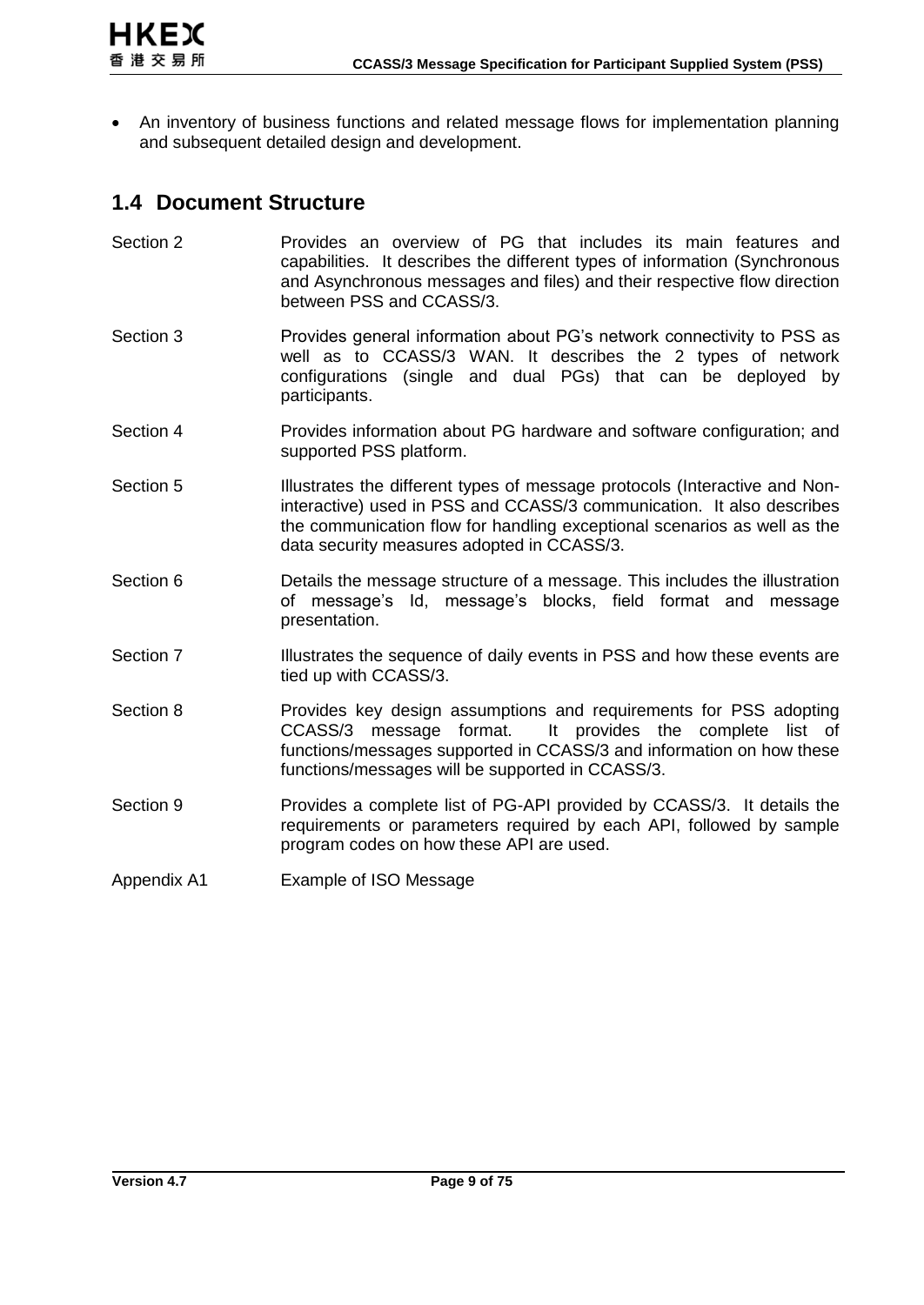- An inventory of business functions and related message flows for implementation planning and subsequent detailed design and development.

## 1.4 Document Structure

| | |
|---|---|
| Section 2 | Provides an overview of PG that includes its main features and capabilities. It describes the different types of information (Synchronous and Asynchronous messages and files) and their respective flow direction between PSS and CCASS/3. |
| Section 3 | Provides general information about PG's network connectivity to PSS as well as to CCASS/3 WAN. It describes the 2 types of network configurations (single and dual PGs) that can be deployed by participants. |
| Section 4 | Provides information about PG hardware and software configuration; and supported PSS platform. |
| Section 5 | Illustrates the different types of message protocols (Interactive and Non-interactive) used in PSS and CCASS/3 communication. It also describes the communication flow for handling exceptional scenarios as well as the data security measures adopted in CCASS/3. |
| Section 6 | Details the message structure of a message. This includes the illustration of message's Id, message's blocks, field format and message presentation. |
| Section 7 | Illustrates the sequence of daily events in PSS and how these events are tied up with CCASS/3. |
| Section 8 | Provides key design assumptions and requirements for PSS adopting CCASS/3 message format. It provides the complete list of functions/messages supported in CCASS/3 and information on how these functions/messages will be supported in CCASS/3. |
| Section 9 | Provides a complete list of PG-API provided by CCASS/3. It details the requirements or parameters required by each API, followed by sample program codes on how these API are used. |
| Appendix A1 | Example of ISO Message |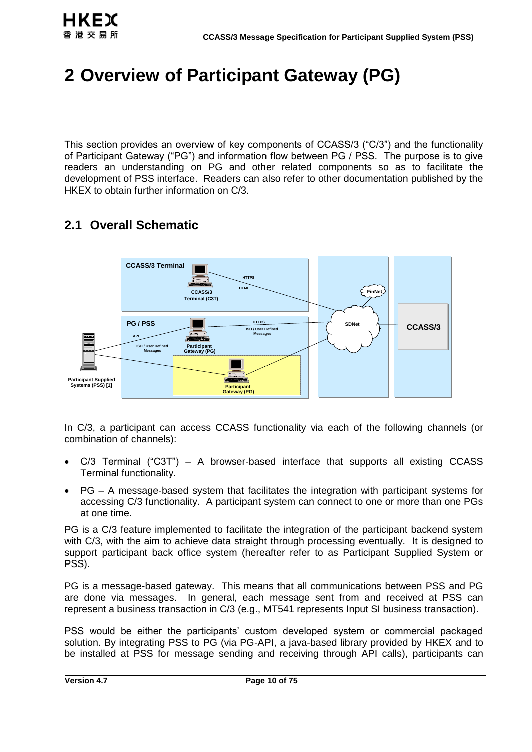# 2 Overview of Participant Gateway (PG)

This section provides an overview of key components of CCASS/3 ("C/3") and the functionality of Participant Gateway ("PG") and information flow between PG / PSS. The purpose is to give readers an understanding on PG and other related components so as to facilitate the development of PSS interface. Readers can also refer to other documentation published by the HKEX to obtain further information on C/3.

## 2.1 Overall Schematic

In C/3, a participant can access CCASS functionality via each of the following channels (or combination of channels):

- C/3 Terminal ("C3T") – A browser-based interface that supports all existing CCASS Terminal functionality.
- PG – A message-based system that facilitates the integration with participant systems for accessing C/3 functionality. A participant system can connect to one or more than one PGs at one time.

PG is a C/3 feature implemented to facilitate the integration of the participant backend system with C/3, with the aim to achieve data straight through processing eventually. It is designed to support participant back office system (hereafter refer to as Participant Supplied System or PSS).

PG is a message-based gateway. This means that all communications between PSS and PG are done via messages. In general, each message sent from and received at PSS can represent a business transaction in C/3 (e.g., MT541 represents Input SI business transaction).

PSS would be either the participants' custom developed system or commercial packaged solution. By integrating PSS to PG (via PG-API, a java-based library provided by HKEX and to be installed at PSS for message sending and receiving through API calls), participants can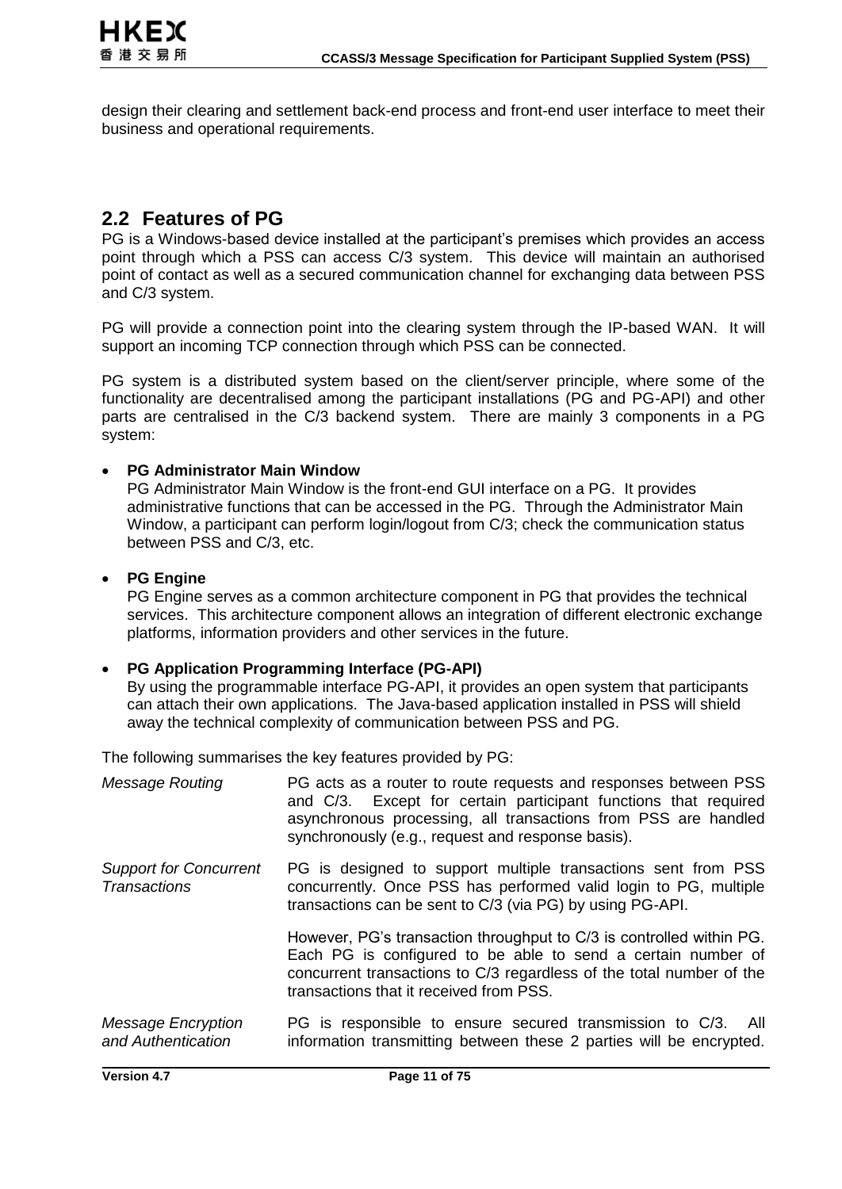design their clearing and settlement back-end process and front-end user interface to meet their business and operational requirements.

## 2.2 Features of PG

PG is a Windows-based device installed at the participant's premises which provides an access point through which a PSS can access C/3 system. This device will maintain an authorised point of contact as well as a secured communication channel for exchanging data between PSS and C/3 system.

PG will provide a connection point into the clearing system through the IP-based WAN. It will support an incoming TCP connection through which PSS can be connected.

PG system is a distributed system based on the client/server principle, where some of the functionality are decentralised among the participant installations (PG and PG-API) and other parts are centralised in the C/3 backend system. There are mainly 3 components in a PG system:

- **PG Administrator Main Window**
  PG Administrator Main Window is the front-end GUI interface on a PG. It provides administrative functions that can be accessed in the PG. Through the Administrator Main Window, a participant can perform login/logout from C/3; check the communication status between PSS and C/3, etc.

- **PG Engine**
  PG Engine serves as a common architecture component in PG that provides the technical services. This architecture component allows an integration of different electronic exchange platforms, information providers and other services in the future.

- **PG Application Programming Interface (PG-API)**
  By using the programmable interface PG-API, it provides an open system that participants can attach their own applications. The Java-based application installed in PSS will shield away the technical complexity of communication between PSS and PG.

The following summarises the key features provided by PG:

| | |
|---|---|
| *Message Routing* | PG acts as a router to route requests and responses between PSS and C/3. Except for certain participant functions that required asynchronous processing, all transactions from PSS are handled synchronously (e.g., request and response basis). |
| *Support for Concurrent Transactions* | PG is designed to support multiple transactions sent from PSS concurrently. Once PSS has performed valid login to PG, multiple transactions can be sent to C/3 (via PG) by using PG-API.<br><br>However, PG's transaction throughput to C/3 is controlled within PG. Each PG is configured to be able to send a certain number of concurrent transactions to C/3 regardless of the total number of the transactions that it received from PSS. |
| *Message Encryption and Authentication* | PG is responsible to ensure secured transmission to C/3. All information transmitting between these 2 parties will be encrypted. |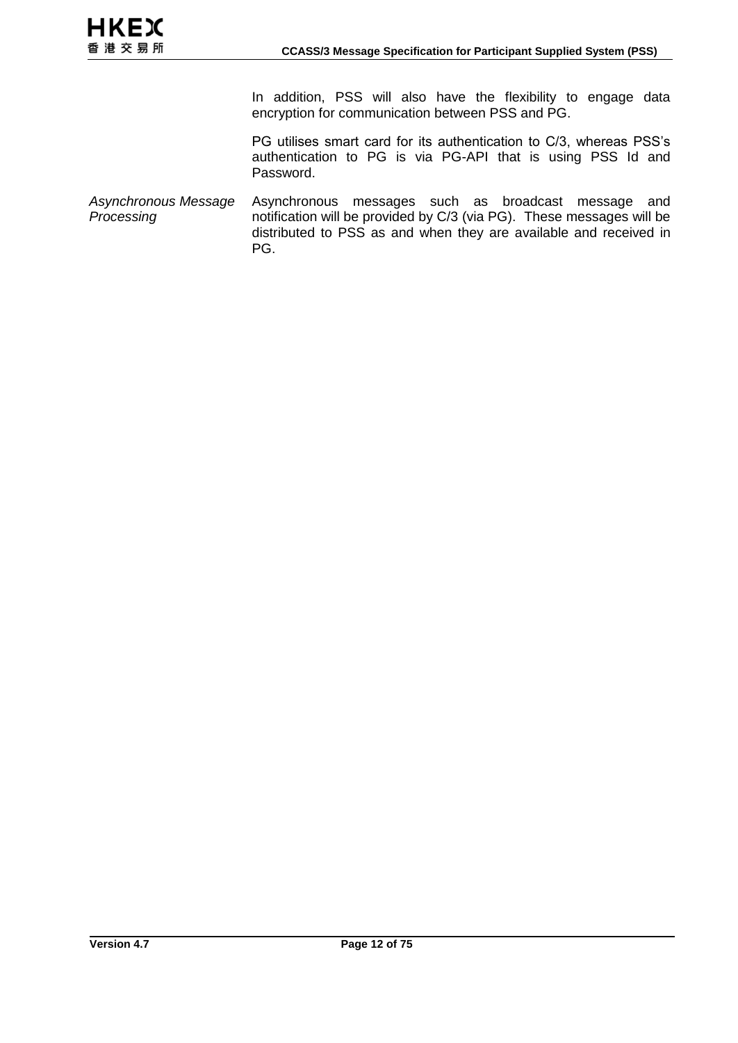In addition, PSS will also have the flexibility to engage data encryption for communication between PSS and PG.

PG utilises smart card for its authentication to C/3, whereas PSS's authentication to PG is via PG-API that is using PSS Id and Password.

*Asynchronous Message Processing*

Asynchronous messages such as broadcast message and notification will be provided by C/3 (via PG). These messages will be distributed to PSS as and when they are available and received in PG.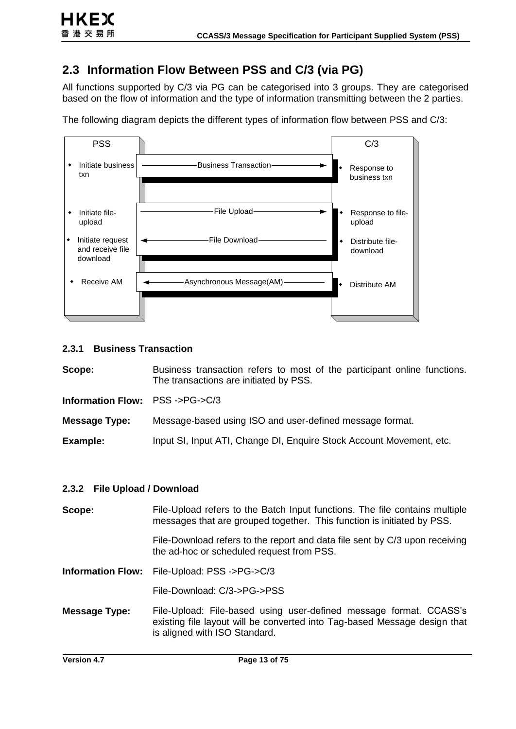## 2.3 Information Flow Between PSS and C/3 (via PG)

All functions supported by C/3 via PG can be categorised into 3 groups. They are categorised based on the flow of information and the type of information transmitting between the 2 parties.

The following diagram depicts the different types of information flow between PSS and C/3:

| PSS | | C/3 |
|---|---|---|
| Initiate business txn | Business Transaction → | Response to business txn |
| Initiate file-upload | File Upload → | Response to file-upload |
| Initiate request and receive file download | ← File Download | Distribute file-download |
| Receive AM | ← Asynchronous Message(AM) | Distribute AM |

### 2.3.1 Business Transaction

**Scope:** Business transaction refers to most of the participant online functions. The transactions are initiated by PSS.

**Information Flow:** PSS ->PG->C/3

**Message Type:** Message-based using ISO and user-defined message format.

**Example:** Input SI, Input ATI, Change DI, Enquire Stock Account Movement, etc.

### 2.3.2 File Upload / Download

**Scope:** File-Upload refers to the Batch Input functions. The file contains multiple messages that are grouped together. This function is initiated by PSS.

File-Download refers to the report and data file sent by C/3 upon receiving the ad-hoc or scheduled request from PSS.

**Information Flow:** File-Upload: PSS ->PG->C/3

File-Download: C/3->PG->PSS

**Message Type:** File-Upload: File-based using user-defined message format. CCASS's existing file layout will be converted into Tag-based Message design that is aligned with ISO Standard.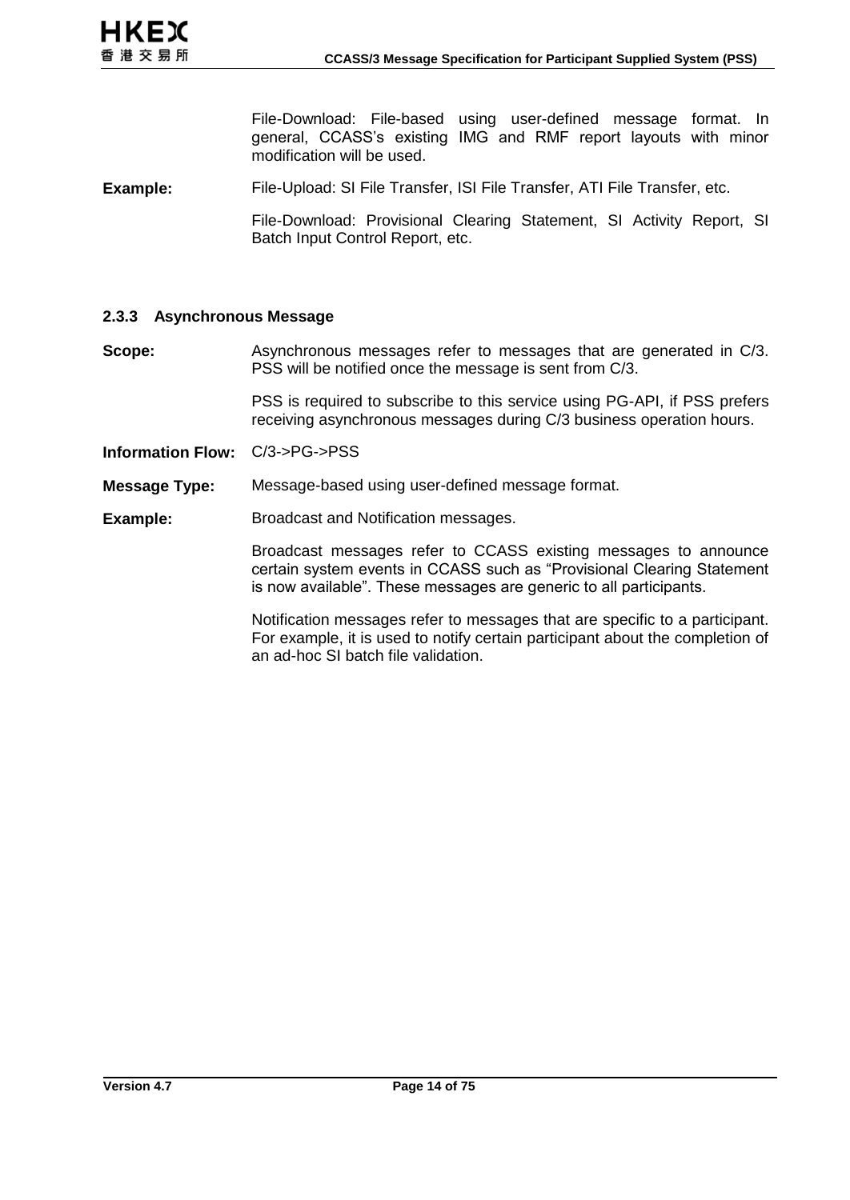File-Download: File-based using user-defined message format. In general, CCASS's existing IMG and RMF report layouts with minor modification will be used.

**Example:** File-Upload: SI File Transfer, ISI File Transfer, ATI File Transfer, etc.

File-Download: Provisional Clearing Statement, SI Activity Report, SI Batch Input Control Report, etc.

### 2.3.3 Asynchronous Message

**Scope:** Asynchronous messages refer to messages that are generated in C/3. PSS will be notified once the message is sent from C/3.

PSS is required to subscribe to this service using PG-API, if PSS prefers receiving asynchronous messages during C/3 business operation hours.

**Information Flow:** C/3->PG->PSS

**Message Type:** Message-based using user-defined message format.

**Example:** Broadcast and Notification messages.

Broadcast messages refer to CCASS existing messages to announce certain system events in CCASS such as "Provisional Clearing Statement is now available". These messages are generic to all participants.

Notification messages refer to messages that are specific to a participant. For example, it is used to notify certain participant about the completion of an ad-hoc SI batch file validation.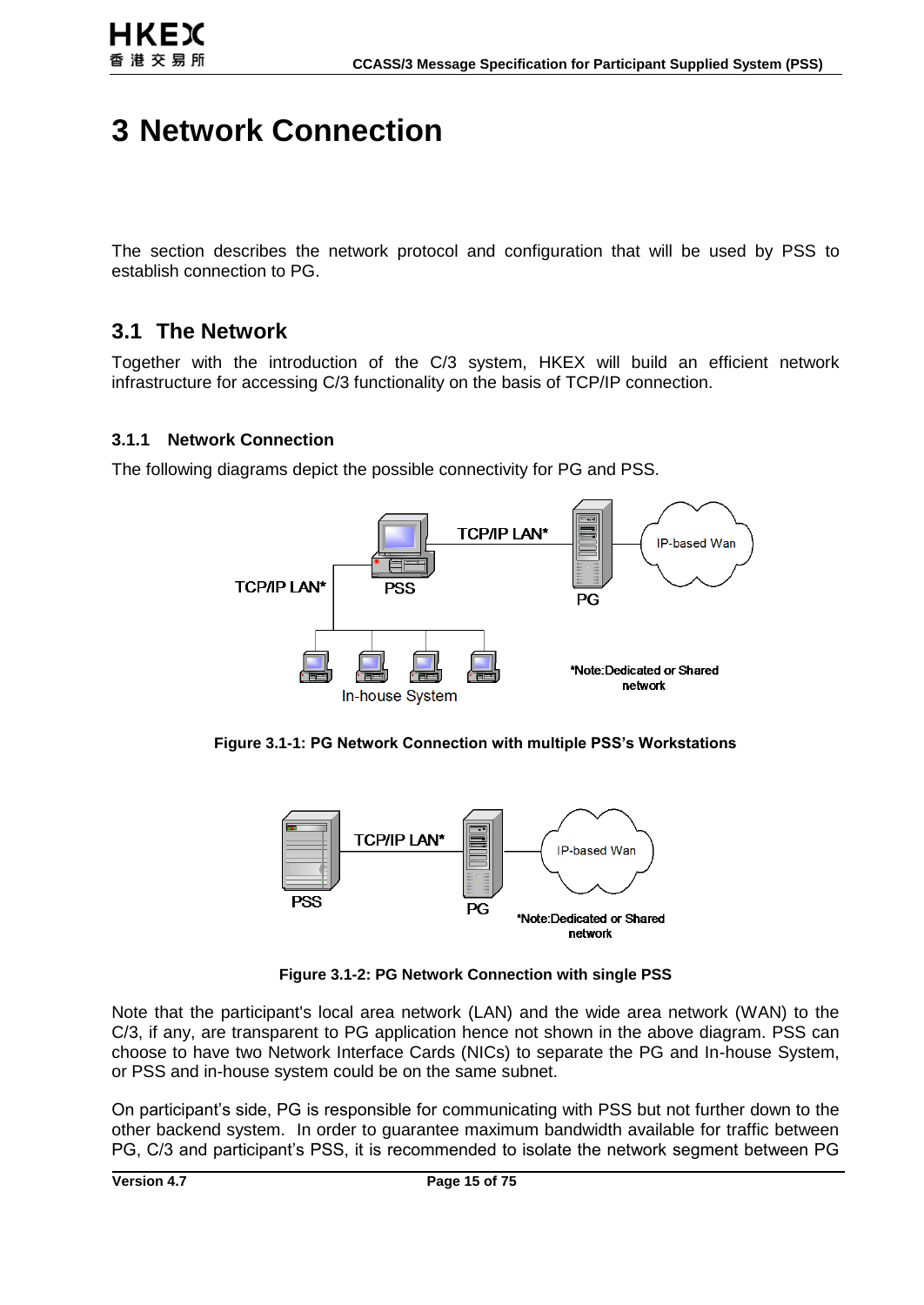# 3 Network Connection

The section describes the network protocol and configuration that will be used by PSS to establish connection to PG.

## 3.1 The Network

Together with the introduction of the C/3 system, HKEX will build an efficient network infrastructure for accessing C/3 functionality on the basis of TCP/IP connection.

### 3.1.1 Network Connection

The following diagrams depict the possible connectivity for PG and PSS.

**Figure 3.1-1: PG Network Connection with multiple PSS's Workstations**

**Figure 3.1-2: PG Network Connection with single PSS**

Note that the participant's local area network (LAN) and the wide area network (WAN) to the C/3, if any, are transparent to PG application hence not shown in the above diagram. PSS can choose to have two Network Interface Cards (NICs) to separate the PG and In-house System, or PSS and in-house system could be on the same subnet.

On participant's side, PG is responsible for communicating with PSS but not further down to the other backend system. In order to guarantee maximum bandwidth available for traffic between PG, C/3 and participant's PSS, it is recommended to isolate the network segment between PG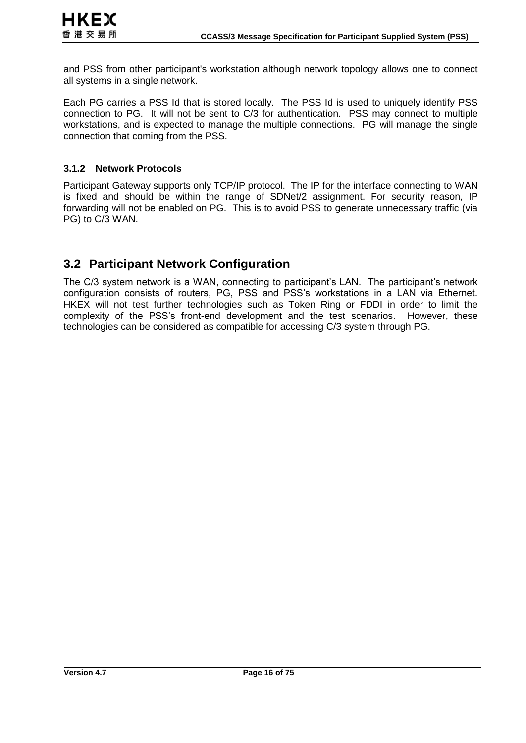and PSS from other participant's workstation although network topology allows one to connect all systems in a single network.

Each PG carries a PSS Id that is stored locally. The PSS Id is used to uniquely identify PSS connection to PG. It will not be sent to C/3 for authentication. PSS may connect to multiple workstations, and is expected to manage the multiple connections. PG will manage the single connection that coming from the PSS.

### 3.1.2 Network Protocols

Participant Gateway supports only TCP/IP protocol. The IP for the interface connecting to WAN is fixed and should be within the range of SDNet/2 assignment. For security reason, IP forwarding will not be enabled on PG. This is to avoid PSS to generate unnecessary traffic (via PG) to C/3 WAN.

## 3.2 Participant Network Configuration

The C/3 system network is a WAN, connecting to participant's LAN. The participant's network configuration consists of routers, PG, PSS and PSS's workstations in a LAN via Ethernet. HKEX will not test further technologies such as Token Ring or FDDI in order to limit the complexity of the PSS's front-end development and the test scenarios. However, these technologies can be considered as compatible for accessing C/3 system through PG.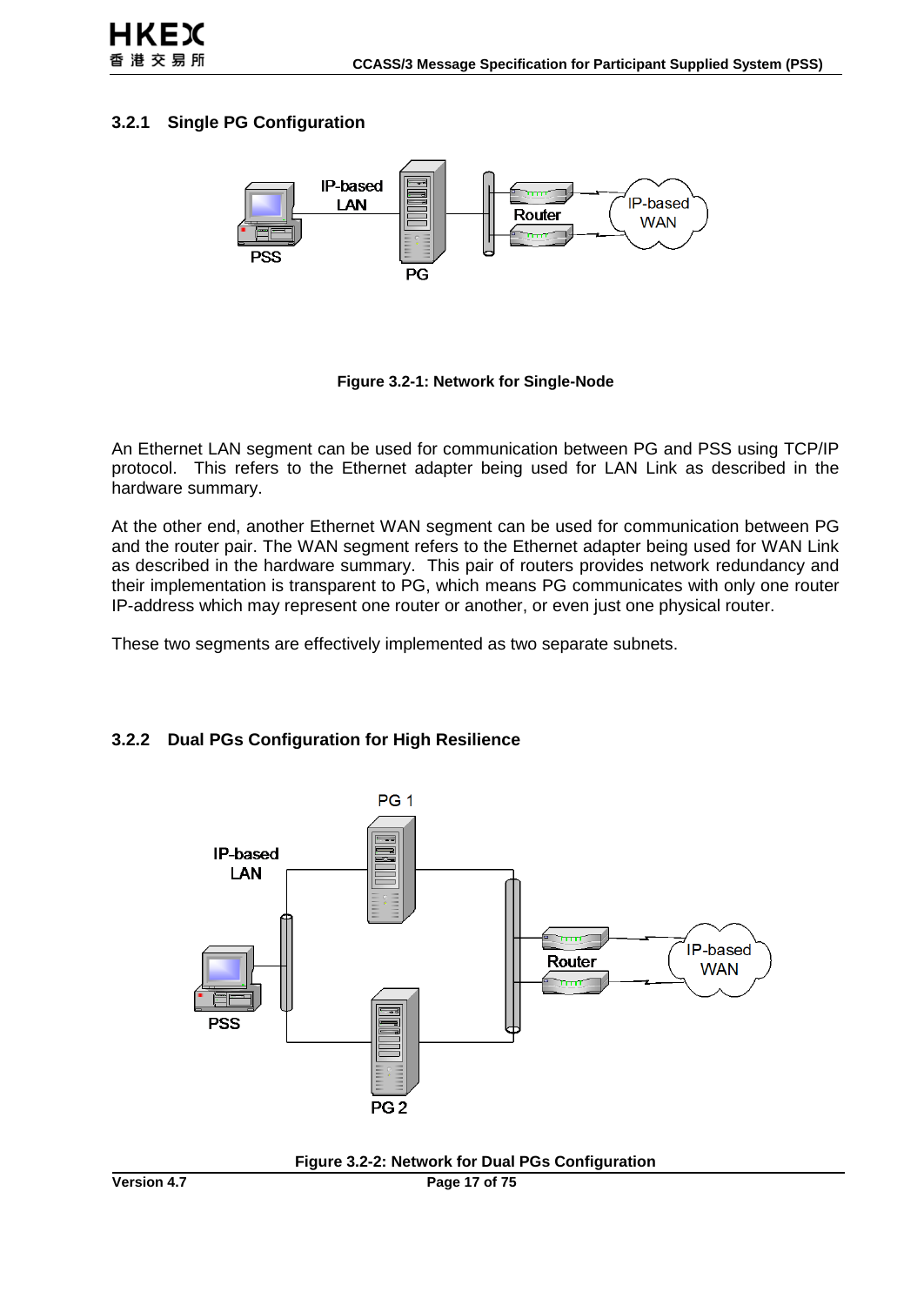### 3.2.1 Single PG Configuration

Figure 3.2-1: Network for Single-Node

An Ethernet LAN segment can be used for communication between PG and PSS using TCP/IP protocol. This refers to the Ethernet adapter being used for LAN Link as described in the hardware summary.

At the other end, another Ethernet WAN segment can be used for communication between PG and the router pair. The WAN segment refers to the Ethernet adapter being used for WAN Link as described in the hardware summary. This pair of routers provides network redundancy and their implementation is transparent to PG, which means PG communicates with only one router IP-address which may represent one router or another, or even just one physical router.

These two segments are effectively implemented as two separate subnets.

### 3.2.2 Dual PGs Configuration for High Resilience

Figure 3.2-2: Network for Dual PGs Configuration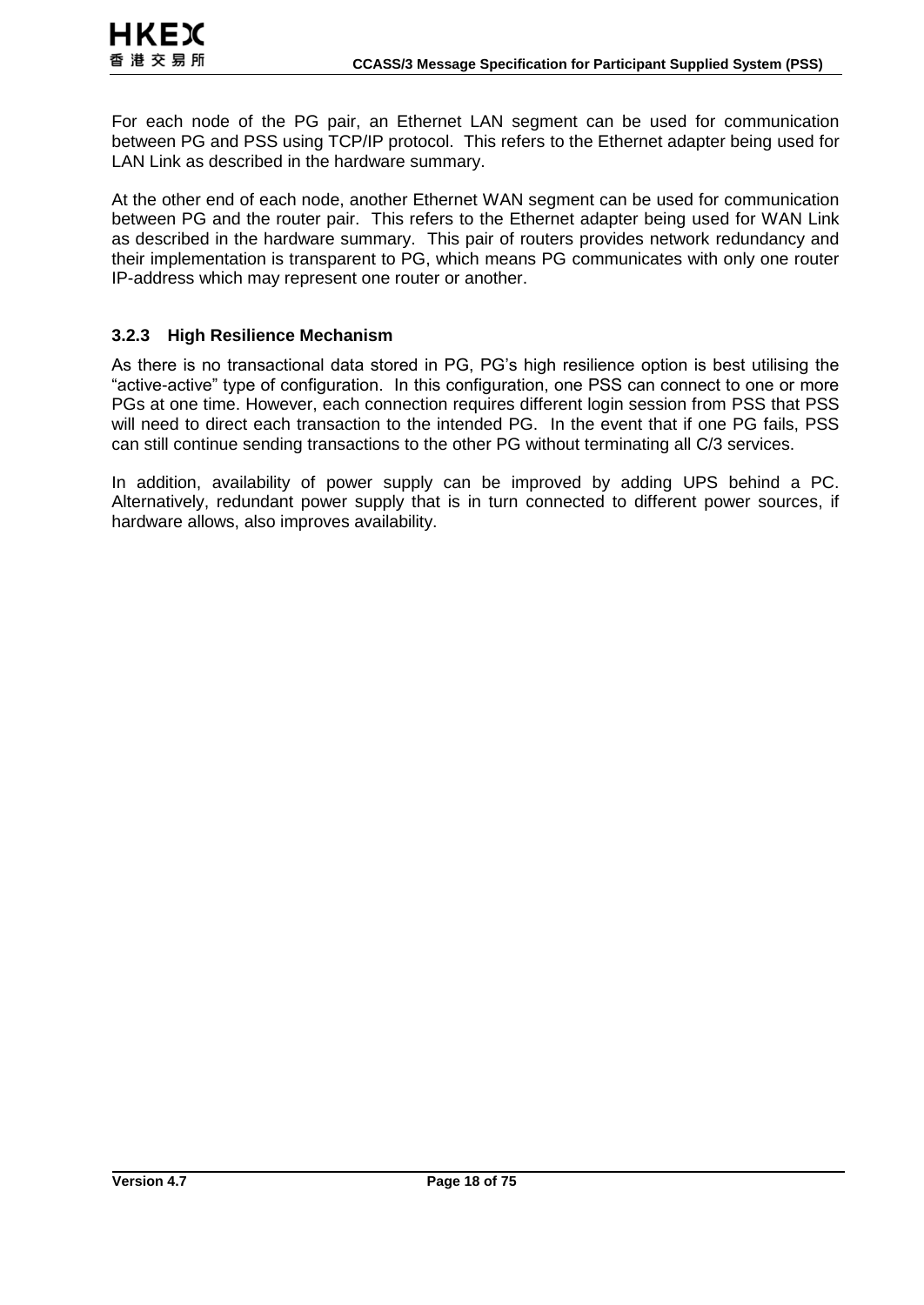For each node of the PG pair, an Ethernet LAN segment can be used for communication between PG and PSS using TCP/IP protocol. This refers to the Ethernet adapter being used for LAN Link as described in the hardware summary.

At the other end of each node, another Ethernet WAN segment can be used for communication between PG and the router pair. This refers to the Ethernet adapter being used for WAN Link as described in the hardware summary. This pair of routers provides network redundancy and their implementation is transparent to PG, which means PG communicates with only one router IP-address which may represent one router or another.

### 3.2.3 High Resilience Mechanism

As there is no transactional data stored in PG, PG's high resilience option is best utilising the "active-active" type of configuration. In this configuration, one PSS can connect to one or more PGs at one time. However, each connection requires different login session from PSS that PSS will need to direct each transaction to the intended PG. In the event that if one PG fails, PSS can still continue sending transactions to the other PG without terminating all C/3 services.

In addition, availability of power supply can be improved by adding UPS behind a PC. Alternatively, redundant power supply that is in turn connected to different power sources, if hardware allows, also improves availability.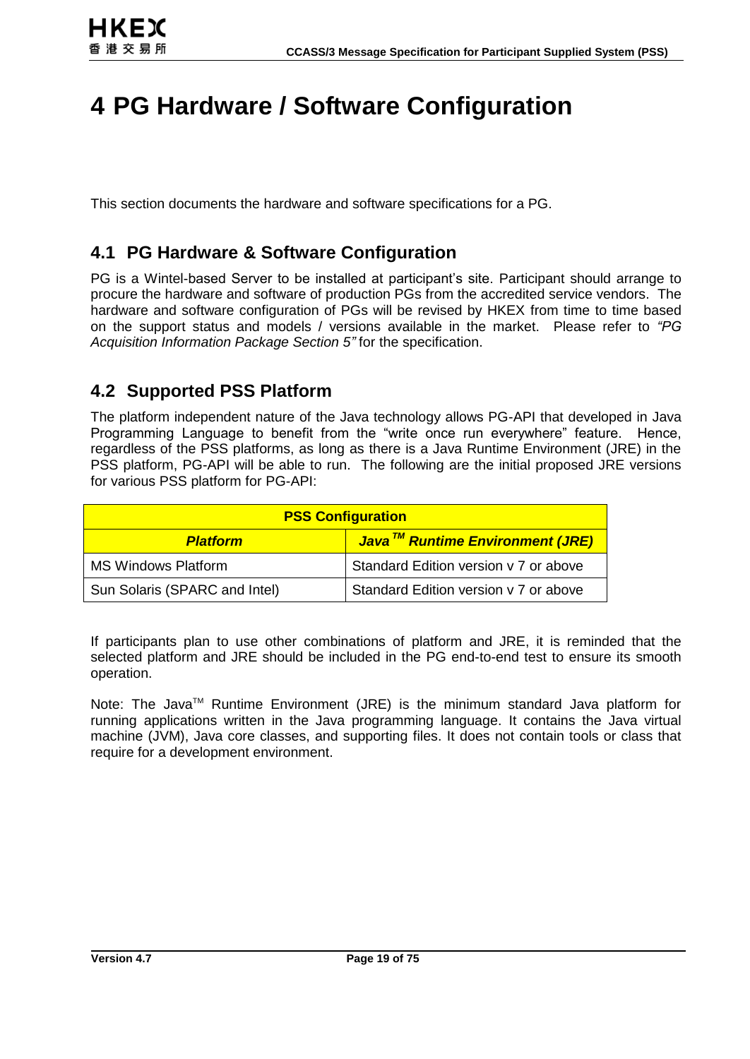# 4 PG Hardware / Software Configuration

This section documents the hardware and software specifications for a PG.

## 4.1 PG Hardware & Software Configuration

PG is a Wintel-based Server to be installed at participant's site. Participant should arrange to procure the hardware and software of production PGs from the accredited service vendors. The hardware and software configuration of PGs will be revised by HKEX from time to time based on the support status and models / versions available in the market. Please refer to *"PG Acquisition Information Package Section 5"* for the specification.

## 4.2 Supported PSS Platform

The platform independent nature of the Java technology allows PG-API that developed in Java Programming Language to benefit from the "write once run everywhere" feature. Hence, regardless of the PSS platforms, as long as there is a Java Runtime Environment (JRE) in the PSS platform, PG-API will be able to run. The following are the initial proposed JRE versions for various PSS platform for PG-API:

| **PSS Configuration** | |
|---|---|
| ***Platform*** | ***Java™ Runtime Environment (JRE)*** |
| MS Windows Platform | Standard Edition version v 7 or above |
| Sun Solaris (SPARC and Intel) | Standard Edition version v 7 or above |

If participants plan to use other combinations of platform and JRE, it is reminded that the selected platform and JRE should be included in the PG end-to-end test to ensure its smooth operation.

Note: The Java™ Runtime Environment (JRE) is the minimum standard Java platform for running applications written in the Java programming language. It contains the Java virtual machine (JVM), Java core classes, and supporting files. It does not contain tools or class that require for a development environment.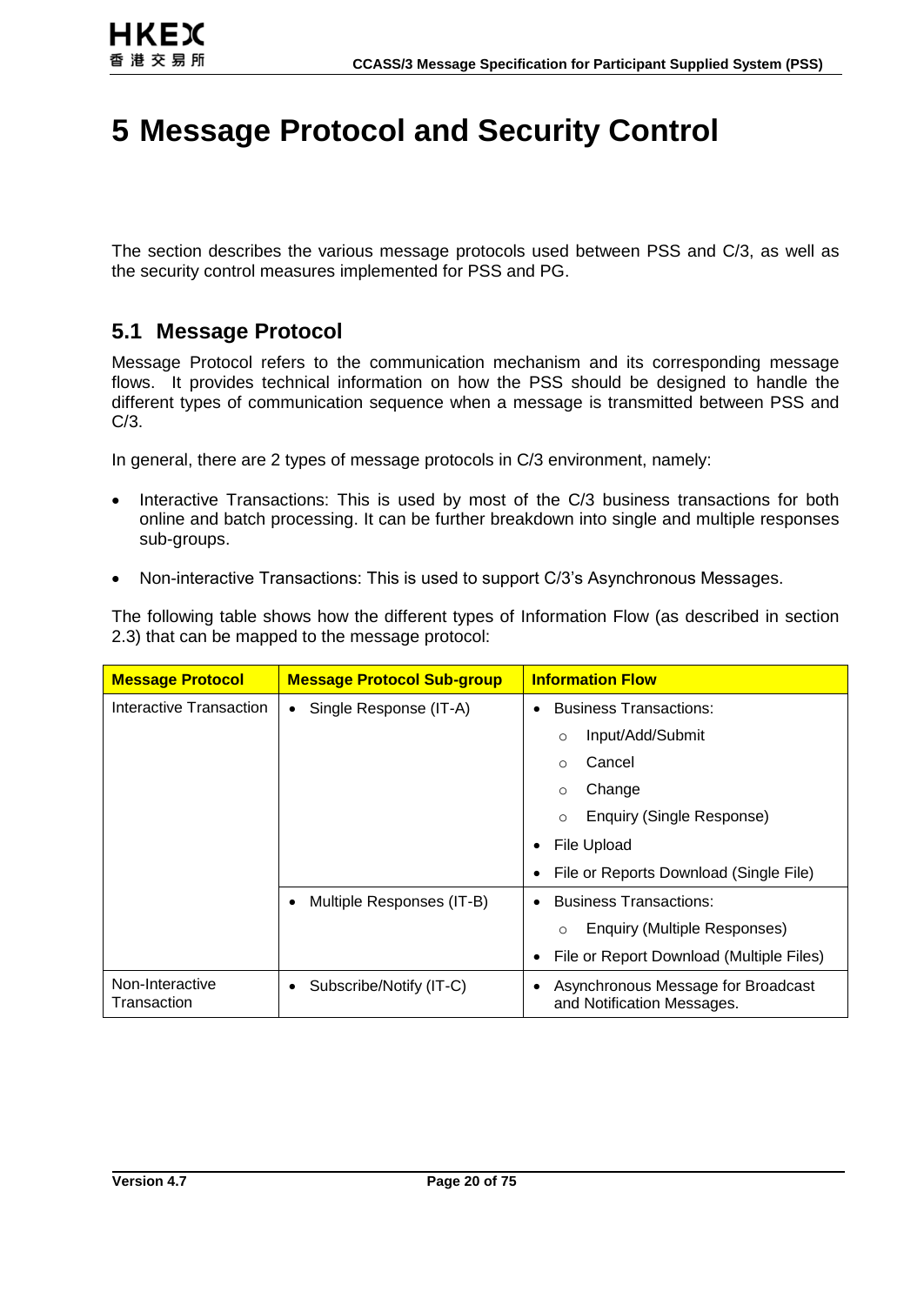# 5 Message Protocol and Security Control

The section describes the various message protocols used between PSS and C/3, as well as the security control measures implemented for PSS and PG.

## 5.1 Message Protocol

Message Protocol refers to the communication mechanism and its corresponding message flows. It provides technical information on how the PSS should be designed to handle the different types of communication sequence when a message is transmitted between PSS and C/3.

In general, there are 2 types of message protocols in C/3 environment, namely:

- Interactive Transactions: This is used by most of the C/3 business transactions for both online and batch processing. It can be further breakdown into single and multiple responses sub-groups.
- Non-interactive Transactions: This is used to support C/3's Asynchronous Messages.

The following table shows how the different types of Information Flow (as described in section 2.3) that can be mapped to the message protocol:

| Message Protocol | Message Protocol Sub-group | Information Flow |
|---|---|---|
| Interactive Transaction | • Single Response (IT-A) | • Business Transactions:<br>○ Input/Add/Submit<br>○ Cancel<br>○ Change<br>○ Enquiry (Single Response)<br>• File Upload<br>• File or Reports Download (Single File) |
| | • Multiple Responses (IT-B) | • Business Transactions:<br>○ Enquiry (Multiple Responses)<br>• File or Report Download (Multiple Files) |
| Non-Interactive Transaction | • Subscribe/Notify (IT-C) | • Asynchronous Message for Broadcast and Notification Messages. |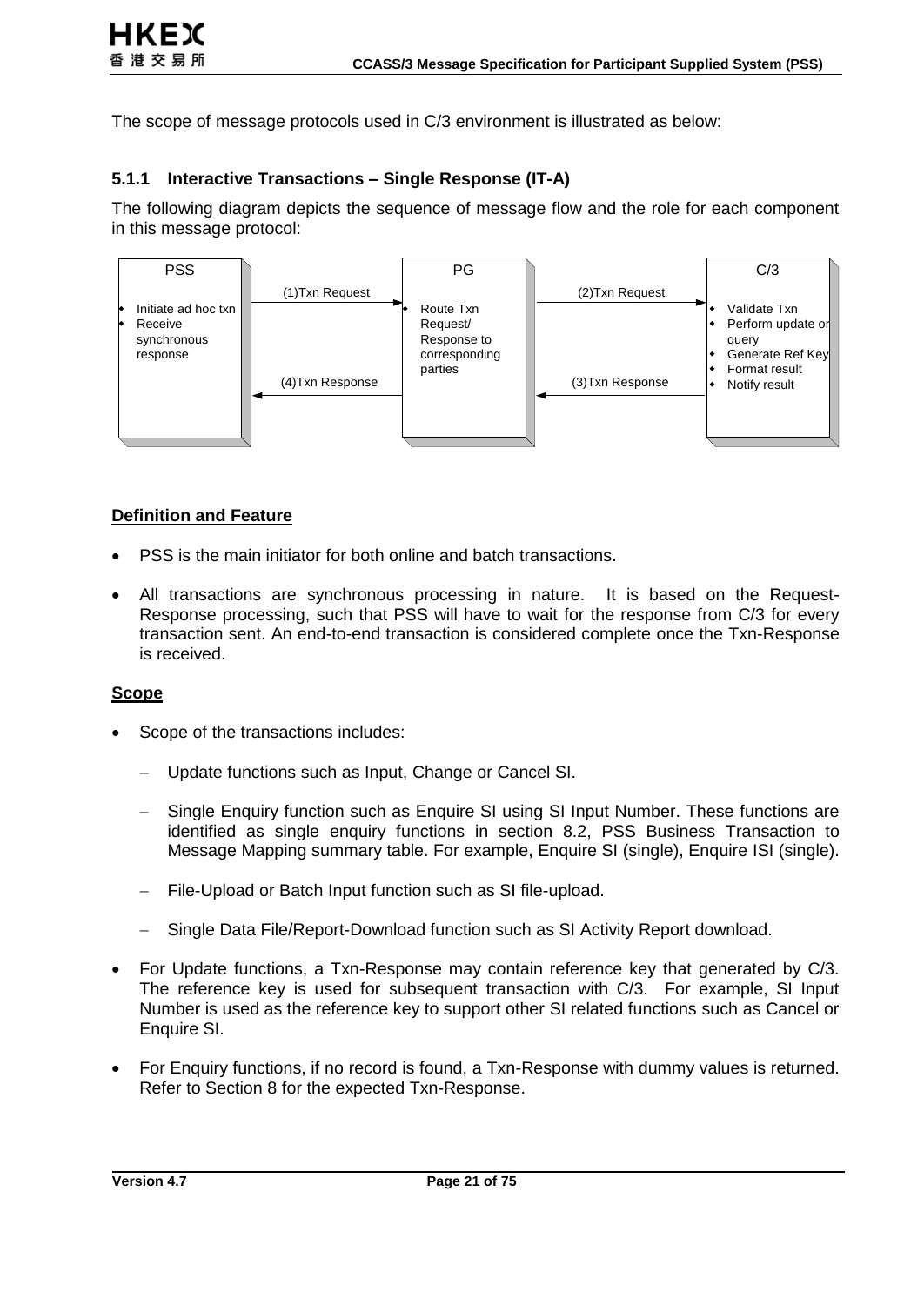The scope of message protocols used in C/3 environment is illustrated as below:

### 5.1.1 Interactive Transactions – Single Response (IT-A)

The following diagram depicts the sequence of message flow and the role for each component in this message protocol:

| PSS | | PG | | C/3 |
|---|---|---|---|---|
| • Initiate ad hoc txn<br>• Receive synchronous response | (1)Txn Request →<br>← (4)Txn Response | • Route Txn Request/ Response to corresponding parties | (2)Txn Request →<br>← (3)Txn Response | • Validate Txn<br>• Perform update or query<br>• Generate Ref Key<br>• Format result<br>• Notify result |

**Definition and Feature**

- PSS is the main initiator for both online and batch transactions.
- All transactions are synchronous processing in nature. It is based on the Request-Response processing, such that PSS will have to wait for the response from C/3 for every transaction sent. An end-to-end transaction is considered complete once the Txn-Response is received.

**Scope**

- Scope of the transactions includes:
  - Update functions such as Input, Change or Cancel SI.
  - Single Enquiry function such as Enquire SI using SI Input Number. These functions are identified as single enquiry functions in section 8.2, PSS Business Transaction to Message Mapping summary table. For example, Enquire SI (single), Enquire ISI (single).
  - File-Upload or Batch Input function such as SI file-upload.
  - Single Data File/Report-Download function such as SI Activity Report download.
- For Update functions, a Txn-Response may contain reference key that generated by C/3. The reference key is used for subsequent transaction with C/3. For example, SI Input Number is used as the reference key to support other SI related functions such as Cancel or Enquire SI.
- For Enquiry functions, if no record is found, a Txn-Response with dummy values is returned. Refer to Section 8 for the expected Txn-Response.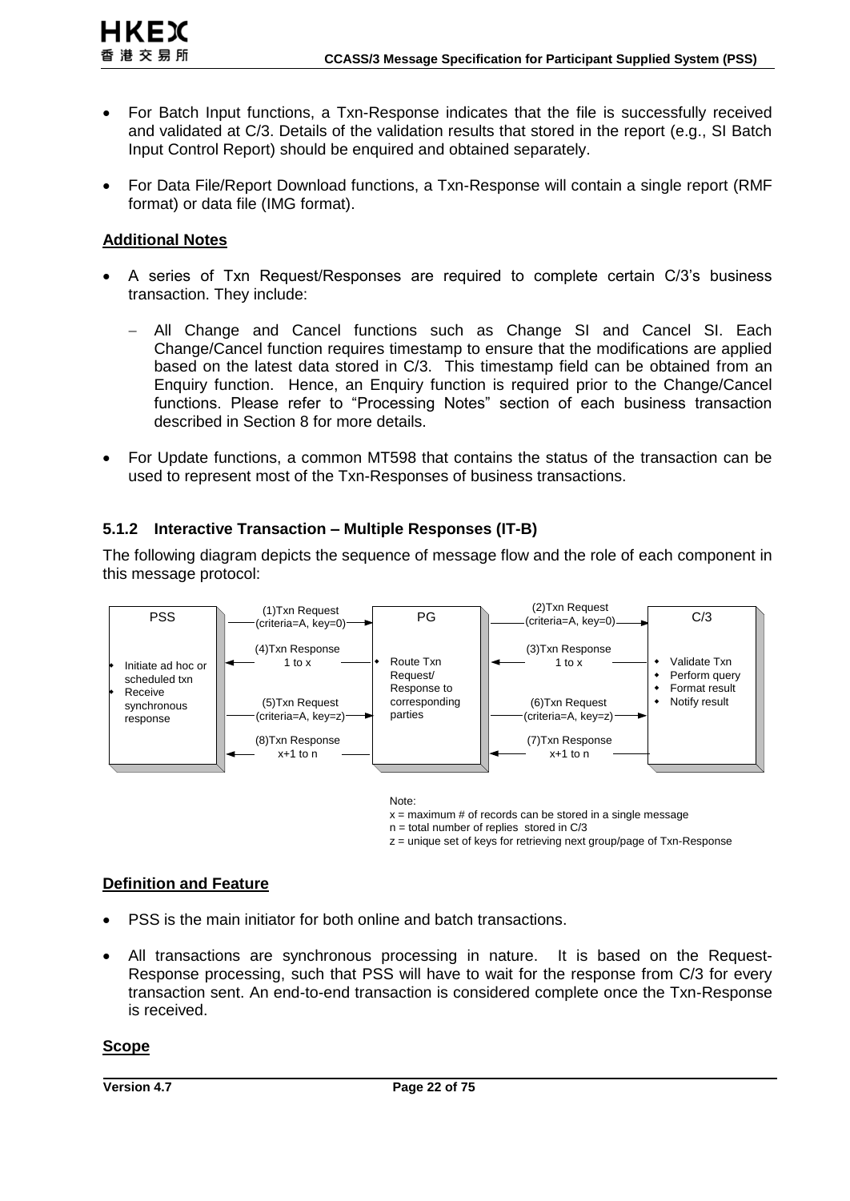- For Batch Input functions, a Txn-Response indicates that the file is successfully received and validated at C/3. Details of the validation results that stored in the report (e.g., SI Batch Input Control Report) should be enquired and obtained separately.

- For Data File/Report Download functions, a Txn-Response will contain a single report (RMF format) or data file (IMG format).

**Additional Notes**

- A series of Txn Request/Responses are required to complete certain C/3's business transaction. They include:

  - All Change and Cancel functions such as Change SI and Cancel SI. Each Change/Cancel function requires timestamp to ensure that the modifications are applied based on the latest data stored in C/3. This timestamp field can be obtained from an Enquiry function. Hence, an Enquiry function is required prior to the Change/Cancel functions. Please refer to "Processing Notes" section of each business transaction described in Section 8 for more details.

- For Update functions, a common MT598 that contains the status of the transaction can be used to represent most of the Txn-Responses of business transactions.

### 5.1.2 Interactive Transaction – Multiple Responses (IT-B)

The following diagram depicts the sequence of message flow and the role of each component in this message protocol:

PSS
- Initiate ad hoc or scheduled txn
- Receive synchronous response

PG
- Route Txn Request/ Response to corresponding parties

C/3
- Validate Txn
- Perform query
- Format result
- Notify result

(1)Txn Request (criteria=A, key=0) → PG
(2)Txn Request (criteria=A, key=0) → C/3
(3)Txn Response 1 to x ← C/3
(4)Txn Response 1 to x ← PG
(5)Txn Request (criteria=A, key=z) → PG
(6)Txn Request (criteria=A, key=z) → C/3
(7)Txn Response x+1 to n ← C/3
(8)Txn Response x+1 to n ← PG

Note:
x = maximum # of records can be stored in a single message
n = total number of replies stored in C/3
z = unique set of keys for retrieving next group/page of Txn-Response

**Definition and Feature**

- PSS is the main initiator for both online and batch transactions.

- All transactions are synchronous processing in nature. It is based on the Request-Response processing, such that PSS will have to wait for the response from C/3 for every transaction sent. An end-to-end transaction is considered complete once the Txn-Response is received.

**Scope**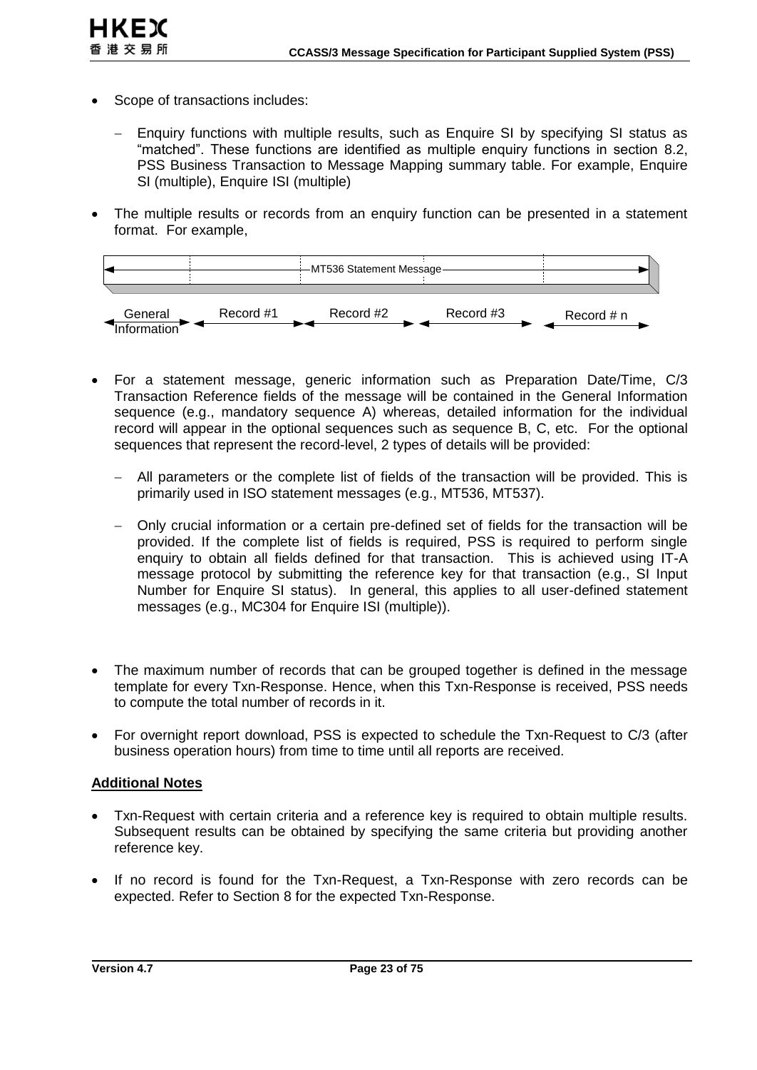- Scope of transactions includes:

  - Enquiry functions with multiple results, such as Enquire SI by specifying SI status as "matched". These functions are identified as multiple enquiry functions in section 8.2, PSS Business Transaction to Message Mapping summary table. For example, Enquire SI (multiple), Enquire ISI (multiple)

- The multiple results or records from an enquiry function can be presented in a statement format. For example,

MT536 Statement Message

General Information | Record #1 | Record #2 | Record #3 | Record # n

- For a statement message, generic information such as Preparation Date/Time, C/3 Transaction Reference fields of the message will be contained in the General Information sequence (e.g., mandatory sequence A) whereas, detailed information for the individual record will appear in the optional sequences such as sequence B, C, etc. For the optional sequences that represent the record-level, 2 types of details will be provided:

  - All parameters or the complete list of fields of the transaction will be provided. This is primarily used in ISO statement messages (e.g., MT536, MT537).

  - Only crucial information or a certain pre-defined set of fields for the transaction will be provided. If the complete list of fields is required, PSS is required to perform single enquiry to obtain all fields defined for that transaction. This is achieved using IT-A message protocol by submitting the reference key for that transaction (e.g., SI Input Number for Enquire SI status). In general, this applies to all user-defined statement messages (e.g., MC304 for Enquire ISI (multiple)).

- The maximum number of records that can be grouped together is defined in the message template for every Txn-Response. Hence, when this Txn-Response is received, PSS needs to compute the total number of records in it.

- For overnight report download, PSS is expected to schedule the Txn-Request to C/3 (after business operation hours) from time to time until all reports are received.

**Additional Notes**

- Txn-Request with certain criteria and a reference key is required to obtain multiple results. Subsequent results can be obtained by specifying the same criteria but providing another reference key.

- If no record is found for the Txn-Request, a Txn-Response with zero records can be expected. Refer to Section 8 for the expected Txn-Response.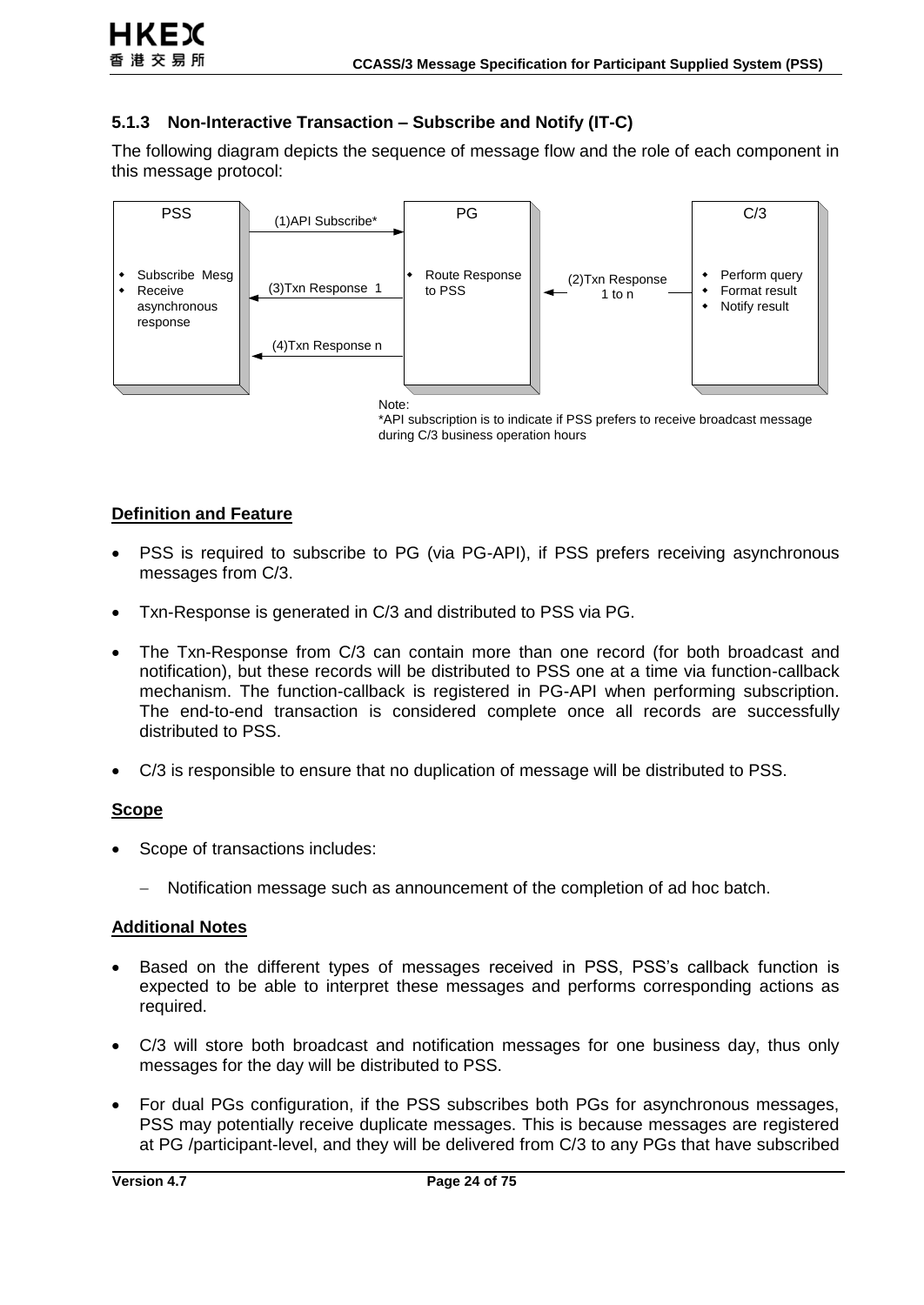### 5.1.3 Non-Interactive Transaction – Subscribe and Notify (IT-C)

The following diagram depicts the sequence of message flow and the role of each component in this message protocol:

PSS
- Subscribe Mesg
- Receive asynchronous response

(1)API Subscribe*

(3)Txn Response 1

(4)Txn Response n

PG
- Route Response to PSS

(2)Txn Response 1 to n

C/3
- Perform query
- Format result
- Notify result

Note:
*API subscription is to indicate if PSS prefers to receive broadcast message during C/3 business operation hours

**Definition and Feature**

- PSS is required to subscribe to PG (via PG-API), if PSS prefers receiving asynchronous messages from C/3.
- Txn-Response is generated in C/3 and distributed to PSS via PG.
- The Txn-Response from C/3 can contain more than one record (for both broadcast and notification), but these records will be distributed to PSS one at a time via function-callback mechanism. The function-callback is registered in PG-API when performing subscription. The end-to-end transaction is considered complete once all records are successfully distributed to PSS.
- C/3 is responsible to ensure that no duplication of message will be distributed to PSS.

**Scope**

- Scope of transactions includes:
  - Notification message such as announcement of the completion of ad hoc batch.

**Additional Notes**

- Based on the different types of messages received in PSS, PSS's callback function is expected to be able to interpret these messages and performs corresponding actions as required.
- C/3 will store both broadcast and notification messages for one business day, thus only messages for the day will be distributed to PSS.
- For dual PGs configuration, if the PSS subscribes both PGs for asynchronous messages, PSS may potentially receive duplicate messages. This is because messages are registered at PG /participant-level, and they will be delivered from C/3 to any PGs that have subscribed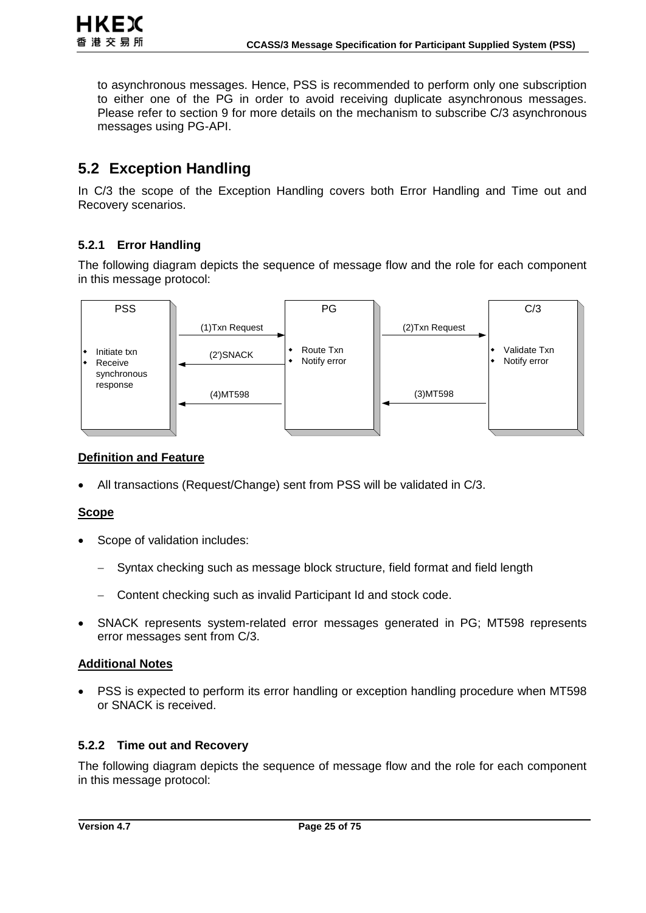to asynchronous messages. Hence, PSS is recommended to perform only one subscription to either one of the PG in order to avoid receiving duplicate asynchronous messages. Please refer to section 9 for more details on the mechanism to subscribe C/3 asynchronous messages using PG-API.

## 5.2 Exception Handling

In C/3 the scope of the Exception Handling covers both Error Handling and Time out and Recovery scenarios.

### 5.2.1 Error Handling

The following diagram depicts the sequence of message flow and the role for each component in this message protocol:

PSS
- Initiate txn
- Receive synchronous response

PG
- Route Txn
- Notify error

C/3
- Validate Txn
- Notify error

(1)Txn Request
(2)Txn Request
(2')SNACK
(3)MT598
(4)MT598

**Definition and Feature**

- All transactions (Request/Change) sent from PSS will be validated in C/3.

**Scope**

- Scope of validation includes:
  - Syntax checking such as message block structure, field format and field length
  - Content checking such as invalid Participant Id and stock code.
- SNACK represents system-related error messages generated in PG; MT598 represents error messages sent from C/3.

**Additional Notes**

- PSS is expected to perform its error handling or exception handling procedure when MT598 or SNACK is received.

### 5.2.2 Time out and Recovery

The following diagram depicts the sequence of message flow and the role for each component in this message protocol: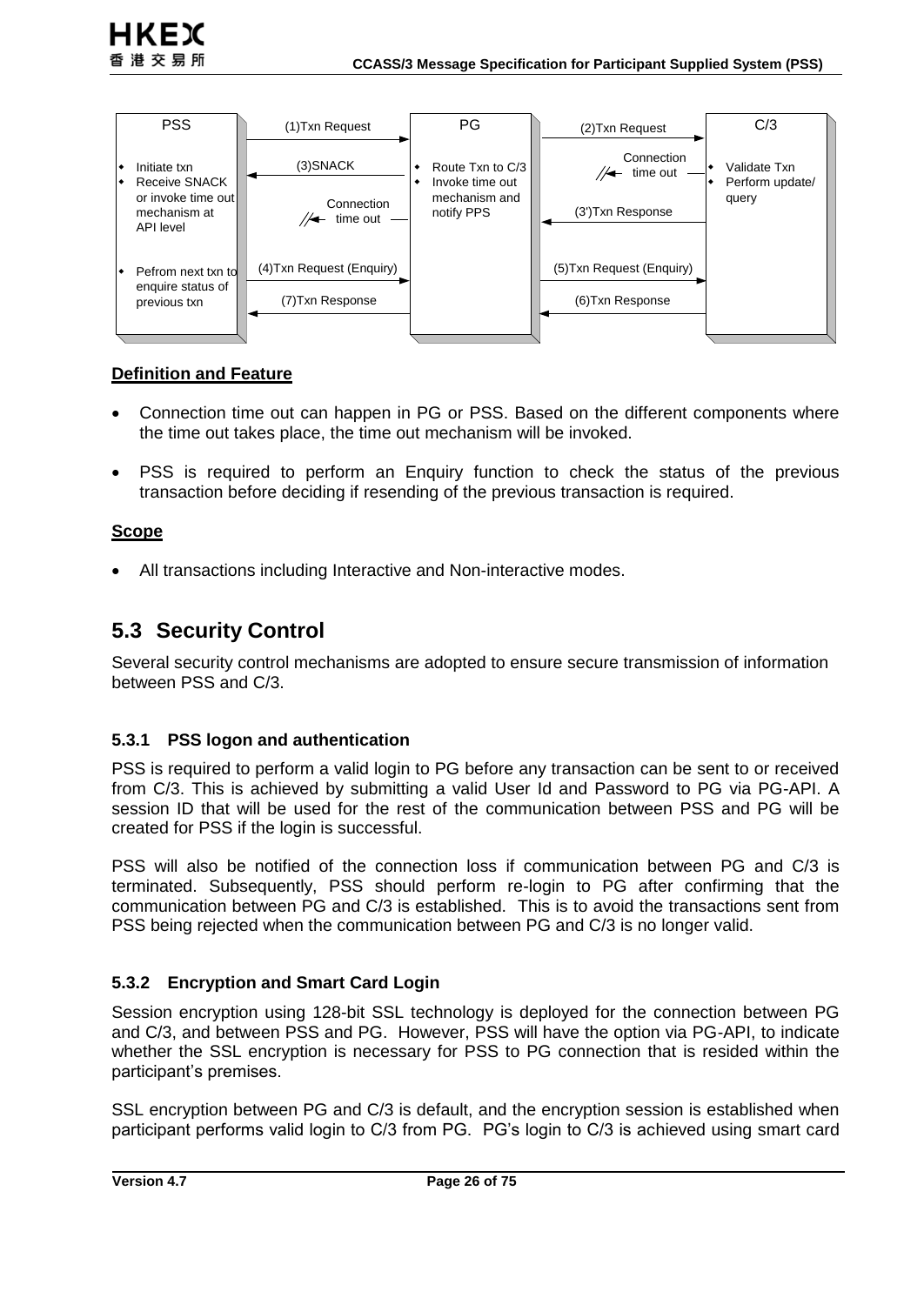| PSS | | PG | | C/3 |
|---|---|---|---|---|
| • Initiate txn<br>• Receive SNACK or invoke time out mechanism at API level | (1)Txn Request →<br>← (3)SNACK<br>Connection time out | • Route Txn to C/3<br>• Invoke time out mechanism and notify PPS | (2)Txn Request →<br>Connection time out<br>← (3')Txn Response | • Validate Txn<br>• Perform update/ query |
| • Pefrom next txn to enquire status of previous txn | (4)Txn Request (Enquiry) →<br>← (7)Txn Response | | (5)Txn Request (Enquiry) →<br>← (6)Txn Response | |

**Definition and Feature**

- Connection time out can happen in PG or PSS. Based on the different components where the time out takes place, the time out mechanism will be invoked.
- PSS is required to perform an Enquiry function to check the status of the previous transaction before deciding if resending of the previous transaction is required.

**Scope**

- All transactions including Interactive and Non-interactive modes.

## 5.3 Security Control

Several security control mechanisms are adopted to ensure secure transmission of information between PSS and C/3.

### 5.3.1 PSS logon and authentication

PSS is required to perform a valid login to PG before any transaction can be sent to or received from C/3. This is achieved by submitting a valid User Id and Password to PG via PG-API. A session ID that will be used for the rest of the communication between PSS and PG will be created for PSS if the login is successful.

PSS will also be notified of the connection loss if communication between PG and C/3 is terminated. Subsequently, PSS should perform re-login to PG after confirming that the communication between PG and C/3 is established. This is to avoid the transactions sent from PSS being rejected when the communication between PG and C/3 is no longer valid.

### 5.3.2 Encryption and Smart Card Login

Session encryption using 128-bit SSL technology is deployed for the connection between PG and C/3, and between PSS and PG. However, PSS will have the option via PG-API, to indicate whether the SSL encryption is necessary for PSS to PG connection that is resided within the participant's premises.

SSL encryption between PG and C/3 is default, and the encryption session is established when participant performs valid login to C/3 from PG. PG's login to C/3 is achieved using smart card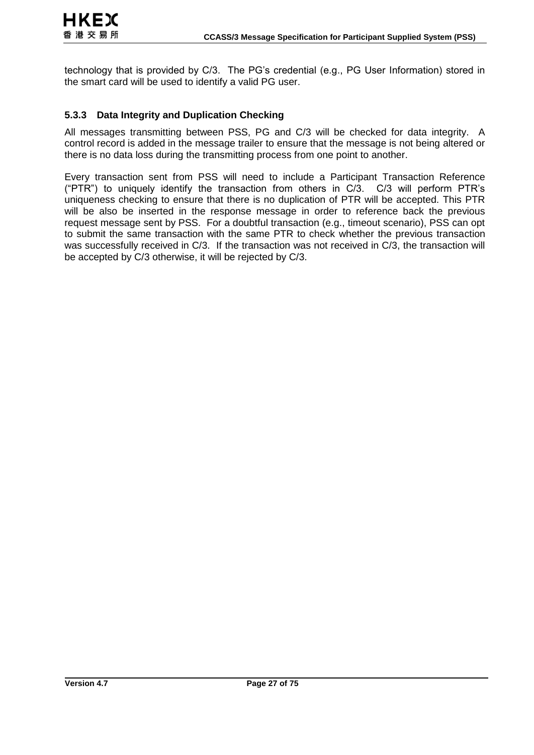technology that is provided by C/3. The PG's credential (e.g., PG User Information) stored in the smart card will be used to identify a valid PG user.

### 5.3.3 Data Integrity and Duplication Checking

All messages transmitting between PSS, PG and C/3 will be checked for data integrity. A control record is added in the message trailer to ensure that the message is not being altered or there is no data loss during the transmitting process from one point to another.

Every transaction sent from PSS will need to include a Participant Transaction Reference ("PTR") to uniquely identify the transaction from others in C/3. C/3 will perform PTR's uniqueness checking to ensure that there is no duplication of PTR will be accepted. This PTR will be also be inserted in the response message in order to reference back the previous request message sent by PSS. For a doubtful transaction (e.g., timeout scenario), PSS can opt to submit the same transaction with the same PTR to check whether the previous transaction was successfully received in C/3. If the transaction was not received in C/3, the transaction will be accepted by C/3 otherwise, it will be rejected by C/3.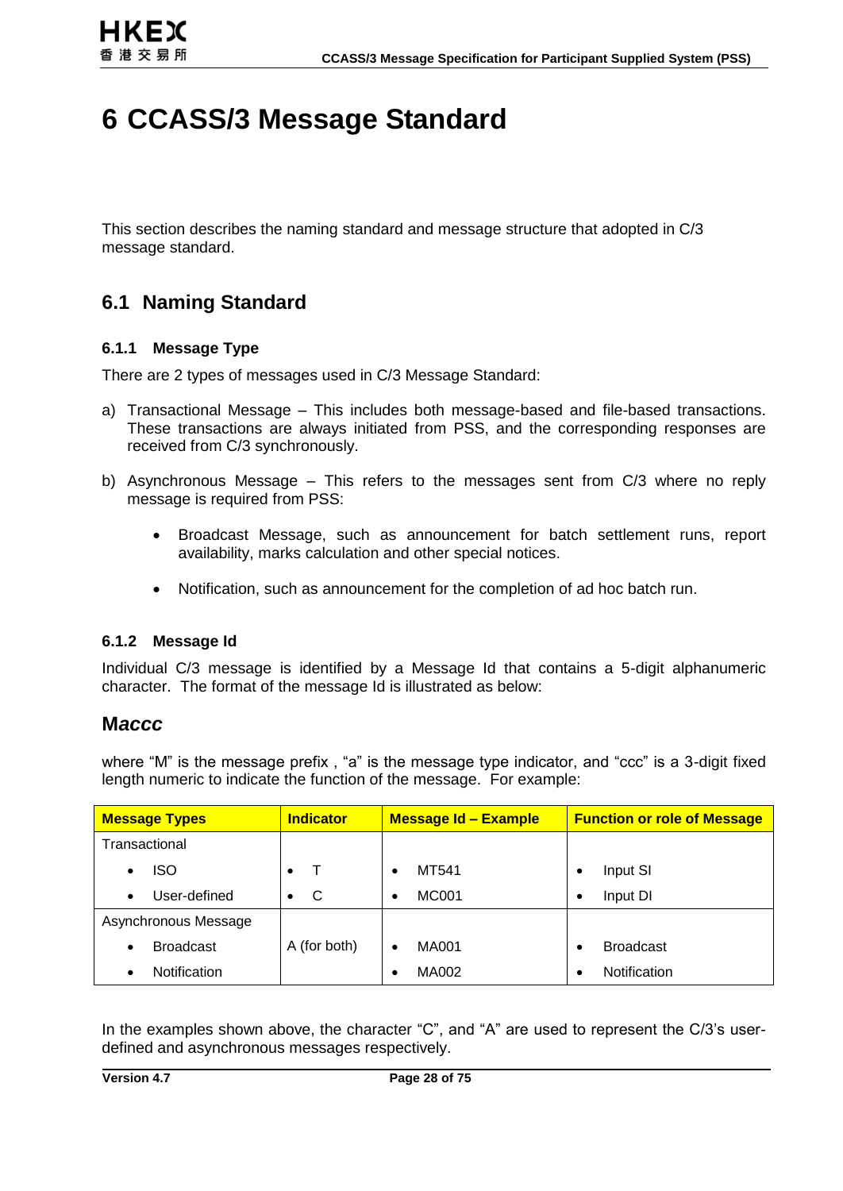# 6 CCASS/3 Message Standard

This section describes the naming standard and message structure that adopted in C/3 message standard.

## 6.1 Naming Standard

### 6.1.1 Message Type

There are 2 types of messages used in C/3 Message Standard:

a) Transactional Message – This includes both message-based and file-based transactions. These transactions are always initiated from PSS, and the corresponding responses are received from C/3 synchronously.

b) Asynchronous Message – This refers to the messages sent from C/3 where no reply message is required from PSS:

- Broadcast Message, such as announcement for batch settlement runs, report availability, marks calculation and other special notices.

- Notification, such as announcement for the completion of ad hoc batch run.

### 6.1.2 Message Id

Individual C/3 message is identified by a Message Id that contains a 5-digit alphanumeric character. The format of the message Id is illustrated as below:

## M*accc*

where "M" is the message prefix , "a" is the message type indicator, and "ccc" is a 3-digit fixed length numeric to indicate the function of the message. For example:

| Message Types | Indicator | Message Id – Example | Function or role of Message |
|---|---|---|---|
| Transactional | | | |
| • ISO | • T | • MT541 | • Input SI |
| • User-defined | • C | • MC001 | • Input DI |
| Asynchronous Message | | | |
| • Broadcast | A (for both) | • MA001 | • Broadcast |
| • Notification | | • MA002 | • Notification |

In the examples shown above, the character "C", and "A" are used to represent the C/3's user-defined and asynchronous messages respectively.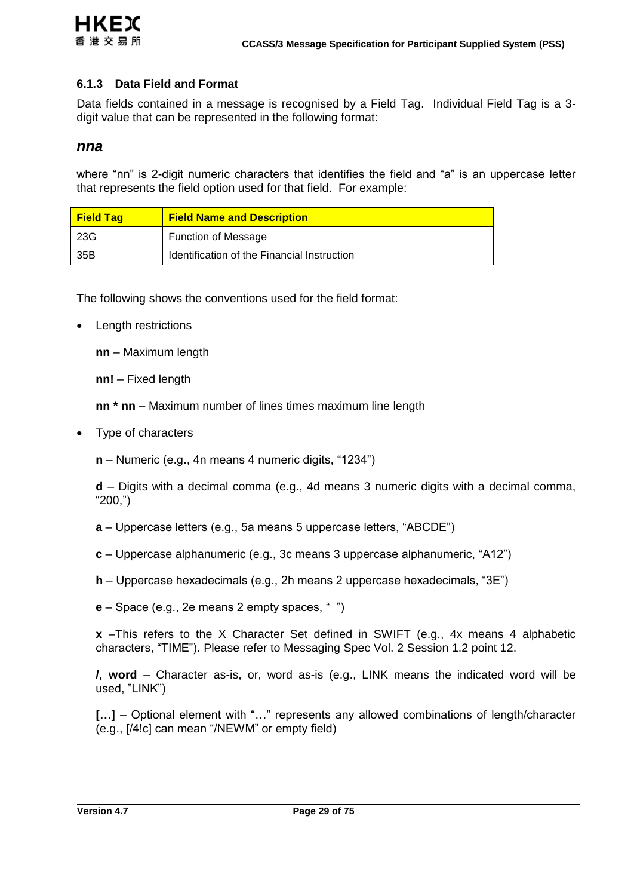### 6.1.3 Data Field and Format

Data fields contained in a message is recognised by a Field Tag. Individual Field Tag is a 3-digit value that can be represented in the following format:

***nna***

where “nn” is 2-digit numeric characters that identifies the field and “a” is an uppercase letter that represents the field option used for that field. For example:

| Field Tag | Field Name and Description |
|---|---|
| 23G | Function of Message |
| 35B | Identification of the Financial Instruction |

The following shows the conventions used for the field format:

- Length restrictions

  **nn** – Maximum length

  **nn!** – Fixed length

  **nn * nn** – Maximum number of lines times maximum line length

- Type of characters

  **n** – Numeric (e.g., 4n means 4 numeric digits, “1234”)

  **d** – Digits with a decimal comma (e.g., 4d means 3 numeric digits with a decimal comma, “200,”)

  **a** – Uppercase letters (e.g., 5a means 5 uppercase letters, “ABCDE”)

  **c** – Uppercase alphanumeric (e.g., 3c means 3 uppercase alphanumeric, “A12”)

  **h** – Uppercase hexadecimals (e.g., 2h means 2 uppercase hexadecimals, “3E”)

  **e** – Space (e.g., 2e means 2 empty spaces, “  ”)

  **x** –This refers to the X Character Set defined in SWIFT (e.g., 4x means 4 alphabetic characters, “TIME”). Please refer to Messaging Spec Vol. 2 Session 1.2 point 12.

  **/, word** – Character as-is, or, word as-is (e.g., LINK means the indicated word will be used, ”LINK”)

  **[…]** – Optional element with “…” represents any allowed combinations of length/character (e.g., [/4!c] can mean “/NEWM” or empty field)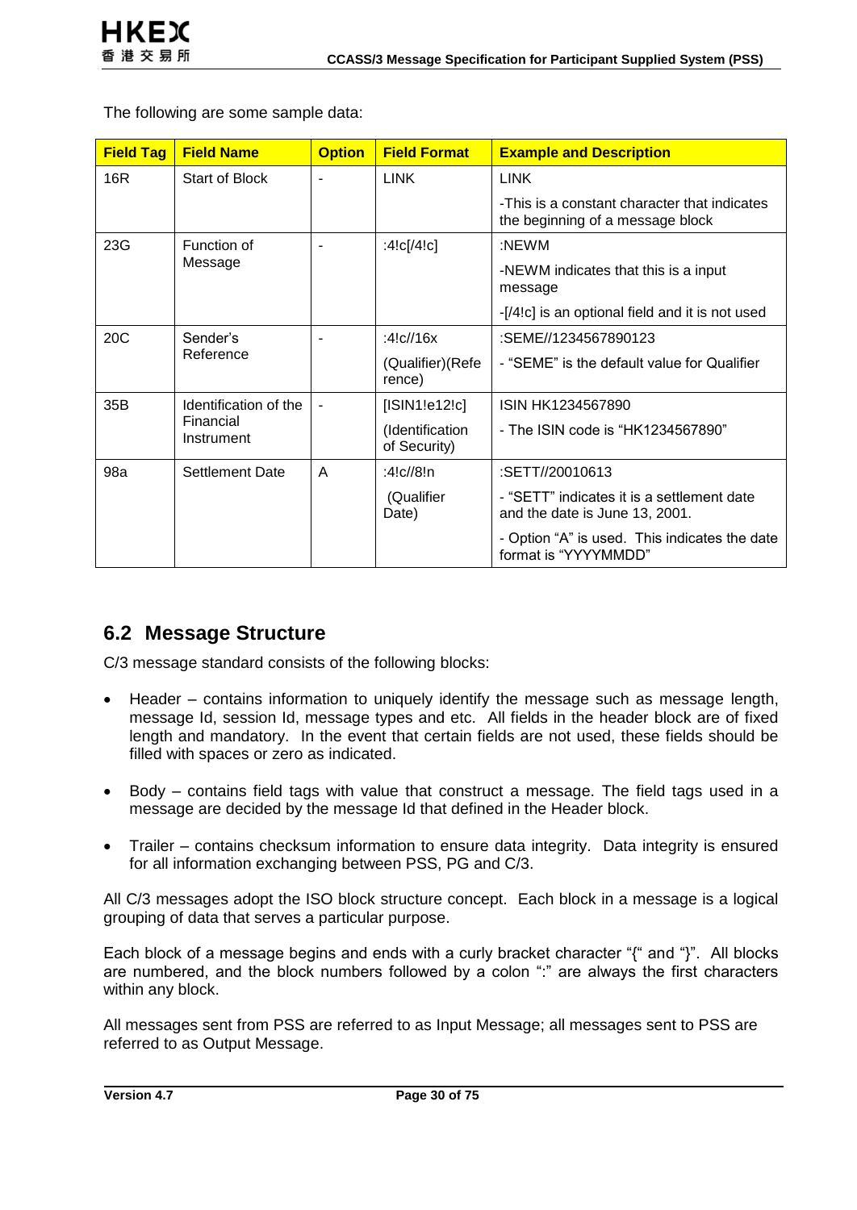The following are some sample data:

| Field Tag | Field Name | Option | Field Format | Example and Description |
|---|---|---|---|---|
| 16R | Start of Block | - | LINK | LINK<br>-This is a constant character that indicates the beginning of a message block |
| 23G | Function of Message | - | :4!c[/4!c] | :NEWM<br>-NEWM indicates that this is a input message<br>-[/4!c] is an optional field and it is not used |
| 20C | Sender's Reference | - | :4!c//16x<br>(Qualifier)(Reference) | :SEME//1234567890123<br>- "SEME" is the default value for Qualifier |
| 35B | Identification of the Financial Instrument | - | [ISIN1!e12!c]<br>(Identification of Security) | ISIN HK1234567890<br>- The ISIN code is "HK1234567890" |
| 98a | Settlement Date | A | :4!c//8!n<br>(Qualifier Date) | :SETT//20010613<br>- "SETT" indicates it is a settlement date and the date is June 13, 2001.<br>- Option "A" is used. This indicates the date format is "YYYYMMDD" |

## 6.2 Message Structure

C/3 message standard consists of the following blocks:

- Header – contains information to uniquely identify the message such as message length, message Id, session Id, message types and etc. All fields in the header block are of fixed length and mandatory. In the event that certain fields are not used, these fields should be filled with spaces or zero as indicated.

- Body – contains field tags with value that construct a message. The field tags used in a message are decided by the message Id that defined in the Header block.

- Trailer – contains checksum information to ensure data integrity. Data integrity is ensured for all information exchanging between PSS, PG and C/3.

All C/3 messages adopt the ISO block structure concept. Each block in a message is a logical grouping of data that serves a particular purpose.

Each block of a message begins and ends with a curly bracket character "{" and "}". All blocks are numbered, and the block numbers followed by a colon ":" are always the first characters within any block.

All messages sent from PSS are referred to as Input Message; all messages sent to PSS are referred to as Output Message.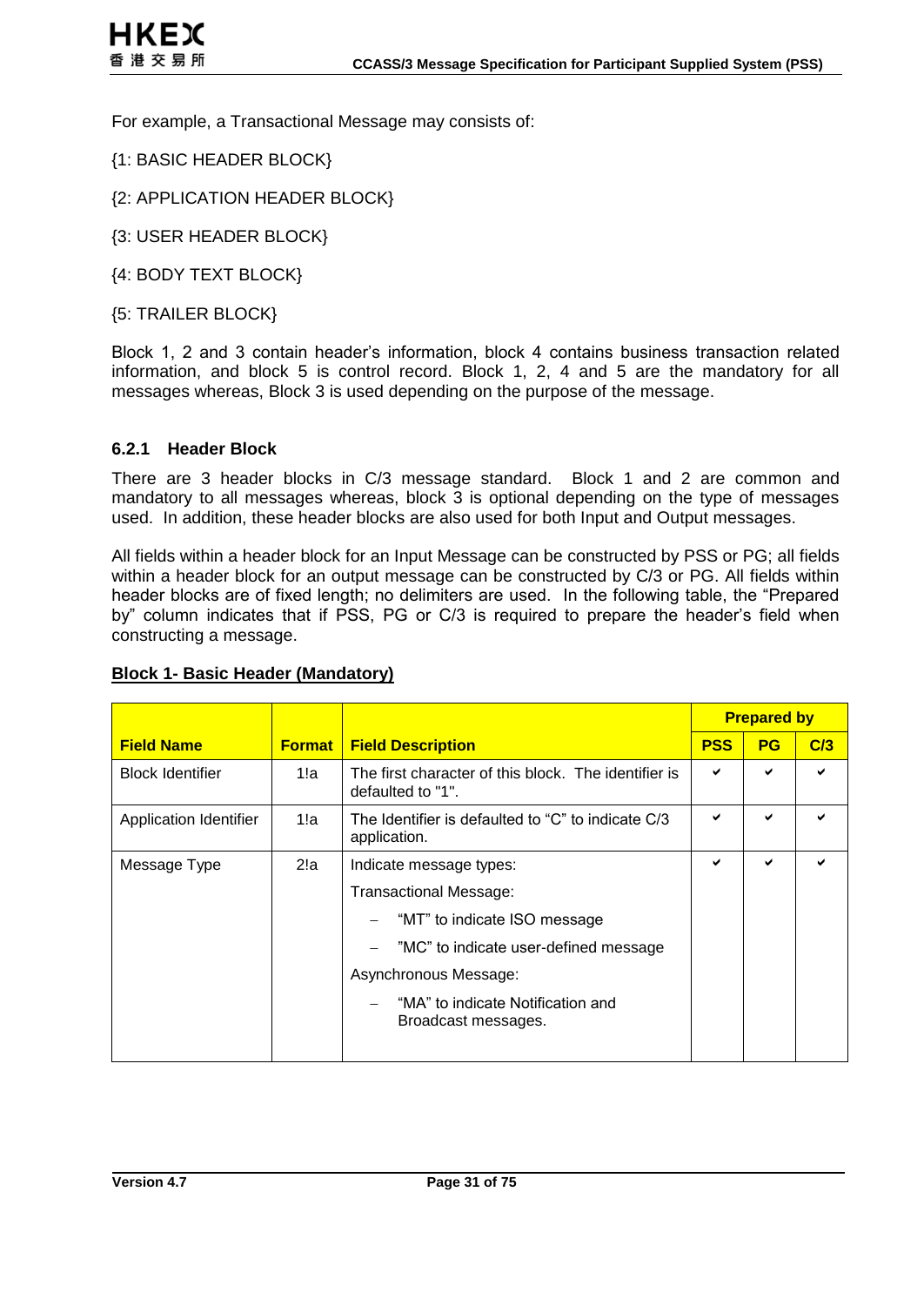For example, a Transactional Message may consists of:

{1: BASIC HEADER BLOCK}

{2: APPLICATION HEADER BLOCK}

{3: USER HEADER BLOCK}

{4: BODY TEXT BLOCK}

{5: TRAILER BLOCK}

Block 1, 2 and 3 contain header's information, block 4 contains business transaction related information, and block 5 is control record. Block 1, 2, 4 and 5 are the mandatory for all messages whereas, Block 3 is used depending on the purpose of the message.

### 6.2.1 Header Block

There are 3 header blocks in C/3 message standard. Block 1 and 2 are common and mandatory to all messages whereas, block 3 is optional depending on the type of messages used. In addition, these header blocks are also used for both Input and Output messages.

All fields within a header block for an Input Message can be constructed by PSS or PG; all fields within a header block for an output message can be constructed by C/3 or PG. All fields within header blocks are of fixed length; no delimiters are used. In the following table, the "Prepared by" column indicates that if PSS, PG or C/3 is required to prepare the header's field when constructing a message.

**Block 1- Basic Header (Mandatory)**

| Field Name | Format | Field Description | Prepared by | | |
|---|---|---|---|---|---|
| | | | PSS | PG | C/3 |
| Block Identifier | 1!a | The first character of this block. The identifier is defaulted to "1". | ✔ | ✔ | ✔ |
| Application Identifier | 1!a | The Identifier is defaulted to "C" to indicate C/3 application. | ✔ | ✔ | ✔ |
| Message Type | 2!a | Indicate message types:<br>Transactional Message:<br>– "MT" to indicate ISO message<br>– "MC" to indicate user-defined message<br>Asynchronous Message:<br>– "MA" to indicate Notification and Broadcast messages. | ✔ | ✔ | ✔ |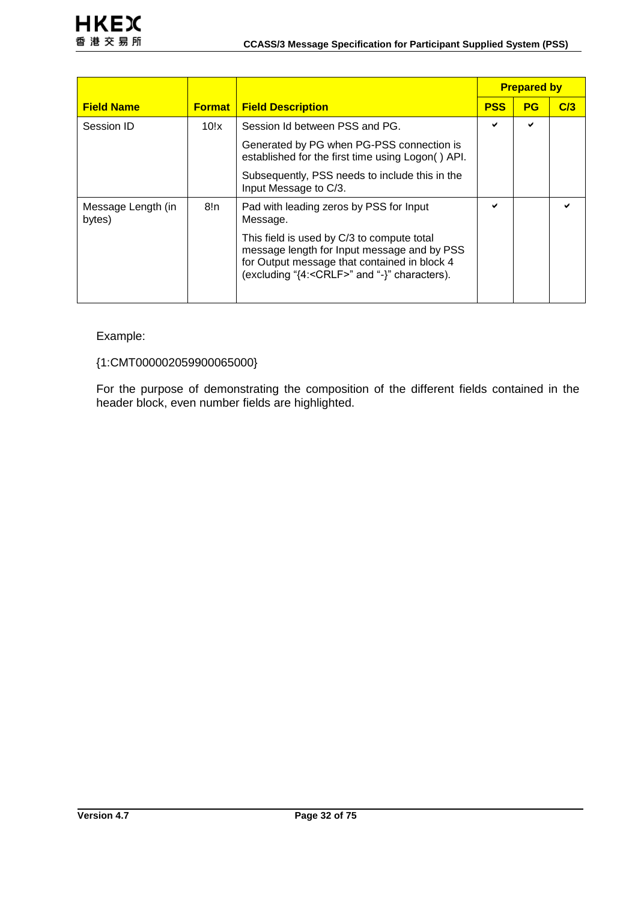| Field Name | Format | Field Description | Prepared by | | |
|---|---|---|---|---|---|
| | | | PSS | PG | C/3 |
| Session ID | 10!x | Session Id between PSS and PG.<br>Generated by PG when PG-PSS connection is established for the first time using Logon( ) API.<br>Subsequently, PSS needs to include this in the Input Message to C/3. | ✔ | ✔ | |
| Message Length (in bytes) | 8!n | Pad with leading zeros by PSS for Input Message.<br>This field is used by C/3 to compute total message length for Input message and by PSS for Output message that contained in block 4 (excluding "{4:<CRLF>" and "-}" characters). | ✔ | | ✔ |

Example:

{1:CMT000002059900065000}

For the purpose of demonstrating the composition of the different fields contained in the header block, even number fields are highlighted.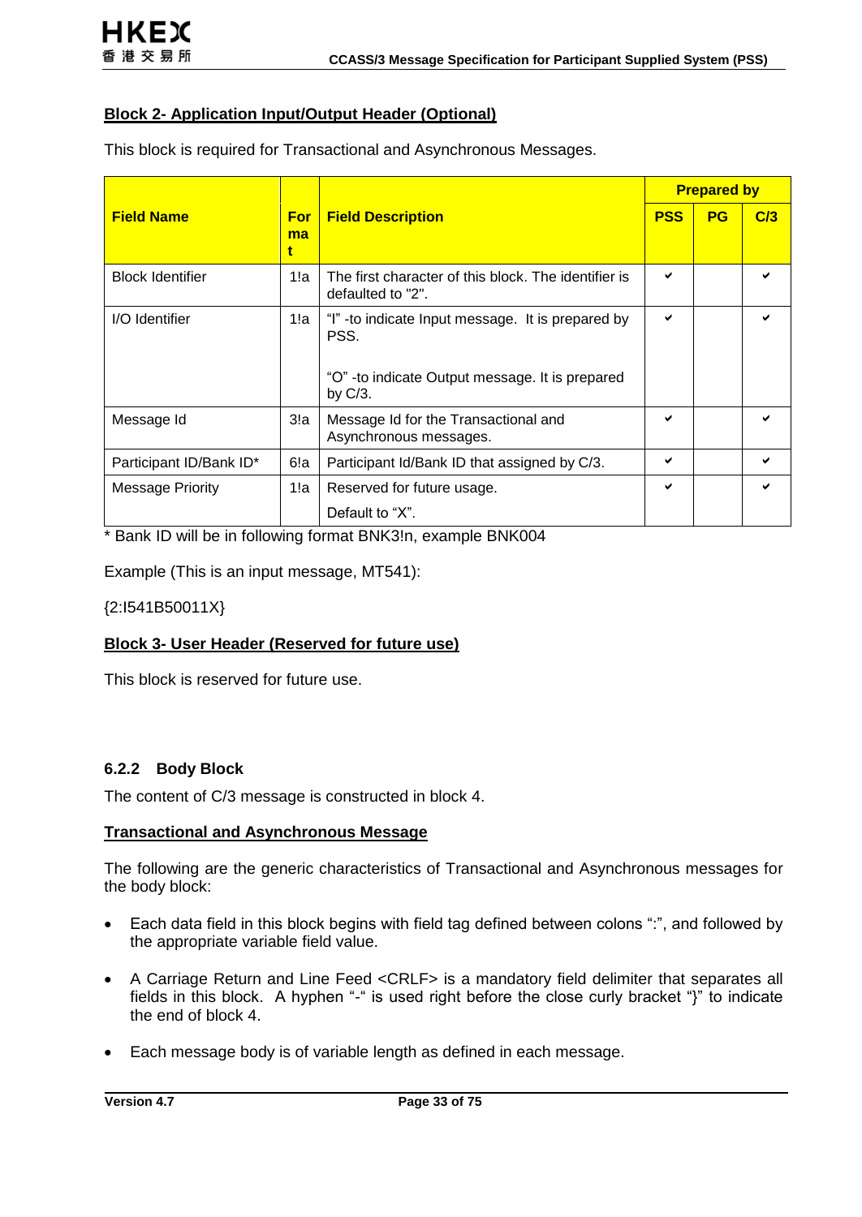**Block 2- Application Input/Output Header (Optional)**

This block is required for Transactional and Asynchronous Messages.

| Field Name | Format | Field Description | Prepared by | | |
|---|---|---|---|---|---|
| | | | PSS | PG | C/3 |
| Block Identifier | 1!a | The first character of this block. The identifier is defaulted to "2". | ✔ | | ✔ |
| I/O Identifier | 1!a | "I" -to indicate Input message. It is prepared by PSS.<br><br>"O" -to indicate Output message. It is prepared by C/3. | ✔ | | ✔ |
| Message Id | 3!a | Message Id for the Transactional and Asynchronous messages. | ✔ | | ✔ |
| Participant ID/Bank ID* | 6!a | Participant Id/Bank ID that assigned by C/3. | ✔ | | ✔ |
| Message Priority | 1!a | Reserved for future usage.<br><br>Default to "X". | ✔ | | ✔ |

* Bank ID will be in following format BNK3!n, example BNK004

Example (This is an input message, MT541):

{2:I541B50011X}

**Block 3- User Header (Reserved for future use)**

This block is reserved for future use.

### 6.2.2 Body Block

The content of C/3 message is constructed in block 4.

**Transactional and Asynchronous Message**

The following are the generic characteristics of Transactional and Asynchronous messages for the body block:

- Each data field in this block begins with field tag defined between colons ":", and followed by the appropriate variable field value.
- A Carriage Return and Line Feed <CRLF> is a mandatory field delimiter that separates all fields in this block. A hyphen "-" is used right before the close curly bracket "}" to indicate the end of block 4.
- Each message body is of variable length as defined in each message.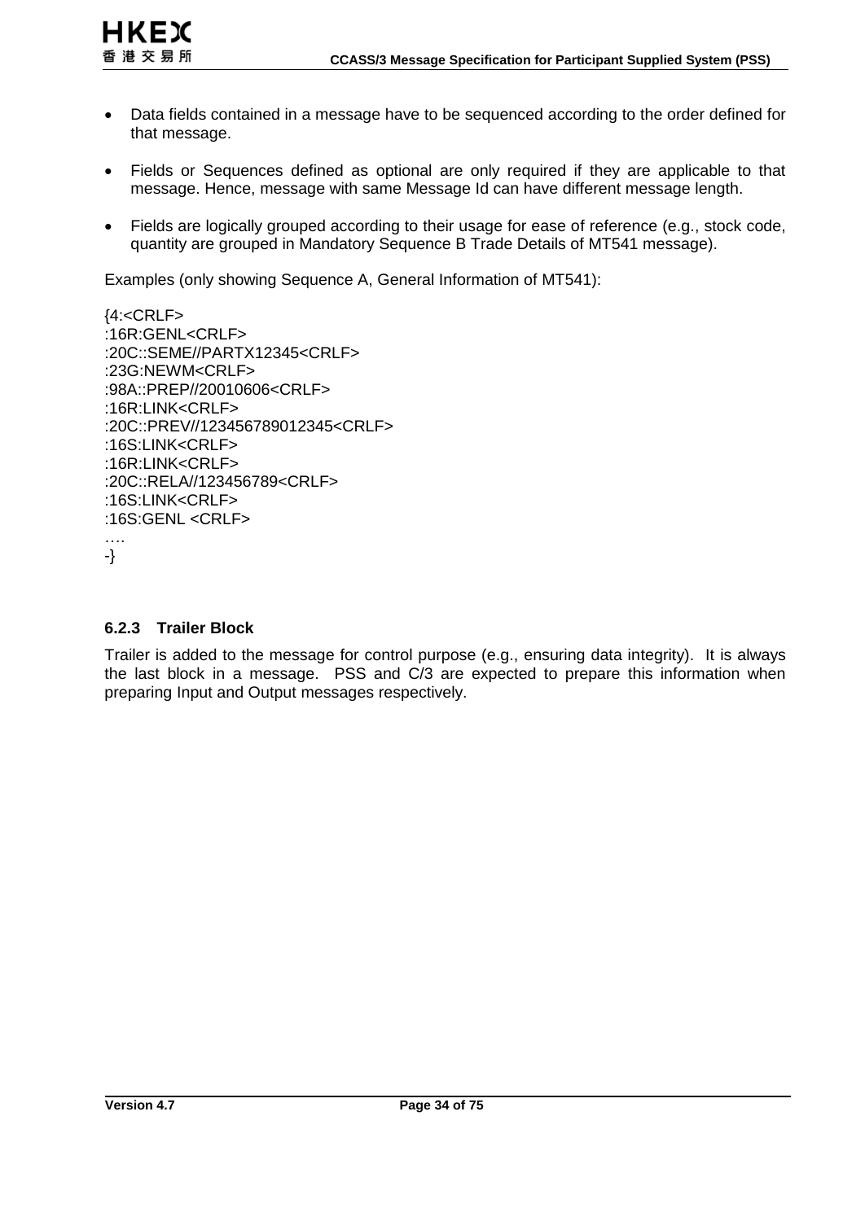- Data fields contained in a message have to be sequenced according to the order defined for that message.

- Fields or Sequences defined as optional are only required if they are applicable to that message. Hence, message with same Message Id can have different message length.

- Fields are logically grouped according to their usage for ease of reference (e.g., stock code, quantity are grouped in Mandatory Sequence B Trade Details of MT541 message).

Examples (only showing Sequence A, General Information of MT541):

```
{4:<CRLF>
:16R:GENL<CRLF>
:20C::SEME//PARTX12345<CRLF>
:23G:NEWM<CRLF>
:98A::PREP//20010606<CRLF>
:16R:LINK<CRLF>
:20C::PREV//123456789012345<CRLF>
:16S:LINK<CRLF>
:16R:LINK<CRLF>
:20C::RELA//123456789<CRLF>
:16S:LINK<CRLF>
:16S:GENL <CRLF>
….
-}
```

### 6.2.3 Trailer Block

Trailer is added to the message for control purpose (e.g., ensuring data integrity). It is always the last block in a message. PSS and C/3 are expected to prepare this information when preparing Input and Output messages respectively.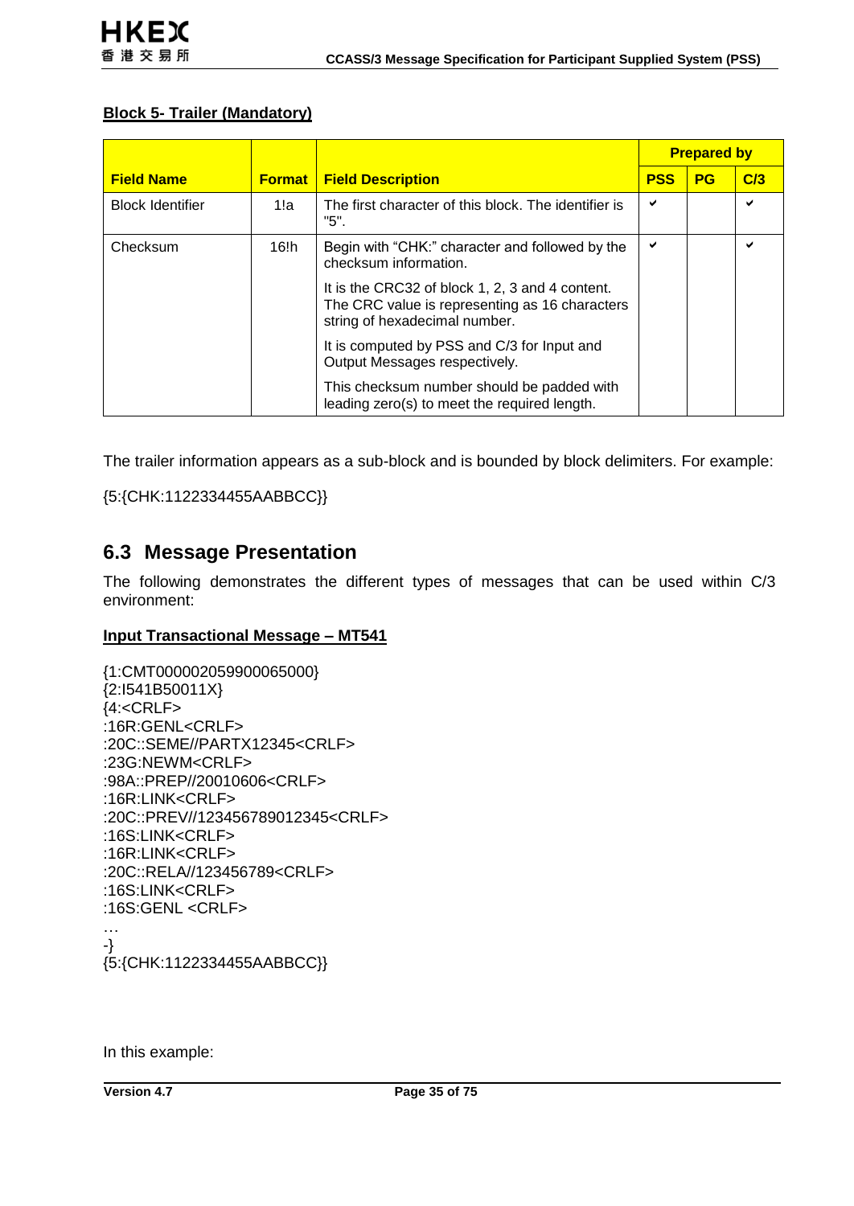**Block 5- Trailer (Mandatory)**

| Field Name | Format | Field Description | Prepared by | | |
|---|---|---|---|---|---|
| | | | PSS | PG | C/3 |
| Block Identifier | 1!a | The first character of this block. The identifier is "5". | ✔ | | ✔ |
| Checksum | 16!h | Begin with "CHK:" character and followed by the checksum information.<br><br>It is the CRC32 of block 1, 2, 3 and 4 content. The CRC value is representing as 16 characters string of hexadecimal number.<br><br>It is computed by PSS and C/3 for Input and Output Messages respectively.<br><br>This checksum number should be padded with leading zero(s) to meet the required length. | ✔ | | ✔ |

The trailer information appears as a sub-block and is bounded by block delimiters. For example:

{5:{CHK:1122334455AABBCC}}

## 6.3 Message Presentation

The following demonstrates the different types of messages that can be used within C/3 environment:

**Input Transactional Message – MT541**

```
{1:CMT000002059900065000}
{2:I541B50011X}
{4:<CRLF>
:16R:GENL<CRLF>
:20C::SEME//PARTX12345<CRLF>
:23G:NEWM<CRLF>
:98A::PREP//20010606<CRLF>
:16R:LINK<CRLF>
:20C::PREV//123456789012345<CRLF>
:16S:LINK<CRLF>
:16R:LINK<CRLF>
:20C::RELA//123456789<CRLF>
:16S:LINK<CRLF>
:16S:GENL <CRLF>
…
-}
{5:{CHK:1122334455AABBCC}}
```

In this example: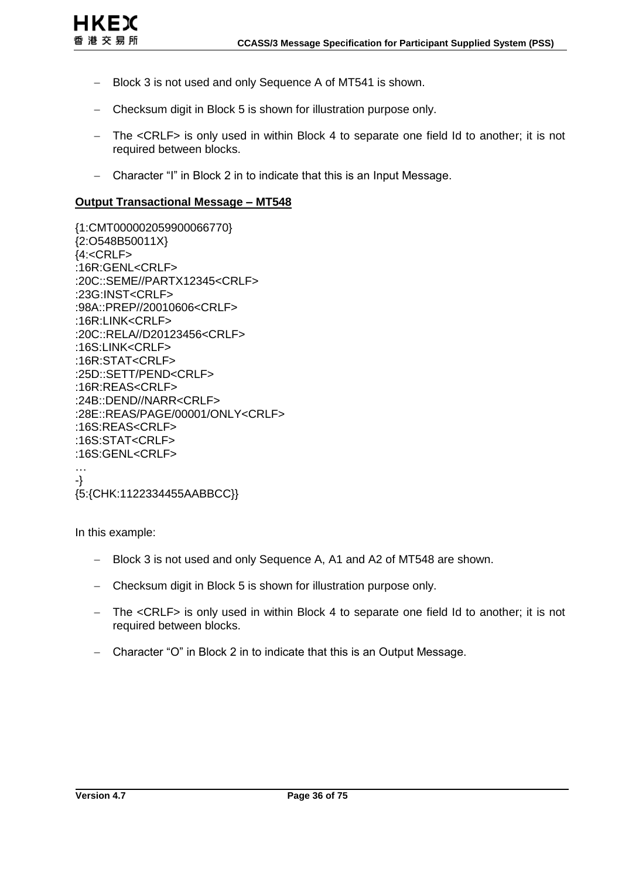- Block 3 is not used and only Sequence A of MT541 is shown.
- Checksum digit in Block 5 is shown for illustration purpose only.
- The <CRLF> is only used in within Block 4 to separate one field Id to another; it is not required between blocks.
- Character “I” in Block 2 in to indicate that this is an Input Message.

**Output Transactional Message – MT548**

```
{1:CMT000002059900066770}
{2:O548B50011X}
{4:<CRLF>
:16R:GENL<CRLF>
:20C::SEME//PARTX12345<CRLF>
:23G:INST<CRLF>
:98A::PREP//20010606<CRLF>
:16R:LINK<CRLF>
:20C::RELA//D20123456<CRLF>
:16S:LINK<CRLF>
:16R:STAT<CRLF>
:25D::SETT/PEND<CRLF>
:16R:REAS<CRLF>
:24B::DEND//NARR<CRLF>
:28E::REAS/PAGE/00001/ONLY<CRLF>
:16S:REAS<CRLF>
:16S:STAT<CRLF>
:16S:GENL<CRLF>
…
-}
{5:{CHK:1122334455AABBCC}}
```

In this example:

- Block 3 is not used and only Sequence A, A1 and A2 of MT548 are shown.
- Checksum digit in Block 5 is shown for illustration purpose only.
- The <CRLF> is only used in within Block 4 to separate one field Id to another; it is not required between blocks.
- Character “O” in Block 2 in to indicate that this is an Output Message.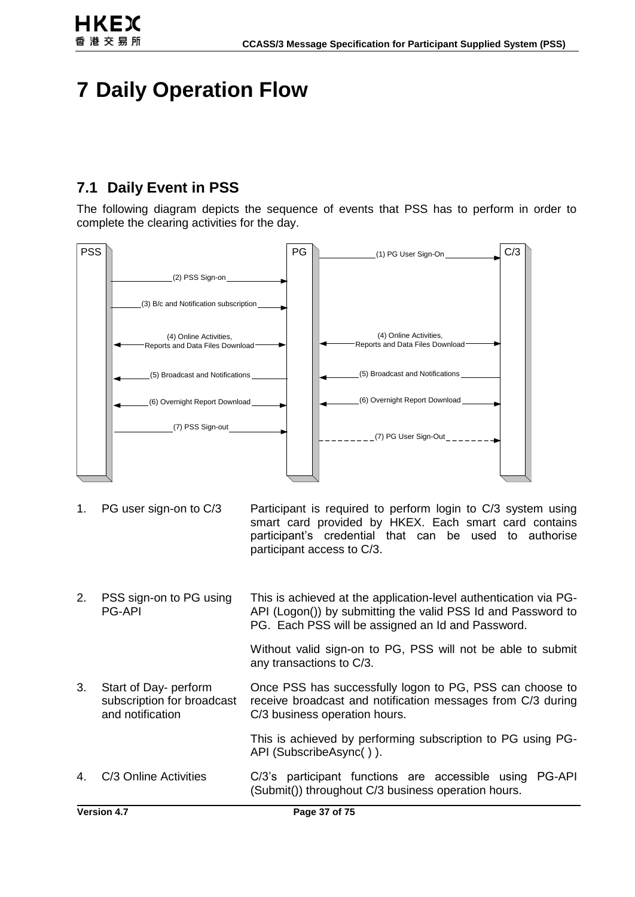# 7 Daily Operation Flow

## 7.1 Daily Event in PSS

The following diagram depicts the sequence of events that PSS has to perform in order to complete the clearing activities for the day.

| | | |
|---|---|---|
| 1. | PG user sign-on to C/3 | Participant is required to perform login to C/3 system using smart card provided by HKEX. Each smart card contains participant's credential that can be used to authorise participant access to C/3. |
| 2. | PSS sign-on to PG using PG-API | This is achieved at the application-level authentication via PG-API (Logon()) by submitting the valid PSS Id and Password to PG. Each PSS will be assigned an Id and Password.<br><br>Without valid sign-on to PG, PSS will not be able to submit any transactions to C/3. |
| 3. | Start of Day- perform subscription for broadcast and notification | Once PSS has successfully logon to PG, PSS can choose to receive broadcast and notification messages from C/3 during C/3 business operation hours.<br><br>This is achieved by performing subscription to PG using PG-API (SubscribeAsync( ) ). |
| 4. | C/3 Online Activities | C/3's participant functions are accessible using PG-API (Submit()) throughout C/3 business operation hours. |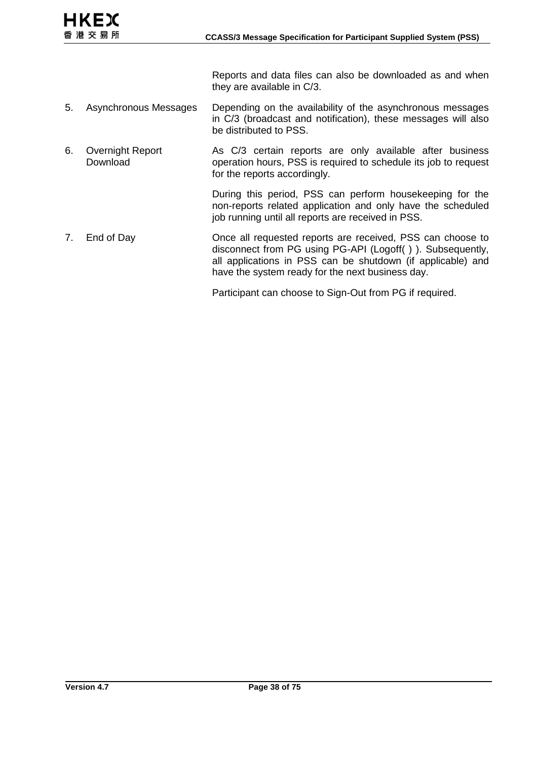|  |  | Reports and data files can also be downloaded as and when they are available in C/3. |
| --- | --- | --- |
| 5. | Asynchronous Messages | Depending on the availability of the asynchronous messages in C/3 (broadcast and notification), these messages will also be distributed to PSS. |
| 6. | Overnight Report Download | As C/3 certain reports are only available after business operation hours, PSS is required to schedule its job to request for the reports accordingly.<br><br>During this period, PSS can perform housekeeping for the non-reports related application and only have the scheduled job running until all reports are received in PSS. |
| 7. | End of Day | Once all requested reports are received, PSS can choose to disconnect from PG using PG-API (Logoff( ) ). Subsequently, all applications in PSS can be shutdown (if applicable) and have the system ready for the next business day.<br><br>Participant can choose to Sign-Out from PG if required. |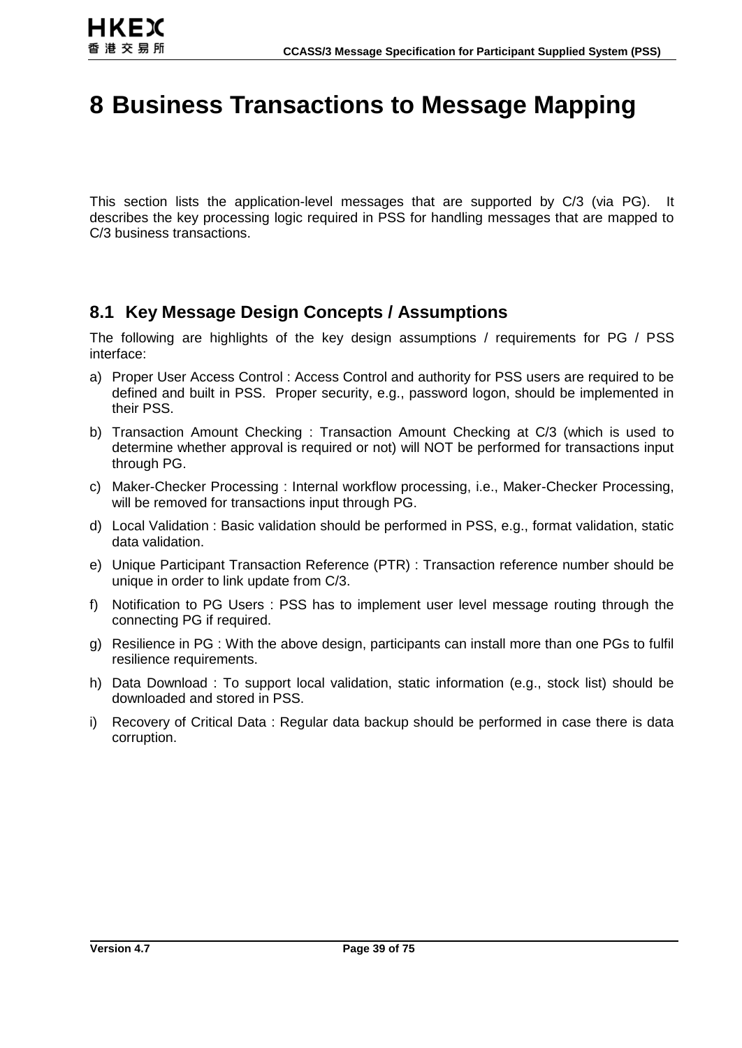# 8 Business Transactions to Message Mapping

This section lists the application-level messages that are supported by C/3 (via PG). It describes the key processing logic required in PSS for handling messages that are mapped to C/3 business transactions.

## 8.1 Key Message Design Concepts / Assumptions

The following are highlights of the key design assumptions / requirements for PG / PSS interface:

a) Proper User Access Control : Access Control and authority for PSS users are required to be defined and built in PSS. Proper security, e.g., password logon, should be implemented in their PSS.

b) Transaction Amount Checking : Transaction Amount Checking at C/3 (which is used to determine whether approval is required or not) will NOT be performed for transactions input through PG.

c) Maker-Checker Processing : Internal workflow processing, i.e., Maker-Checker Processing, will be removed for transactions input through PG.

d) Local Validation : Basic validation should be performed in PSS, e.g., format validation, static data validation.

e) Unique Participant Transaction Reference (PTR) : Transaction reference number should be unique in order to link update from C/3.

f) Notification to PG Users : PSS has to implement user level message routing through the connecting PG if required.

g) Resilience in PG : With the above design, participants can install more than one PGs to fulfil resilience requirements.

h) Data Download : To support local validation, static information (e.g., stock list) should be downloaded and stored in PSS.

i) Recovery of Critical Data : Regular data backup should be performed in case there is data corruption.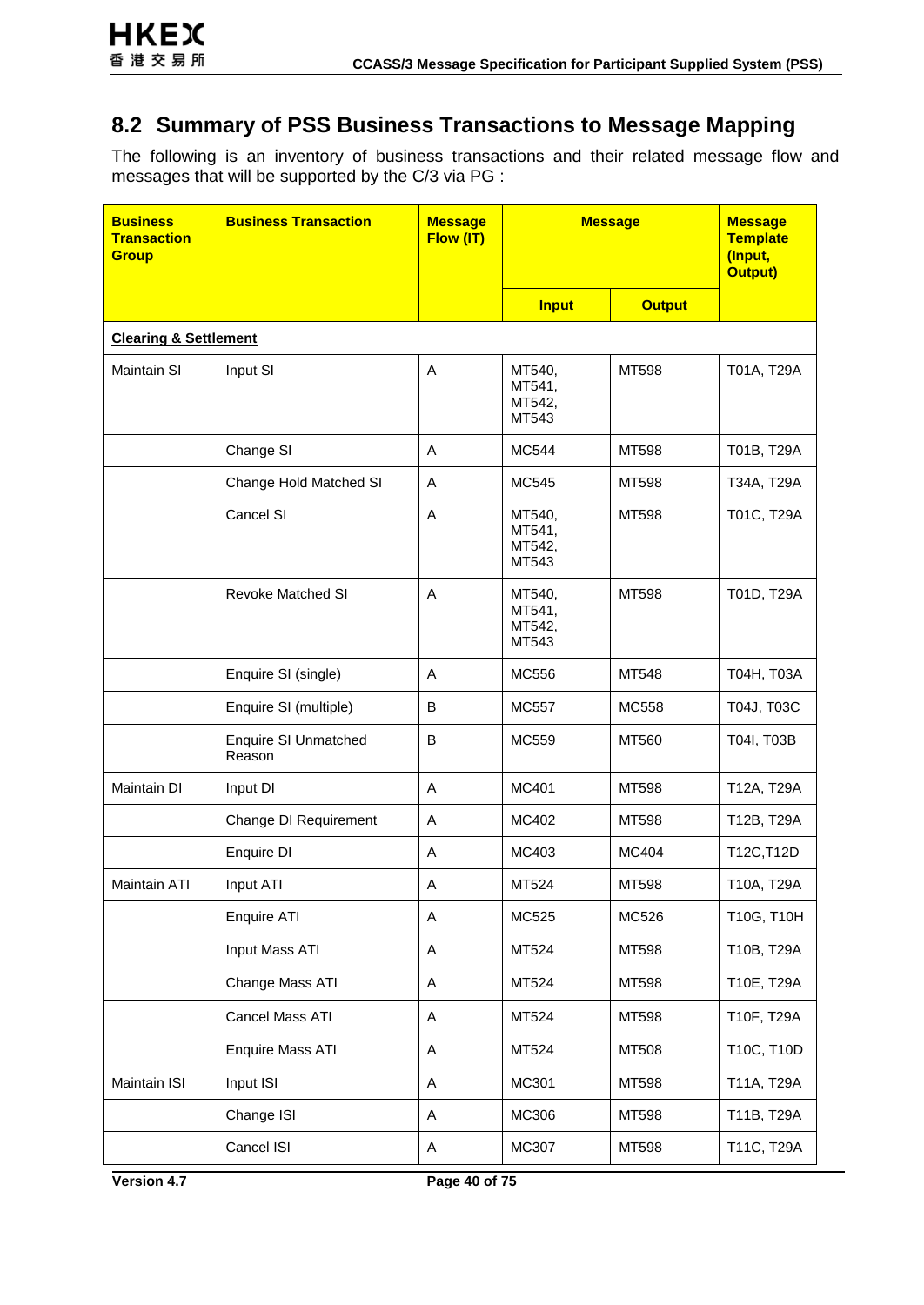## 8.2 Summary of PSS Business Transactions to Message Mapping

The following is an inventory of business transactions and their related message flow and messages that will be supported by the C/3 via PG :

| Business Transaction Group | Business Transaction | Message Flow (IT) | Message | | Message Template (Input, Output) |
|---|---|---|---|---|---|
| | | | Input | Output | |
| **Clearing & Settlement** | | | | | |
| Maintain SI | Input SI | A | MT540, MT541, MT542, MT543 | MT598 | T01A, T29A |
| | Change SI | A | MC544 | MT598 | T01B, T29A |
| | Change Hold Matched SI | A | MC545 | MT598 | T34A, T29A |
| | Cancel SI | A | MT540, MT541, MT542, MT543 | MT598 | T01C, T29A |
| | Revoke Matched SI | A | MT540, MT541, MT542, MT543 | MT598 | T01D, T29A |
| | Enquire SI (single) | A | MC556 | MT548 | T04H, T03A |
| | Enquire SI (multiple) | B | MC557 | MC558 | T04J, T03C |
| | Enquire SI Unmatched Reason | B | MC559 | MT560 | T04I, T03B |
| Maintain DI | Input DI | A | MC401 | MT598 | T12A, T29A |
| | Change DI Requirement | A | MC402 | MT598 | T12B, T29A |
| | Enquire DI | A | MC403 | MC404 | T12C,T12D |
| Maintain ATI | Input ATI | A | MT524 | MT598 | T10A, T29A |
| | Enquire ATI | A | MC525 | MC526 | T10G, T10H |
| | Input Mass ATI | A | MT524 | MT598 | T10B, T29A |
| | Change Mass ATI | A | MT524 | MT598 | T10E, T29A |
| | Cancel Mass ATI | A | MT524 | MT598 | T10F, T29A |
| | Enquire Mass ATI | A | MT524 | MT508 | T10C, T10D |
| Maintain ISI | Input ISI | A | MC301 | MT598 | T11A, T29A |
| | Change ISI | A | MC306 | MT598 | T11B, T29A |
| | Cancel ISI | A | MC307 | MT598 | T11C, T29A |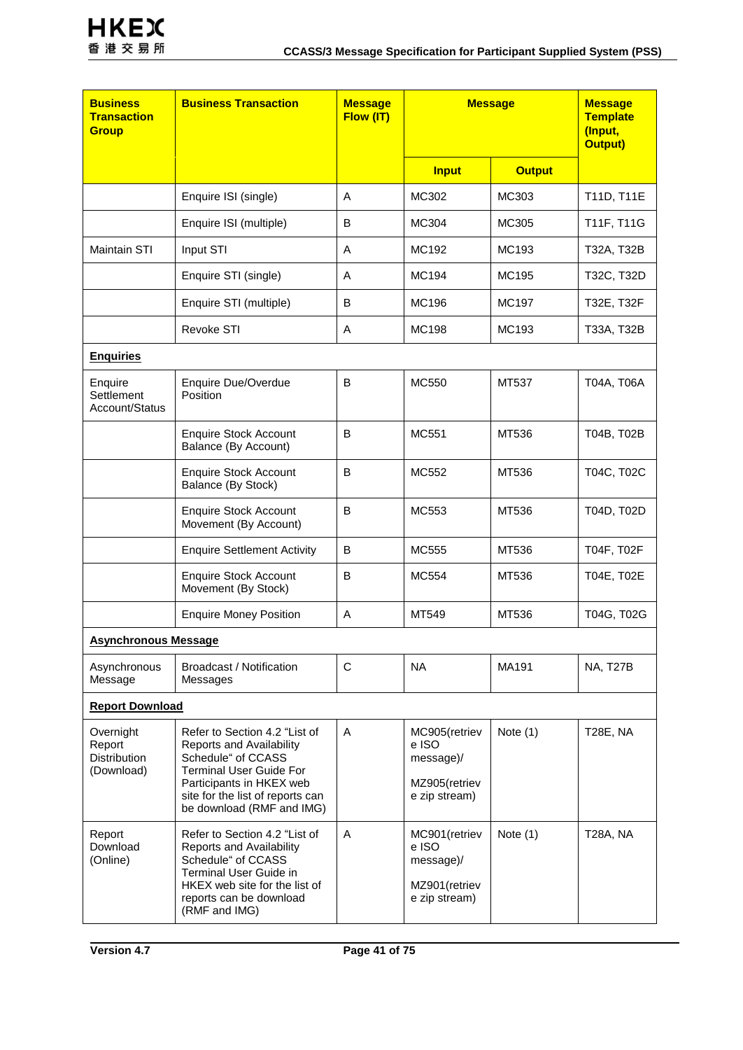| Business Transaction Group | Business Transaction | Message Flow (IT) | Message | | Message Template (Input, Output) |
|---|---|---|---|---|---|
| | | | Input | Output | |
| | Enquire ISI (single) | A | MC302 | MC303 | T11D, T11E |
| | Enquire ISI (multiple) | B | MC304 | MC305 | T11F, T11G |
| Maintain STI | Input STI | A | MC192 | MC193 | T32A, T32B |
| | Enquire STI (single) | A | MC194 | MC195 | T32C, T32D |
| | Enquire STI (multiple) | B | MC196 | MC197 | T32E, T32F |
| | Revoke STI | A | MC198 | MC193 | T33A, T32B |
| **Enquiries** | | | | | |
| Enquire Settlement Account/Status | Enquire Due/Overdue Position | B | MC550 | MT537 | T04A, T06A |
| | Enquire Stock Account Balance (By Account) | B | MC551 | MT536 | T04B, T02B |
| | Enquire Stock Account Balance (By Stock) | B | MC552 | MT536 | T04C, T02C |
| | Enquire Stock Account Movement (By Account) | B | MC553 | MT536 | T04D, T02D |
| | Enquire Settlement Activity | B | MC555 | MT536 | T04F, T02F |
| | Enquire Stock Account Movement (By Stock) | B | MC554 | MT536 | T04E, T02E |
| | Enquire Money Position | A | MT549 | MT536 | T04G, T02G |
| **Asynchronous Message** | | | | | |
| Asynchronous Message | Broadcast / Notification Messages | C | NA | MA191 | NA, T27B |
| **Report Download** | | | | | |
| Overnight Report Distribution (Download) | Refer to Section 4.2 "List of Reports and Availability Schedule" of CCASS Terminal User Guide For Participants in HKEX web site for the list of reports can be download (RMF and IMG) | A | MC905(retrieve ISO message)/ MZ905(retrieve zip stream) | Note (1) | T28E, NA |
| Report Download (Online) | Refer to Section 4.2 "List of Reports and Availability Schedule" of CCASS Terminal User Guide in HKEX web site for the list of reports can be download (RMF and IMG) | A | MC901(retrieve ISO message)/ MZ901(retrieve zip stream) | Note (1) | T28A, NA |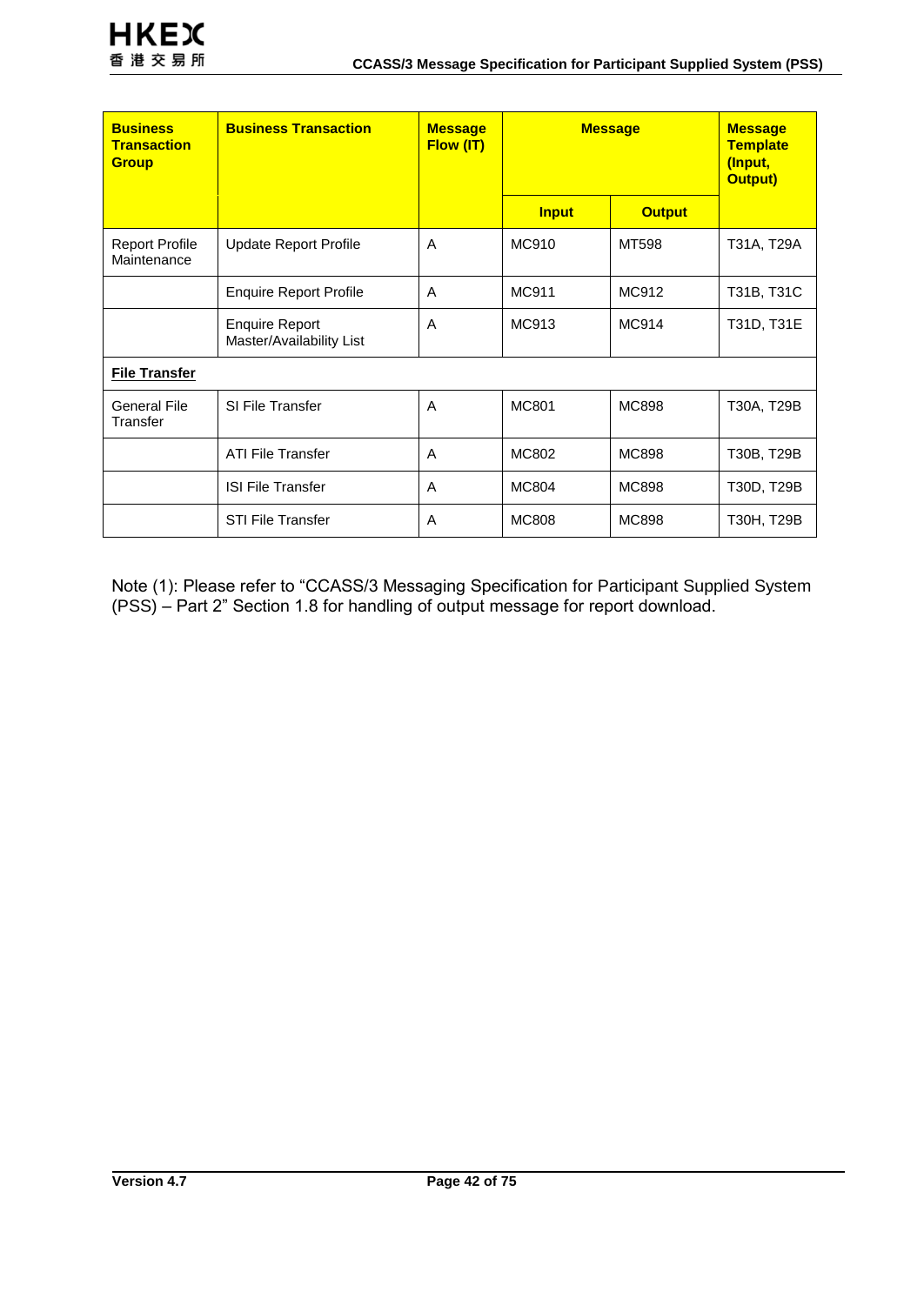| Business Transaction Group | Business Transaction | Message Flow (IT) | Message | | Message Template (Input, Output) |
|---|---|---|---|---|---|
| | | | Input | Output | |
| Report Profile Maintenance | Update Report Profile | A | MC910 | MT598 | T31A, T29A |
| | Enquire Report Profile | A | MC911 | MC912 | T31B, T31C |
| | Enquire Report Master/Availability List | A | MC913 | MC914 | T31D, T31E |
| **File Transfer** | | | | | |
| General File Transfer | SI File Transfer | A | MC801 | MC898 | T30A, T29B |
| | ATI File Transfer | A | MC802 | MC898 | T30B, T29B |
| | ISI File Transfer | A | MC804 | MC898 | T30D, T29B |
| | STI File Transfer | A | MC808 | MC898 | T30H, T29B |

Note (1): Please refer to “CCASS/3 Messaging Specification for Participant Supplied System (PSS) – Part 2” Section 1.8 for handling of output message for report download.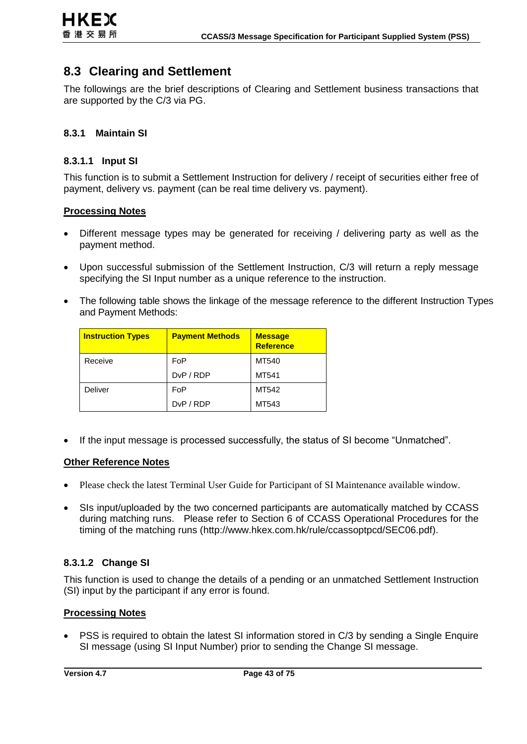## 8.3 Clearing and Settlement

The followings are the brief descriptions of Clearing and Settlement business transactions that are supported by the C/3 via PG.

### 8.3.1 Maintain SI

#### 8.3.1.1 Input SI

This function is to submit a Settlement Instruction for delivery / receipt of securities either free of payment, delivery vs. payment (can be real time delivery vs. payment).

**Processing Notes**

- Different message types may be generated for receiving / delivering party as well as the payment method.
- Upon successful submission of the Settlement Instruction, C/3 will return a reply message specifying the SI Input number as a unique reference to the instruction.
- The following table shows the linkage of the message reference to the different Instruction Types and Payment Methods:

| Instruction Types | Payment Methods | Message Reference |
|---|---|---|
| Receive | FoP | MT540 |
| | DvP / RDP | MT541 |
| Deliver | FoP | MT542 |
| | DvP / RDP | MT543 |

- If the input message is processed successfully, the status of SI become “Unmatched”.

**Other Reference Notes**

- Please check the latest Terminal User Guide for Participant of SI Maintenance available window.
- SIs input/uploaded by the two concerned participants are automatically matched by CCASS during matching runs. Please refer to Section 6 of CCASS Operational Procedures for the timing of the matching runs (http://www.hkex.com.hk/rule/ccassoptpcd/SEC06.pdf).

#### 8.3.1.2 Change SI

This function is used to change the details of a pending or an unmatched Settlement Instruction (SI) input by the participant if any error is found.

**Processing Notes**

- PSS is required to obtain the latest SI information stored in C/3 by sending a Single Enquire SI message (using SI Input Number) prior to sending the Change SI message.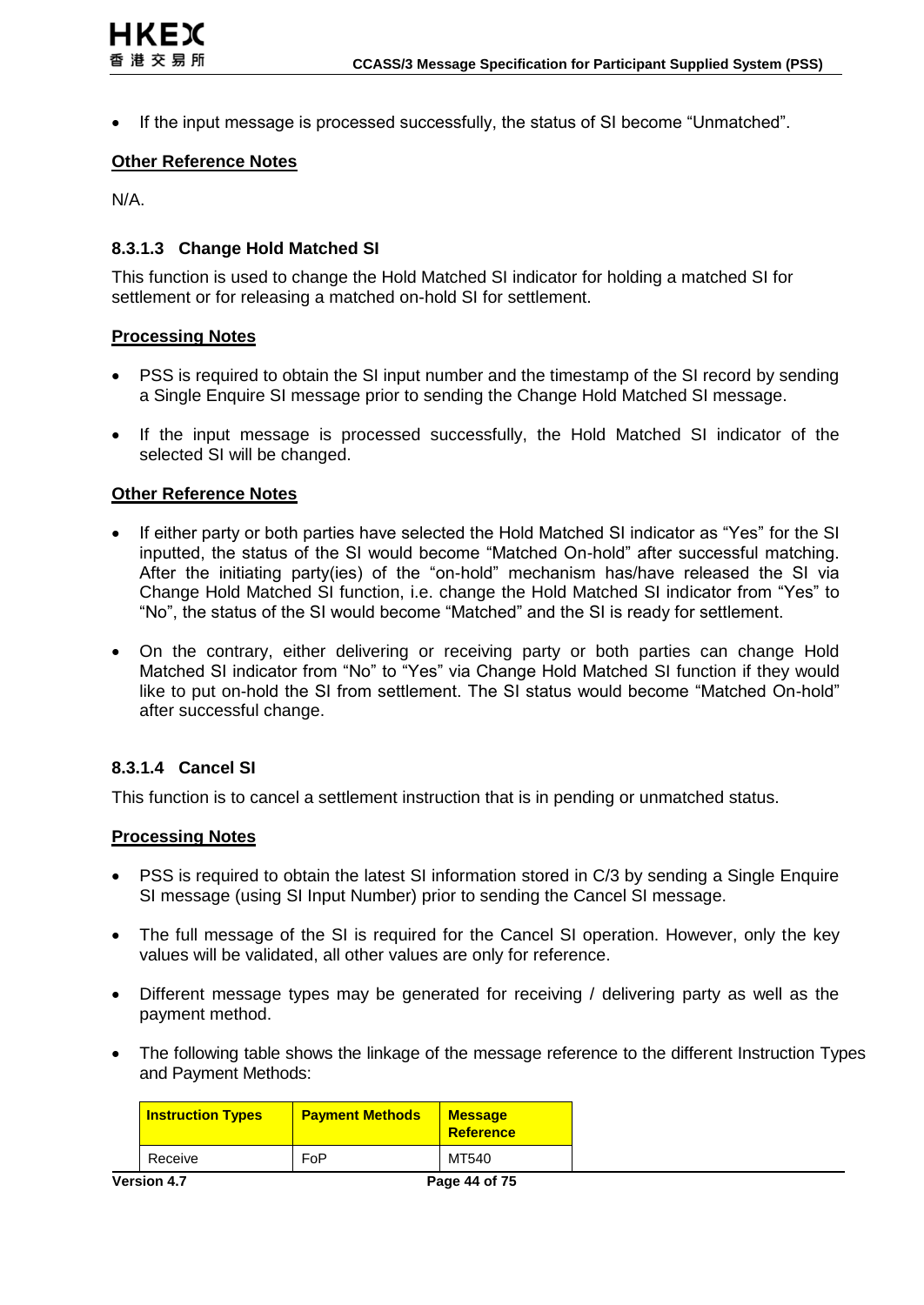- If the input message is processed successfully, the status of SI become "Unmatched".

**Other Reference Notes**

N/A.

#### 8.3.1.3 Change Hold Matched SI

This function is used to change the Hold Matched SI indicator for holding a matched SI for settlement or for releasing a matched on-hold SI for settlement.

**Processing Notes**

- PSS is required to obtain the SI input number and the timestamp of the SI record by sending a Single Enquire SI message prior to sending the Change Hold Matched SI message.

- If the input message is processed successfully, the Hold Matched SI indicator of the selected SI will be changed.

**Other Reference Notes**

- If either party or both parties have selected the Hold Matched SI indicator as "Yes" for the SI inputted, the status of the SI would become "Matched On-hold" after successful matching. After the initiating party(ies) of the "on-hold" mechanism has/have released the SI via Change Hold Matched SI function, i.e. change the Hold Matched SI indicator from "Yes" to "No", the status of the SI would become "Matched" and the SI is ready for settlement.

- On the contrary, either delivering or receiving party or both parties can change Hold Matched SI indicator from "No" to "Yes" via Change Hold Matched SI function if they would like to put on-hold the SI from settlement. The SI status would become "Matched On-hold" after successful change.

#### 8.3.1.4 Cancel SI

This function is to cancel a settlement instruction that is in pending or unmatched status.

**Processing Notes**

- PSS is required to obtain the latest SI information stored in C/3 by sending a Single Enquire SI message (using SI Input Number) prior to sending the Cancel SI message.

- The full message of the SI is required for the Cancel SI operation. However, only the key values will be validated, all other values are only for reference.

- Different message types may be generated for receiving / delivering party as well as the payment method.

- The following table shows the linkage of the message reference to the different Instruction Types and Payment Methods:

| Instruction Types | Payment Methods | Message Reference |
|---|---|---|
| Receive | FoP | MT540 |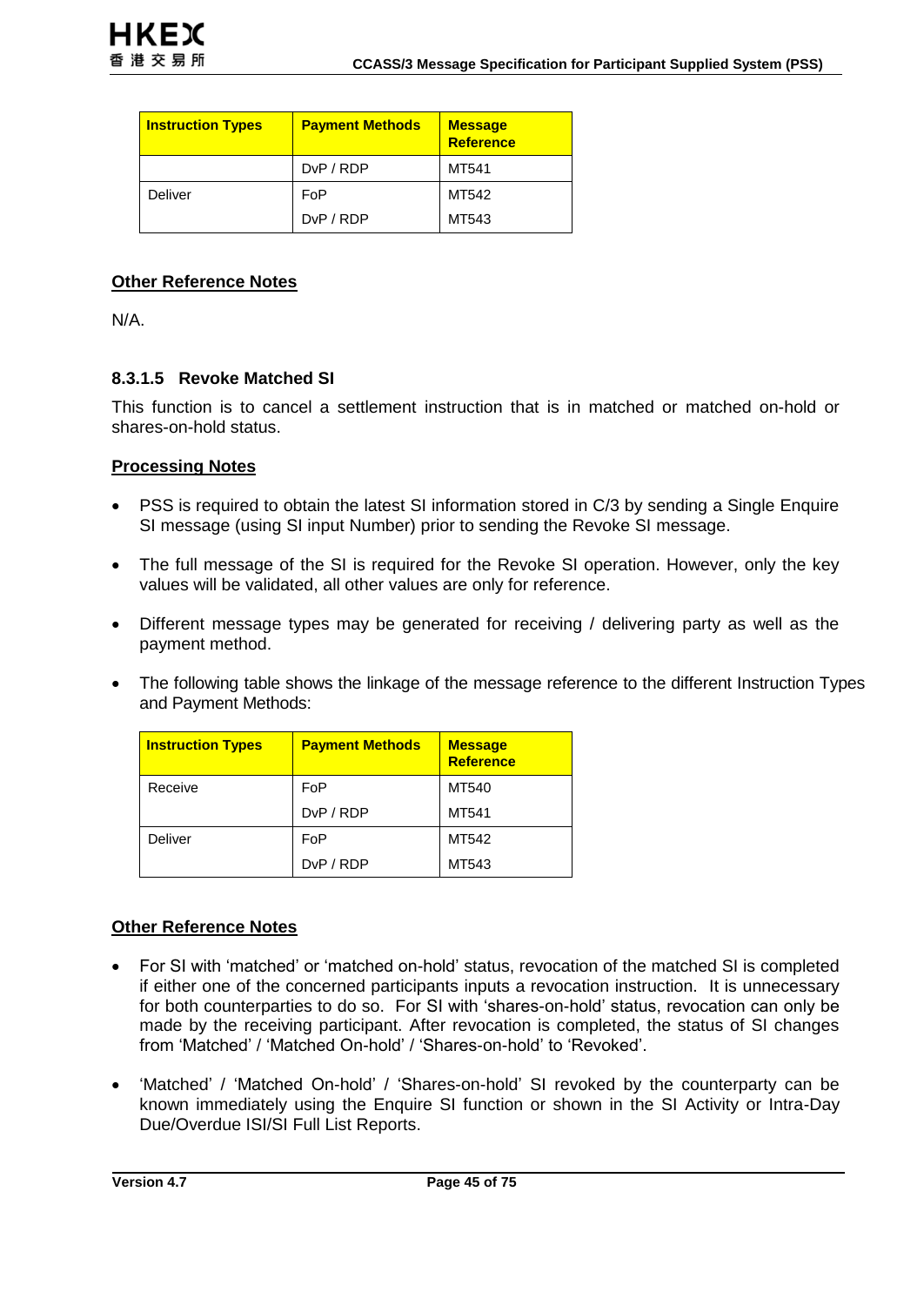| Instruction Types | Payment Methods | Message Reference |
|---|---|---|
| | DvP / RDP | MT541 |
| Deliver | FoP | MT542 |
| | DvP / RDP | MT543 |

**Other Reference Notes**

N/A.

#### 8.3.1.5 Revoke Matched SI

This function is to cancel a settlement instruction that is in matched or matched on-hold or shares-on-hold status.

**Processing Notes**

- PSS is required to obtain the latest SI information stored in C/3 by sending a Single Enquire SI message (using SI input Number) prior to sending the Revoke SI message.
- The full message of the SI is required for the Revoke SI operation. However, only the key values will be validated, all other values are only for reference.
- Different message types may be generated for receiving / delivering party as well as the payment method.
- The following table shows the linkage of the message reference to the different Instruction Types and Payment Methods:

| Instruction Types | Payment Methods | Message Reference |
|---|---|---|
| Receive | FoP | MT540 |
| | DvP / RDP | MT541 |
| Deliver | FoP | MT542 |
| | DvP / RDP | MT543 |

**Other Reference Notes**

- For SI with 'matched' or 'matched on-hold' status, revocation of the matched SI is completed if either one of the concerned participants inputs a revocation instruction. It is unnecessary for both counterparties to do so. For SI with 'shares-on-hold' status, revocation can only be made by the receiving participant. After revocation is completed, the status of SI changes from 'Matched' / 'Matched On-hold' / 'Shares-on-hold' to 'Revoked'.
- 'Matched' / 'Matched On-hold' / 'Shares-on-hold' SI revoked by the counterparty can be known immediately using the Enquire SI function or shown in the SI Activity or Intra-Day Due/Overdue ISI/SI Full List Reports.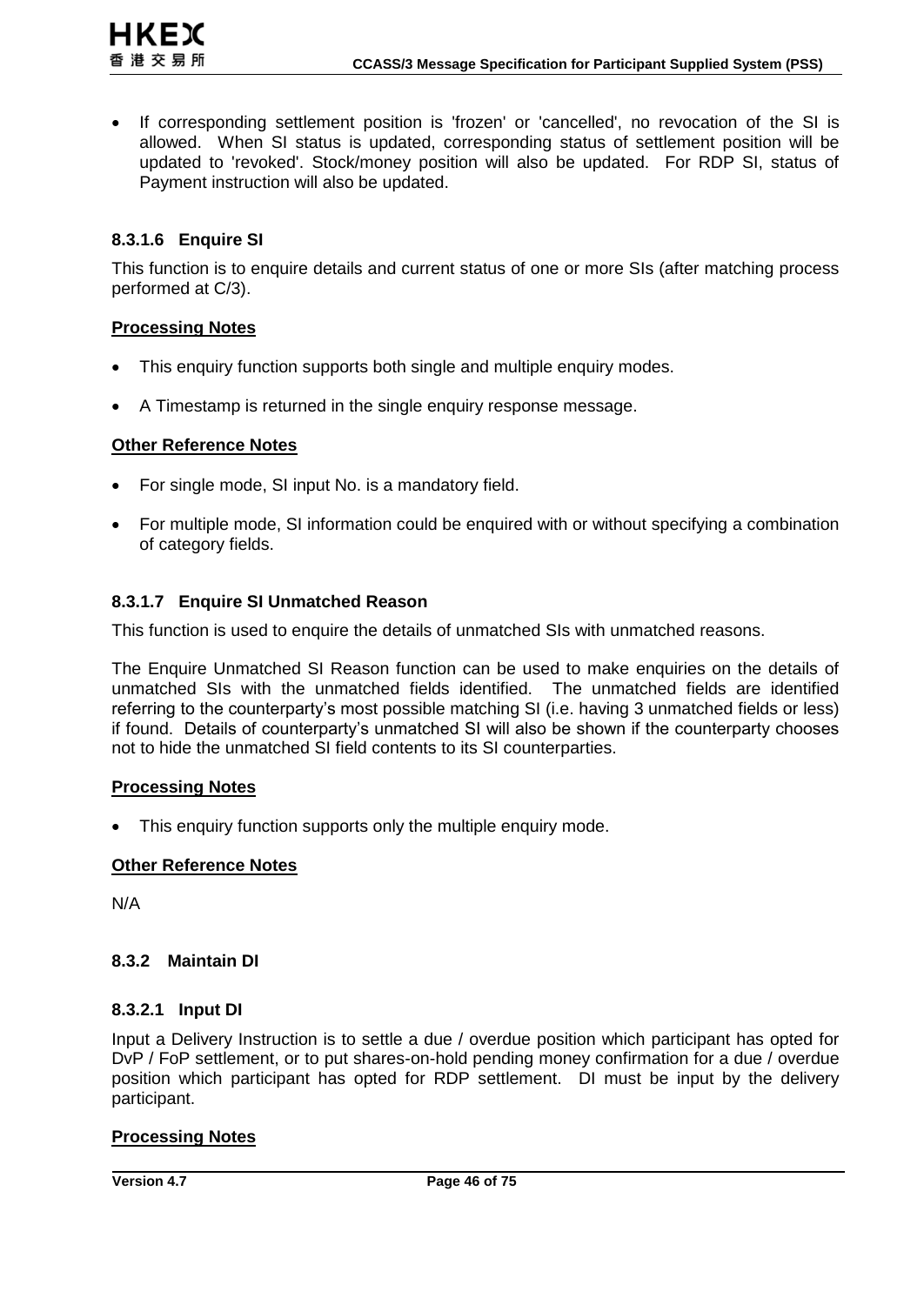- If corresponding settlement position is 'frozen' or 'cancelled', no revocation of the SI is allowed. When SI status is updated, corresponding status of settlement position will be updated to 'revoked'. Stock/money position will also be updated. For RDP SI, status of Payment instruction will also be updated.

#### 8.3.1.6 Enquire SI

This function is to enquire details and current status of one or more SIs (after matching process performed at C/3).

**Processing Notes**

- This enquiry function supports both single and multiple enquiry modes.
- A Timestamp is returned in the single enquiry response message.

**Other Reference Notes**

- For single mode, SI input No. is a mandatory field.
- For multiple mode, SI information could be enquired with or without specifying a combination of category fields.

#### 8.3.1.7 Enquire SI Unmatched Reason

This function is used to enquire the details of unmatched SIs with unmatched reasons.

The Enquire Unmatched SI Reason function can be used to make enquiries on the details of unmatched SIs with the unmatched fields identified. The unmatched fields are identified referring to the counterparty's most possible matching SI (i.e. having 3 unmatched fields or less) if found. Details of counterparty's unmatched SI will also be shown if the counterparty chooses not to hide the unmatched SI field contents to its SI counterparties.

**Processing Notes**

- This enquiry function supports only the multiple enquiry mode.

**Other Reference Notes**

N/A

### 8.3.2 Maintain DI

#### 8.3.2.1 Input DI

Input a Delivery Instruction is to settle a due / overdue position which participant has opted for DvP / FoP settlement, or to put shares-on-hold pending money confirmation for a due / overdue position which participant has opted for RDP settlement. DI must be input by the delivery participant.

**Processing Notes**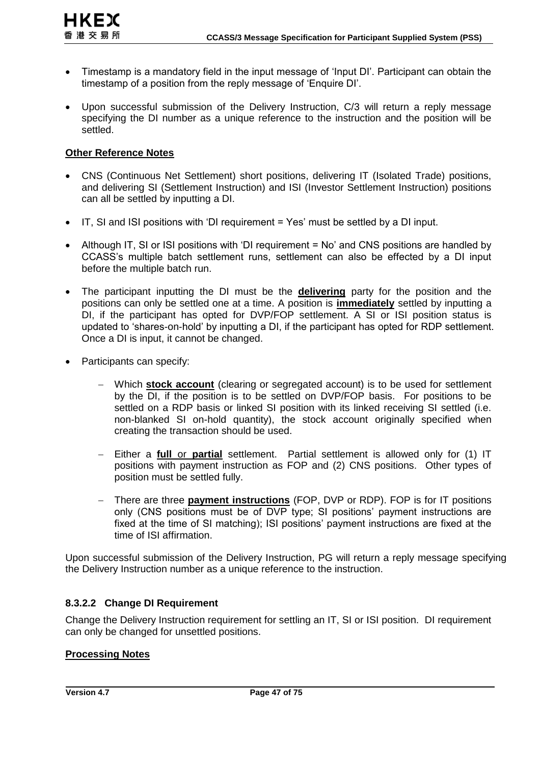- Timestamp is a mandatory field in the input message of 'Input DI'. Participant can obtain the timestamp of a position from the reply message of 'Enquire DI'.

- Upon successful submission of the Delivery Instruction, C/3 will return a reply message specifying the DI number as a unique reference to the instruction and the position will be settled.

**Other Reference Notes**

- CNS (Continuous Net Settlement) short positions, delivering IT (Isolated Trade) positions, and delivering SI (Settlement Instruction) and ISI (Investor Settlement Instruction) positions can all be settled by inputting a DI.

- IT, SI and ISI positions with 'DI requirement = Yes' must be settled by a DI input.

- Although IT, SI or ISI positions with 'DI requirement = No' and CNS positions are handled by CCASS's multiple batch settlement runs, settlement can also be effected by a DI input before the multiple batch run.

- The participant inputting the DI must be the **delivering** party for the position and the positions can only be settled one at a time. A position is **immediately** settled by inputting a DI, if the participant has opted for DVP/FOP settlement. A SI or ISI position status is updated to 'shares-on-hold' by inputting a DI, if the participant has opted for RDP settlement. Once a DI is input, it cannot be changed.

- Participants can specify:

  - Which **stock account** (clearing or segregated account) is to be used for settlement by the DI, if the position is to be settled on DVP/FOP basis. For positions to be settled on a RDP basis or linked SI position with its linked receiving SI settled (i.e. non-blanked SI on-hold quantity), the stock account originally specified when creating the transaction should be used.

  - Either a **full** or **partial** settlement. Partial settlement is allowed only for (1) IT positions with payment instruction as FOP and (2) CNS positions. Other types of position must be settled fully.

  - There are three **payment instructions** (FOP, DVP or RDP). FOP is for IT positions only (CNS positions must be of DVP type; SI positions' payment instructions are fixed at the time of SI matching); ISI positions' payment instructions are fixed at the time of ISI affirmation.

Upon successful submission of the Delivery Instruction, PG will return a reply message specifying the Delivery Instruction number as a unique reference to the instruction.

#### 8.3.2.2 Change DI Requirement

Change the Delivery Instruction requirement for settling an IT, SI or ISI position. DI requirement can only be changed for unsettled positions.

**Processing Notes**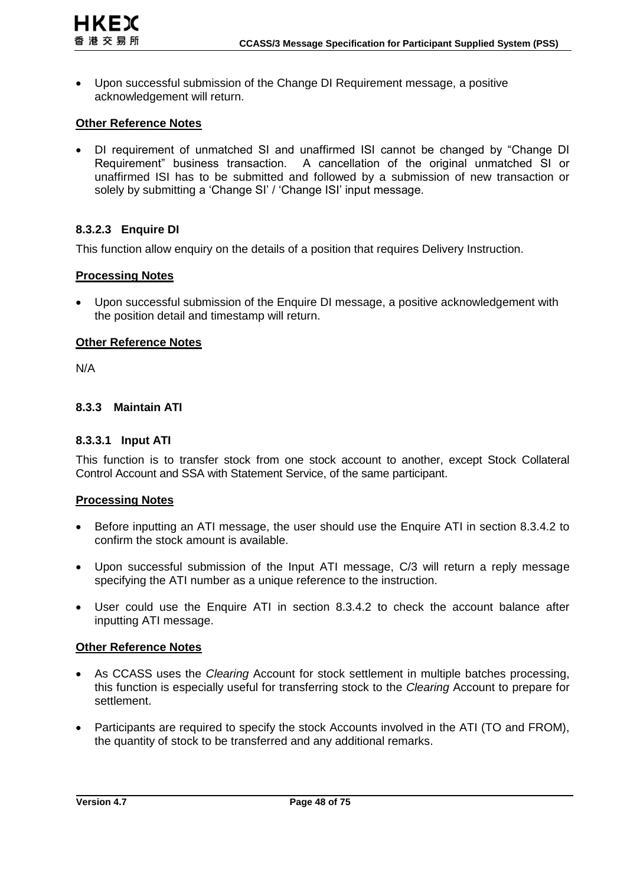- Upon successful submission of the Change DI Requirement message, a positive acknowledgement will return.

**Other Reference Notes**

- DI requirement of unmatched SI and unaffirmed ISI cannot be changed by “Change DI Requirement” business transaction. A cancellation of the original unmatched SI or unaffirmed ISI has to be submitted and followed by a submission of new transaction or solely by submitting a ‘Change SI’ / ‘Change ISI’ input message.

#### 8.3.2.3 Enquire DI

This function allow enquiry on the details of a position that requires Delivery Instruction.

**Processing Notes**

- Upon successful submission of the Enquire DI message, a positive acknowledgement with the position detail and timestamp will return.

**Other Reference Notes**

N/A

### 8.3.3 Maintain ATI

#### 8.3.3.1 Input ATI

This function is to transfer stock from one stock account to another, except Stock Collateral Control Account and SSA with Statement Service, of the same participant.

**Processing Notes**

- Before inputting an ATI message, the user should use the Enquire ATI in section 8.3.4.2 to confirm the stock amount is available.
- Upon successful submission of the Input ATI message, C/3 will return a reply message specifying the ATI number as a unique reference to the instruction.
- User could use the Enquire ATI in section 8.3.4.2 to check the account balance after inputting ATI message.

**Other Reference Notes**

- As CCASS uses the *Clearing* Account for stock settlement in multiple batches processing, this function is especially useful for transferring stock to the *Clearing* Account to prepare for settlement.
- Participants are required to specify the stock Accounts involved in the ATI (TO and FROM), the quantity of stock to be transferred and any additional remarks.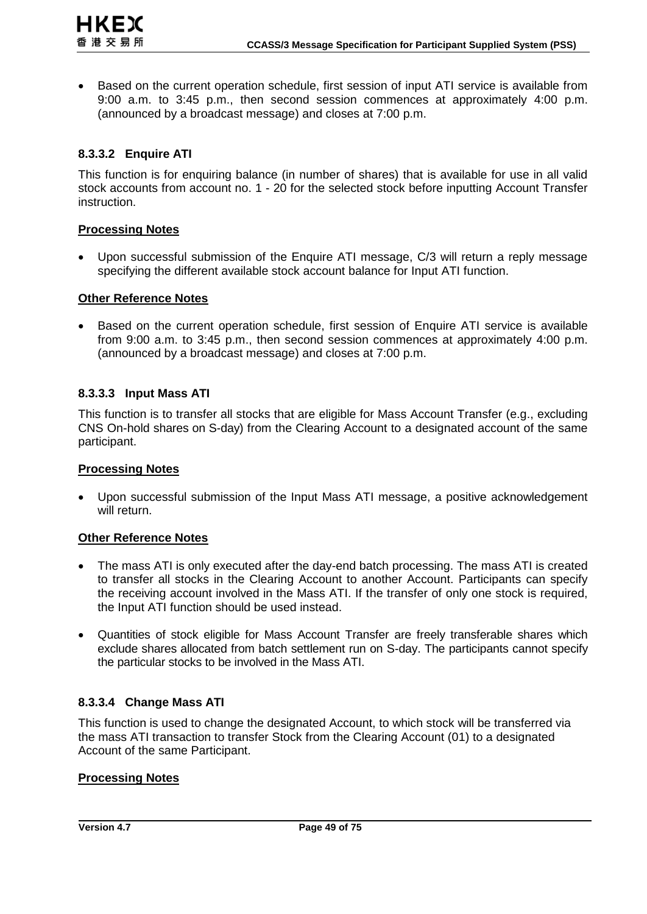- Based on the current operation schedule, first session of input ATI service is available from 9:00 a.m. to 3:45 p.m., then second session commences at approximately 4:00 p.m. (announced by a broadcast message) and closes at 7:00 p.m.

#### 8.3.3.2 Enquire ATI

This function is for enquiring balance (in number of shares) that is available for use in all valid stock accounts from account no. 1 - 20 for the selected stock before inputting Account Transfer instruction.

**Processing Notes**

- Upon successful submission of the Enquire ATI message, C/3 will return a reply message specifying the different available stock account balance for Input ATI function.

**Other Reference Notes**

- Based on the current operation schedule, first session of Enquire ATI service is available from 9:00 a.m. to 3:45 p.m., then second session commences at approximately 4:00 p.m. (announced by a broadcast message) and closes at 7:00 p.m.

#### 8.3.3.3 Input Mass ATI

This function is to transfer all stocks that are eligible for Mass Account Transfer (e.g., excluding CNS On-hold shares on S-day) from the Clearing Account to a designated account of the same participant.

**Processing Notes**

- Upon successful submission of the Input Mass ATI message, a positive acknowledgement will return.

**Other Reference Notes**

- The mass ATI is only executed after the day-end batch processing. The mass ATI is created to transfer all stocks in the Clearing Account to another Account. Participants can specify the receiving account involved in the Mass ATI. If the transfer of only one stock is required, the Input ATI function should be used instead.
- Quantities of stock eligible for Mass Account Transfer are freely transferable shares which exclude shares allocated from batch settlement run on S-day. The participants cannot specify the particular stocks to be involved in the Mass ATI.

#### 8.3.3.4 Change Mass ATI

This function is used to change the designated Account, to which stock will be transferred via the mass ATI transaction to transfer Stock from the Clearing Account (01) to a designated Account of the same Participant.

**Processing Notes**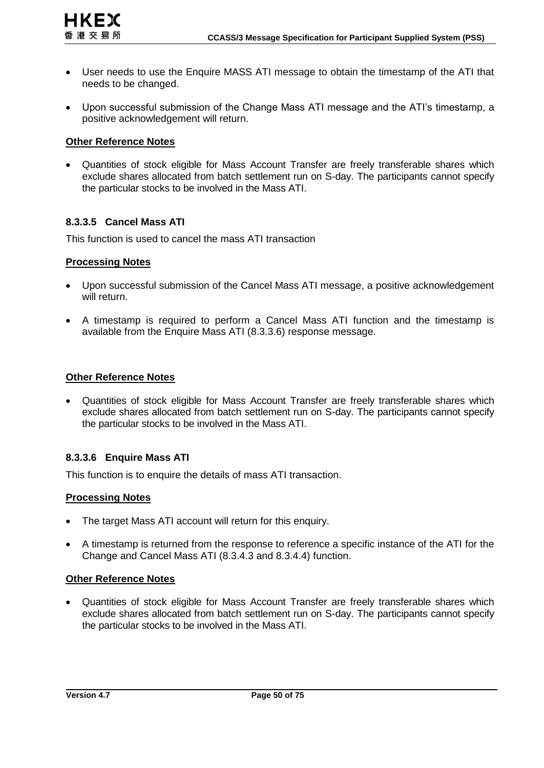- User needs to use the Enquire MASS ATI message to obtain the timestamp of the ATI that needs to be changed.
- Upon successful submission of the Change Mass ATI message and the ATI's timestamp, a positive acknowledgement will return.

**Other Reference Notes**

- Quantities of stock eligible for Mass Account Transfer are freely transferable shares which exclude shares allocated from batch settlement run on S-day. The participants cannot specify the particular stocks to be involved in the Mass ATI.

#### 8.3.3.5 Cancel Mass ATI

This function is used to cancel the mass ATI transaction

**Processing Notes**

- Upon successful submission of the Cancel Mass ATI message, a positive acknowledgement will return.
- A timestamp is required to perform a Cancel Mass ATI function and the timestamp is available from the Enquire Mass ATI (8.3.3.6) response message.

**Other Reference Notes**

- Quantities of stock eligible for Mass Account Transfer are freely transferable shares which exclude shares allocated from batch settlement run on S-day. The participants cannot specify the particular stocks to be involved in the Mass ATI.

#### 8.3.3.6 Enquire Mass ATI

This function is to enquire the details of mass ATI transaction.

**Processing Notes**

- The target Mass ATI account will return for this enquiry.
- A timestamp is returned from the response to reference a specific instance of the ATI for the Change and Cancel Mass ATI (8.3.4.3 and 8.3.4.4) function.

**Other Reference Notes**

- Quantities of stock eligible for Mass Account Transfer are freely transferable shares which exclude shares allocated from batch settlement run on S-day. The participants cannot specify the particular stocks to be involved in the Mass ATI.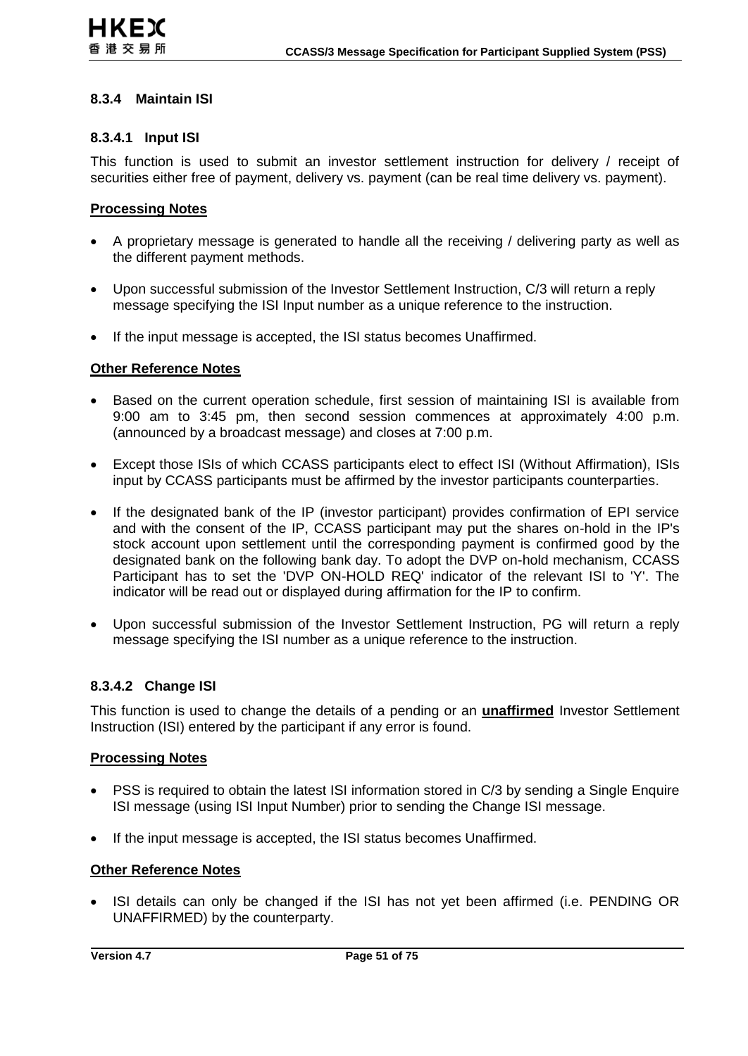### 8.3.4 Maintain ISI

#### 8.3.4.1 Input ISI

This function is used to submit an investor settlement instruction for delivery / receipt of securities either free of payment, delivery vs. payment (can be real time delivery vs. payment).

**Processing Notes**

- A proprietary message is generated to handle all the receiving / delivering party as well as the different payment methods.
- Upon successful submission of the Investor Settlement Instruction, C/3 will return a reply message specifying the ISI Input number as a unique reference to the instruction.
- If the input message is accepted, the ISI status becomes Unaffirmed.

**Other Reference Notes**

- Based on the current operation schedule, first session of maintaining ISI is available from 9:00 am to 3:45 pm, then second session commences at approximately 4:00 p.m. (announced by a broadcast message) and closes at 7:00 p.m.
- Except those ISIs of which CCASS participants elect to effect ISI (Without Affirmation), ISIs input by CCASS participants must be affirmed by the investor participants counterparties.
- If the designated bank of the IP (investor participant) provides confirmation of EPI service and with the consent of the IP, CCASS participant may put the shares on-hold in the IP's stock account upon settlement until the corresponding payment is confirmed good by the designated bank on the following bank day. To adopt the DVP on-hold mechanism, CCASS Participant has to set the 'DVP ON-HOLD REQ' indicator of the relevant ISI to 'Y'. The indicator will be read out or displayed during affirmation for the IP to confirm.
- Upon successful submission of the Investor Settlement Instruction, PG will return a reply message specifying the ISI number as a unique reference to the instruction.

#### 8.3.4.2 Change ISI

This function is used to change the details of a pending or an **unaffirmed** Investor Settlement Instruction (ISI) entered by the participant if any error is found.

**Processing Notes**

- PSS is required to obtain the latest ISI information stored in C/3 by sending a Single Enquire ISI message (using ISI Input Number) prior to sending the Change ISI message.
- If the input message is accepted, the ISI status becomes Unaffirmed.

**Other Reference Notes**

- ISI details can only be changed if the ISI has not yet been affirmed (i.e. PENDING OR UNAFFIRMED) by the counterparty.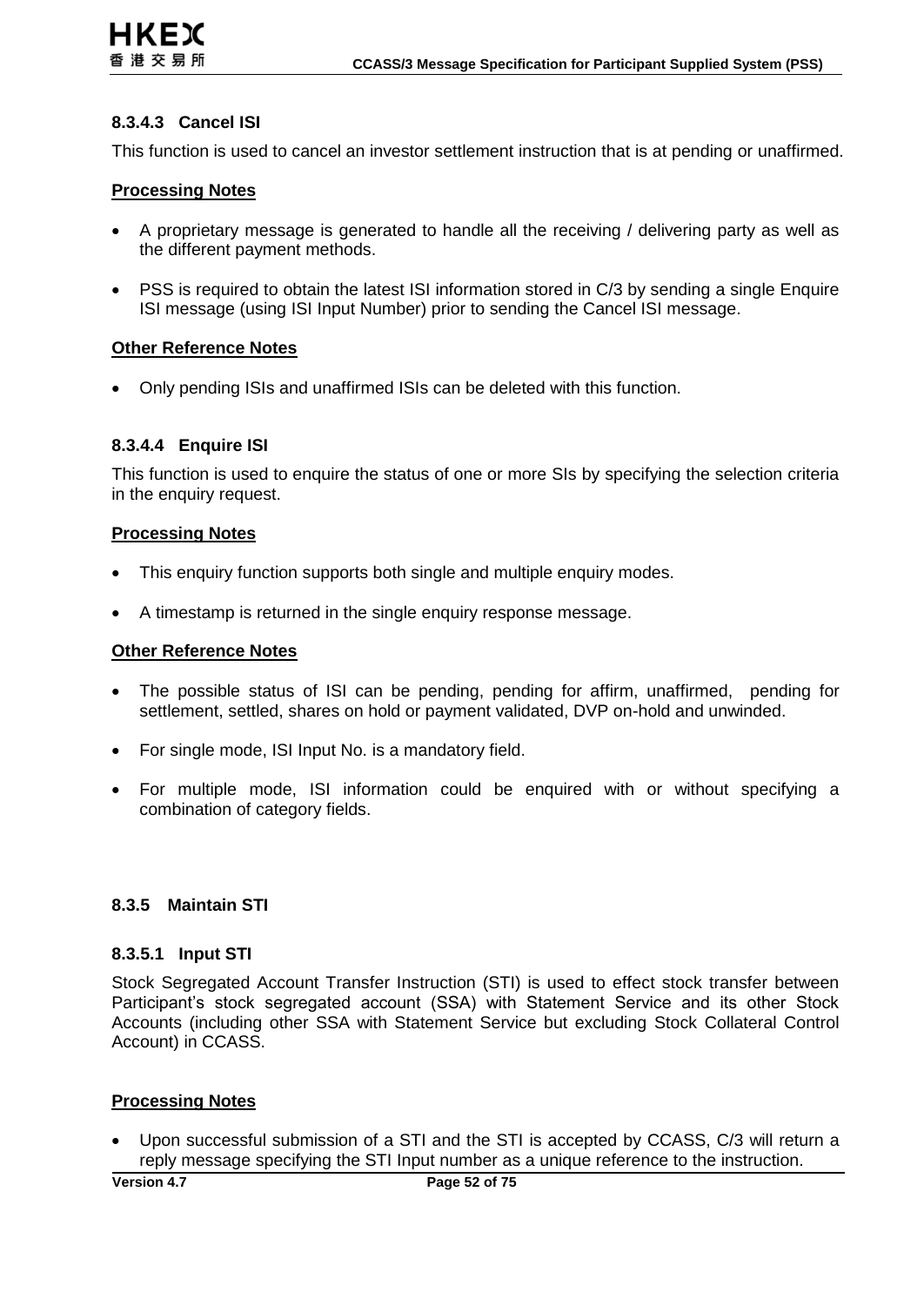#### 8.3.4.3 Cancel ISI

This function is used to cancel an investor settlement instruction that is at pending or unaffirmed.

**Processing Notes**

- A proprietary message is generated to handle all the receiving / delivering party as well as the different payment methods.
- PSS is required to obtain the latest ISI information stored in C/3 by sending a single Enquire ISI message (using ISI Input Number) prior to sending the Cancel ISI message.

**Other Reference Notes**

- Only pending ISIs and unaffirmed ISIs can be deleted with this function.

#### 8.3.4.4 Enquire ISI

This function is used to enquire the status of one or more SIs by specifying the selection criteria in the enquiry request.

**Processing Notes**

- This enquiry function supports both single and multiple enquiry modes.
- A timestamp is returned in the single enquiry response message.

**Other Reference Notes**

- The possible status of ISI can be pending, pending for affirm, unaffirmed, pending for settlement, settled, shares on hold or payment validated, DVP on-hold and unwinded.
- For single mode, ISI Input No. is a mandatory field.
- For multiple mode, ISI information could be enquired with or without specifying a combination of category fields.

### 8.3.5 Maintain STI

#### 8.3.5.1 Input STI

Stock Segregated Account Transfer Instruction (STI) is used to effect stock transfer between Participant's stock segregated account (SSA) with Statement Service and its other Stock Accounts (including other SSA with Statement Service but excluding Stock Collateral Control Account) in CCASS.

**Processing Notes**

- Upon successful submission of a STI and the STI is accepted by CCASS, C/3 will return a reply message specifying the STI Input number as a unique reference to the instruction.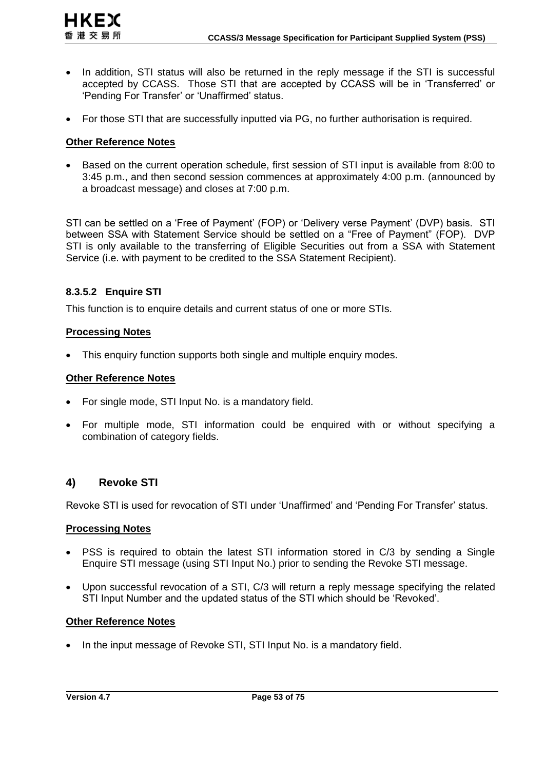- In addition, STI status will also be returned in the reply message if the STI is successful accepted by CCASS. Those STI that are accepted by CCASS will be in 'Transferred' or 'Pending For Transfer' or 'Unaffirmed' status.

- For those STI that are successfully inputted via PG, no further authorisation is required.

**Other Reference Notes**

- Based on the current operation schedule, first session of STI input is available from 8:00 to 3:45 p.m., and then second session commences at approximately 4:00 p.m. (announced by a broadcast message) and closes at 7:00 p.m.

STI can be settled on a 'Free of Payment' (FOP) or 'Delivery verse Payment' (DVP) basis. STI between SSA with Statement Service should be settled on a "Free of Payment" (FOP). DVP STI is only available to the transferring of Eligible Securities out from a SSA with Statement Service (i.e. with payment to be credited to the SSA Statement Recipient).

#### 8.3.5.2 Enquire STI

This function is to enquire details and current status of one or more STIs.

**Processing Notes**

- This enquiry function supports both single and multiple enquiry modes.

**Other Reference Notes**

- For single mode, STI Input No. is a mandatory field.

- For multiple mode, STI information could be enquired with or without specifying a combination of category fields.

### 4) Revoke STI

Revoke STI is used for revocation of STI under 'Unaffirmed' and 'Pending For Transfer' status.

**Processing Notes**

- PSS is required to obtain the latest STI information stored in C/3 by sending a Single Enquire STI message (using STI Input No.) prior to sending the Revoke STI message.

- Upon successful revocation of a STI, C/3 will return a reply message specifying the related STI Input Number and the updated status of the STI which should be 'Revoked'.

**Other Reference Notes**

- In the input message of Revoke STI, STI Input No. is a mandatory field.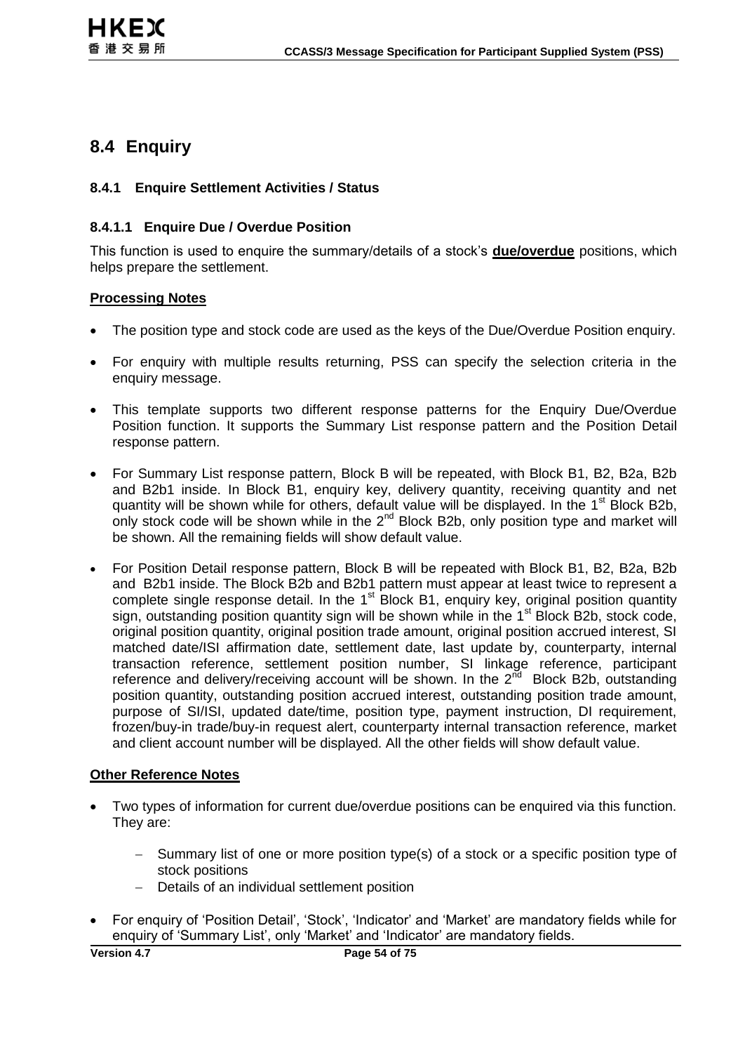## 8.4 Enquiry

### 8.4.1 Enquire Settlement Activities / Status

#### 8.4.1.1 Enquire Due / Overdue Position

This function is used to enquire the summary/details of a stock's **due/overdue** positions, which helps prepare the settlement.

**Processing Notes**

- The position type and stock code are used as the keys of the Due/Overdue Position enquiry.
- For enquiry with multiple results returning, PSS can specify the selection criteria in the enquiry message.
- This template supports two different response patterns for the Enquiry Due/Overdue Position function. It supports the Summary List response pattern and the Position Detail response pattern.
- For Summary List response pattern, Block B will be repeated, with Block B1, B2, B2a, B2b and B2b1 inside. In Block B1, enquiry key, delivery quantity, receiving quantity and net quantity will be shown while for others, default value will be displayed. In the 1st Block B2b, only stock code will be shown while in the 2nd Block B2b, only position type and market will be shown. All the remaining fields will show default value.
- For Position Detail response pattern, Block B will be repeated with Block B1, B2, B2a, B2b and B2b1 inside. The Block B2b and B2b1 pattern must appear at least twice to represent a complete single response detail. In the 1st Block B1, enquiry key, original position quantity sign, outstanding position quantity sign will be shown while in the 1st Block B2b, stock code, original position quantity, original position trade amount, original position accrued interest, SI matched date/ISI affirmation date, settlement date, last update by, counterparty, internal transaction reference, settlement position number, SI linkage reference, participant reference and delivery/receiving account will be shown. In the 2nd Block B2b, outstanding position quantity, outstanding position accrued interest, outstanding position trade amount, purpose of SI/ISI, updated date/time, position type, payment instruction, DI requirement, frozen/buy-in trade/buy-in request alert, counterparty internal transaction reference, market and client account number will be displayed. All the other fields will show default value.

**Other Reference Notes**

- Two types of information for current due/overdue positions can be enquired via this function. They are:
  - Summary list of one or more position type(s) of a stock or a specific position type of stock positions
  - Details of an individual settlement position
- For enquiry of 'Position Detail', 'Stock', 'Indicator' and 'Market' are mandatory fields while for enquiry of 'Summary List', only 'Market' and 'Indicator' are mandatory fields.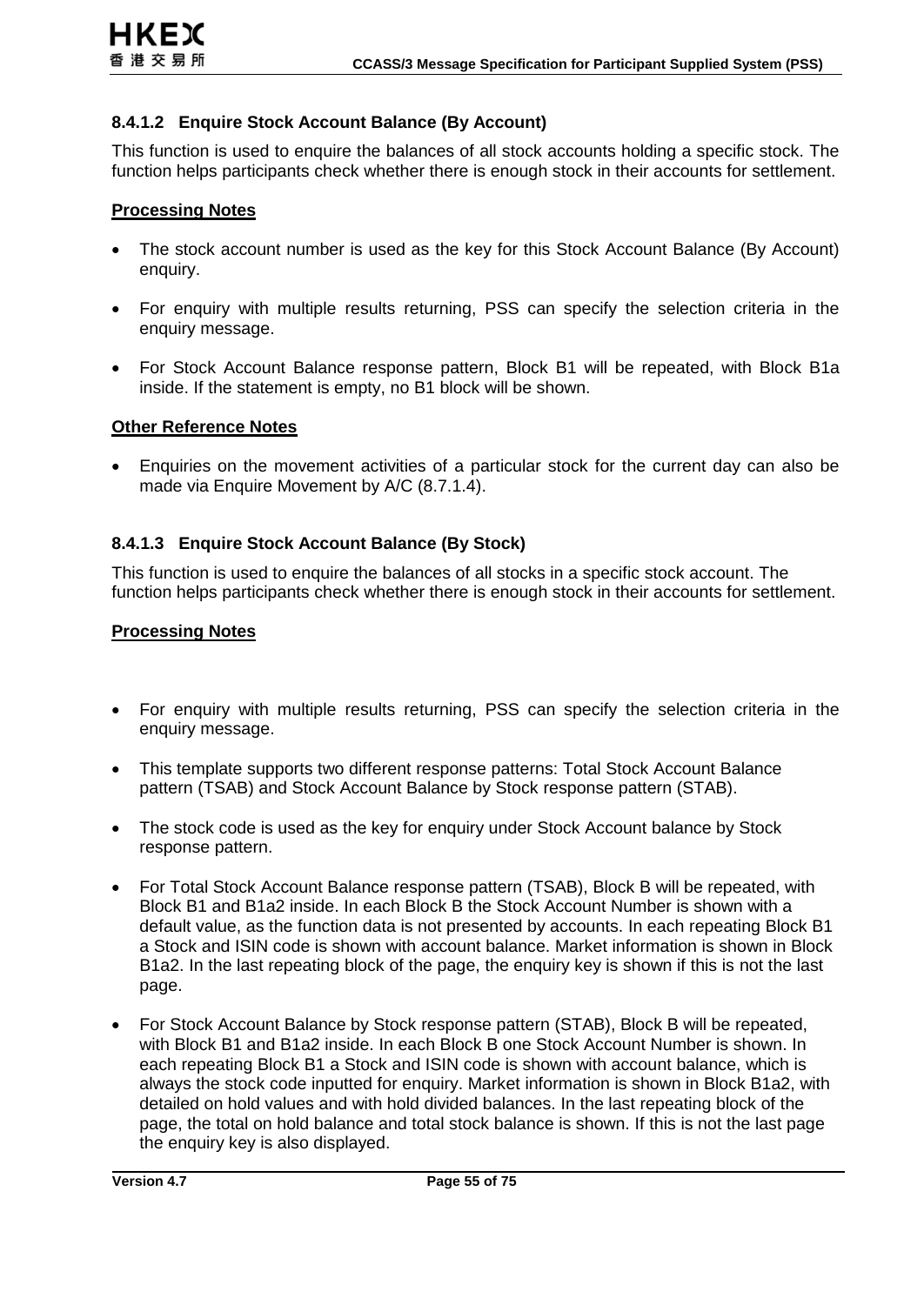#### 8.4.1.2 Enquire Stock Account Balance (By Account)

This function is used to enquire the balances of all stock accounts holding a specific stock. The function helps participants check whether there is enough stock in their accounts for settlement.

**Processing Notes**

- The stock account number is used as the key for this Stock Account Balance (By Account) enquiry.
- For enquiry with multiple results returning, PSS can specify the selection criteria in the enquiry message.
- For Stock Account Balance response pattern, Block B1 will be repeated, with Block B1a inside. If the statement is empty, no B1 block will be shown.

**Other Reference Notes**

- Enquiries on the movement activities of a particular stock for the current day can also be made via Enquire Movement by A/C (8.7.1.4).

#### 8.4.1.3 Enquire Stock Account Balance (By Stock)

This function is used to enquire the balances of all stocks in a specific stock account. The function helps participants check whether there is enough stock in their accounts for settlement.

**Processing Notes**

- For enquiry with multiple results returning, PSS can specify the selection criteria in the enquiry message.
- This template supports two different response patterns: Total Stock Account Balance pattern (TSAB) and Stock Account Balance by Stock response pattern (STAB).
- The stock code is used as the key for enquiry under Stock Account balance by Stock response pattern.
- For Total Stock Account Balance response pattern (TSAB), Block B will be repeated, with Block B1 and B1a2 inside. In each Block B the Stock Account Number is shown with a default value, as the function data is not presented by accounts. In each repeating Block B1 a Stock and ISIN code is shown with account balance. Market information is shown in Block B1a2. In the last repeating block of the page, the enquiry key is shown if this is not the last page.
- For Stock Account Balance by Stock response pattern (STAB), Block B will be repeated, with Block B1 and B1a2 inside. In each Block B one Stock Account Number is shown. In each repeating Block B1 a Stock and ISIN code is shown with account balance, which is always the stock code inputted for enquiry. Market information is shown in Block B1a2, with detailed on hold values and with hold divided balances. In the last repeating block of the page, the total on hold balance and total stock balance is shown. If this is not the last page the enquiry key is also displayed.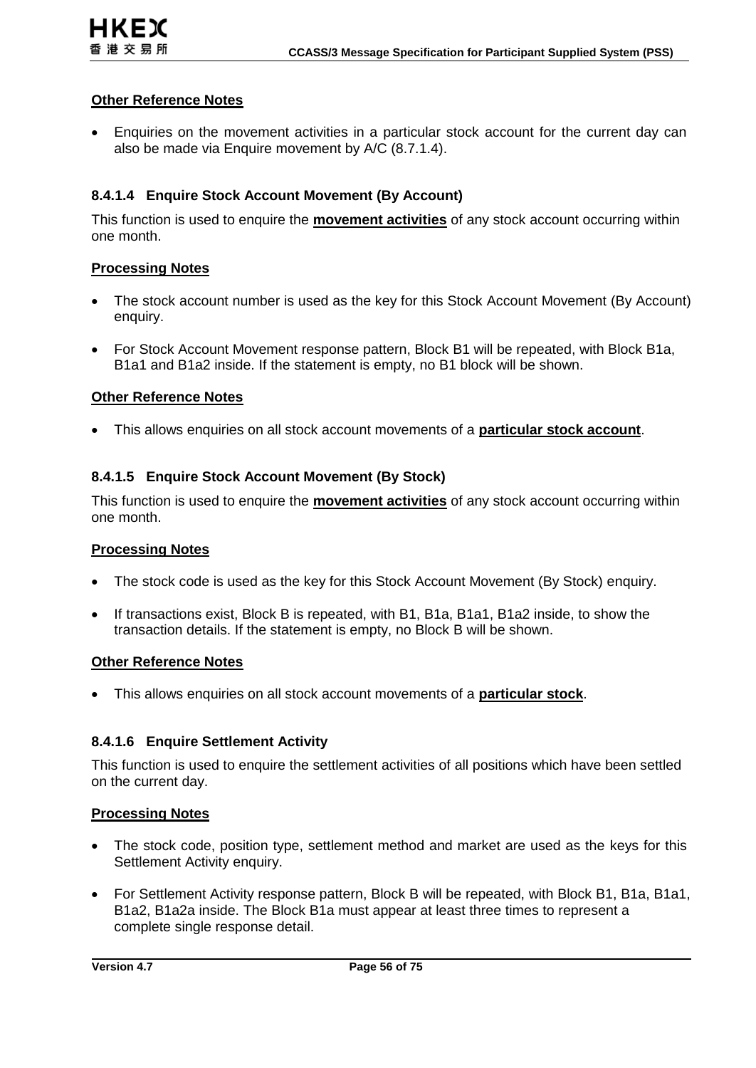**Other Reference Notes**

- Enquiries on the movement activities in a particular stock account for the current day can also be made via Enquire movement by A/C (8.7.1.4).

### 8.4.1.4 Enquire Stock Account Movement (By Account)

This function is used to enquire the **movement activities** of any stock account occurring within one month.

**Processing Notes**

- The stock account number is used as the key for this Stock Account Movement (By Account) enquiry.
- For Stock Account Movement response pattern, Block B1 will be repeated, with Block B1a, B1a1 and B1a2 inside. If the statement is empty, no B1 block will be shown.

**Other Reference Notes**

- This allows enquiries on all stock account movements of a **particular stock account**.

### 8.4.1.5 Enquire Stock Account Movement (By Stock)

This function is used to enquire the **movement activities** of any stock account occurring within one month.

**Processing Notes**

- The stock code is used as the key for this Stock Account Movement (By Stock) enquiry.
- If transactions exist, Block B is repeated, with B1, B1a, B1a1, B1a2 inside, to show the transaction details. If the statement is empty, no Block B will be shown.

**Other Reference Notes**

- This allows enquiries on all stock account movements of a **particular stock**.

### 8.4.1.6 Enquire Settlement Activity

This function is used to enquire the settlement activities of all positions which have been settled on the current day.

**Processing Notes**

- The stock code, position type, settlement method and market are used as the keys for this Settlement Activity enquiry.
- For Settlement Activity response pattern, Block B will be repeated, with Block B1, B1a, B1a1, B1a2, B1a2a inside. The Block B1a must appear at least three times to represent a complete single response detail.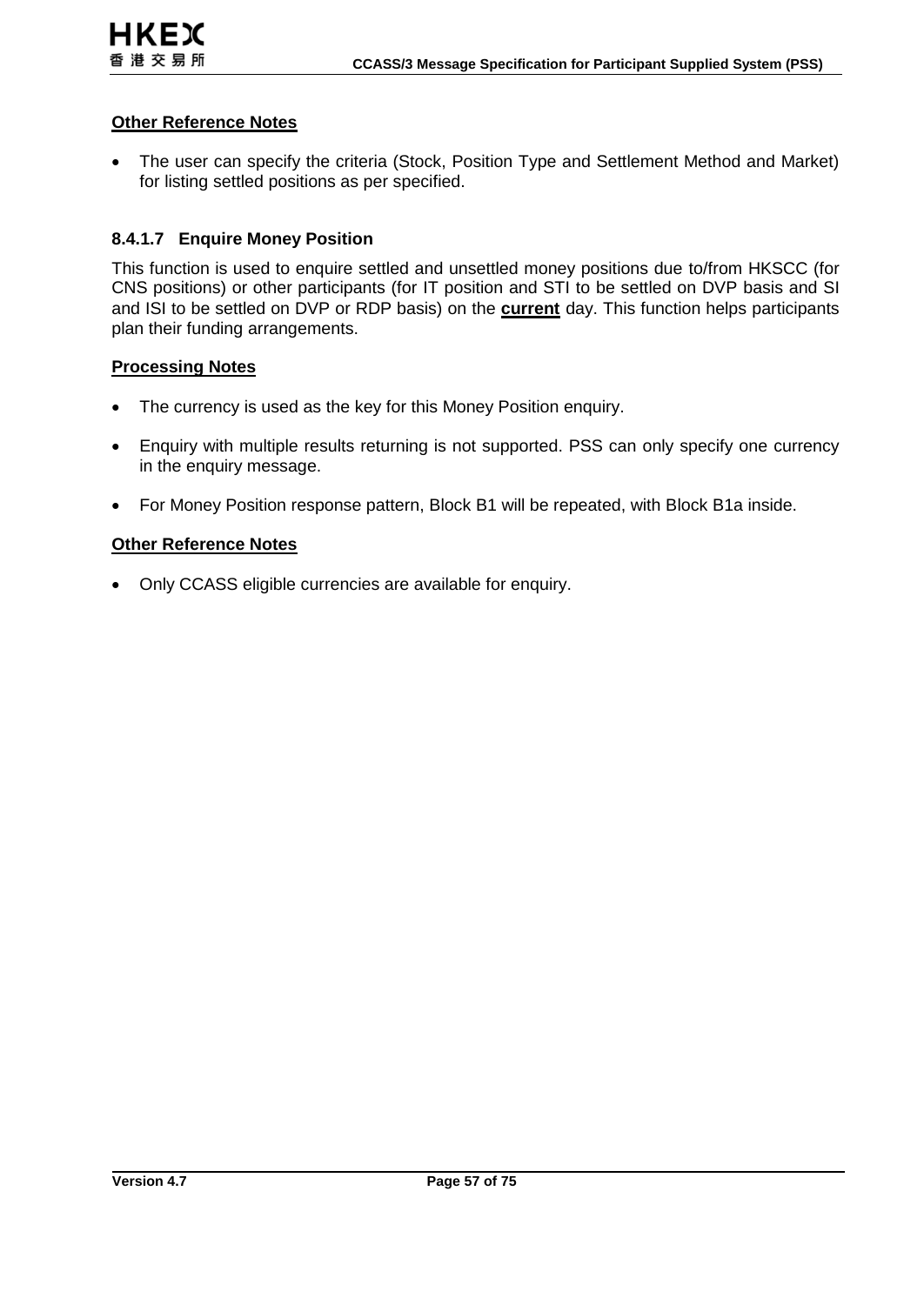**Other Reference Notes**

- The user can specify the criteria (Stock, Position Type and Settlement Method and Market) for listing settled positions as per specified.

### 8.4.1.7 Enquire Money Position

This function is used to enquire settled and unsettled money positions due to/from HKSCC (for CNS positions) or other participants (for IT position and STI to be settled on DVP basis and SI and ISI to be settled on DVP or RDP basis) on the **current** day. This function helps participants plan their funding arrangements.

**Processing Notes**

- The currency is used as the key for this Money Position enquiry.
- Enquiry with multiple results returning is not supported. PSS can only specify one currency in the enquiry message.
- For Money Position response pattern, Block B1 will be repeated, with Block B1a inside.

**Other Reference Notes**

- Only CCASS eligible currencies are available for enquiry.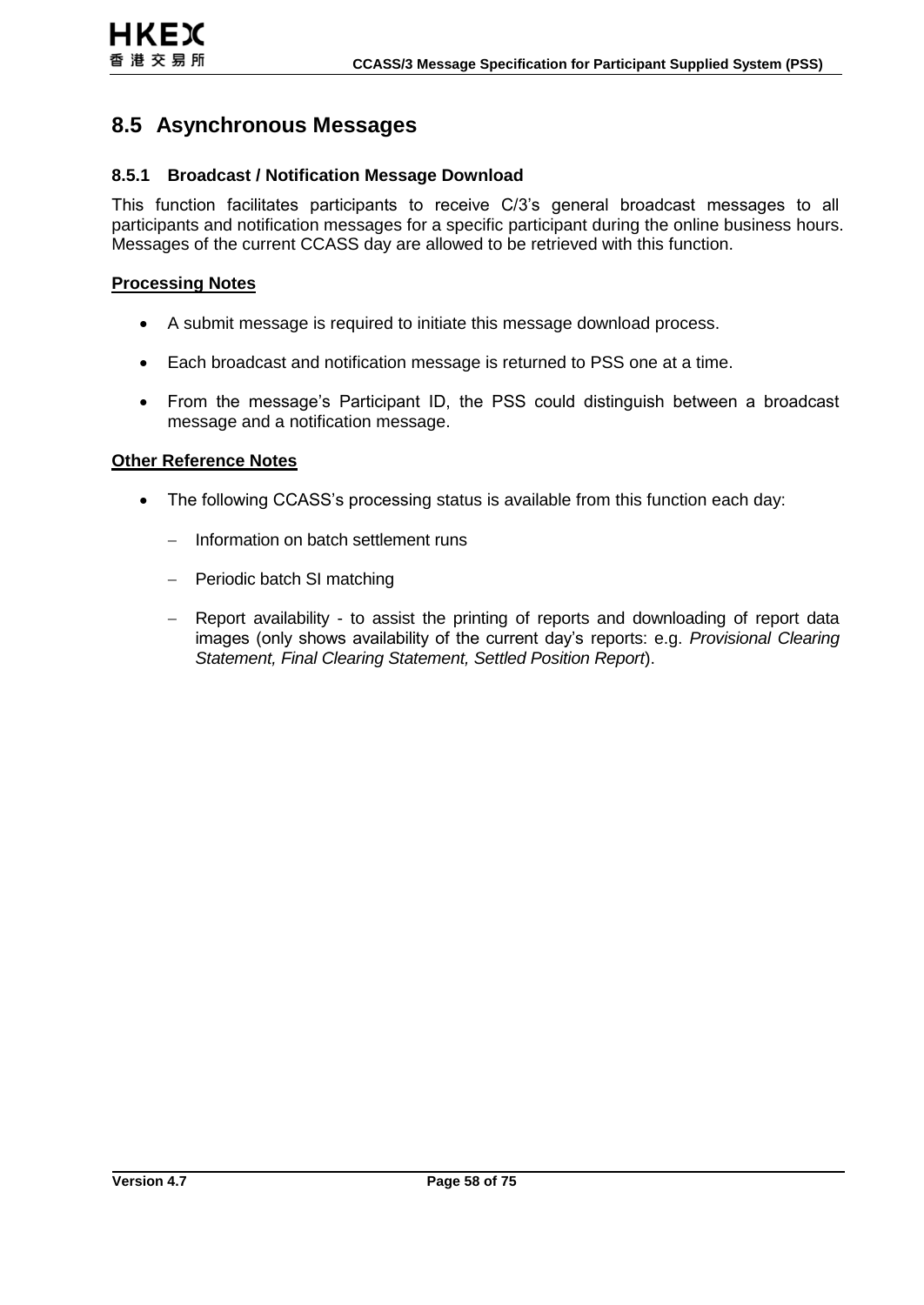## 8.5 Asynchronous Messages

### 8.5.1 Broadcast / Notification Message Download

This function facilitates participants to receive C/3's general broadcast messages to all participants and notification messages for a specific participant during the online business hours. Messages of the current CCASS day are allowed to be retrieved with this function.

**Processing Notes**

- A submit message is required to initiate this message download process.
- Each broadcast and notification message is returned to PSS one at a time.
- From the message's Participant ID, the PSS could distinguish between a broadcast message and a notification message.

**Other Reference Notes**

- The following CCASS's processing status is available from this function each day:
  - Information on batch settlement runs
  - Periodic batch SI matching
  - Report availability - to assist the printing of reports and downloading of report data images (only shows availability of the current day's reports: e.g. *Provisional Clearing Statement, Final Clearing Statement, Settled Position Report*).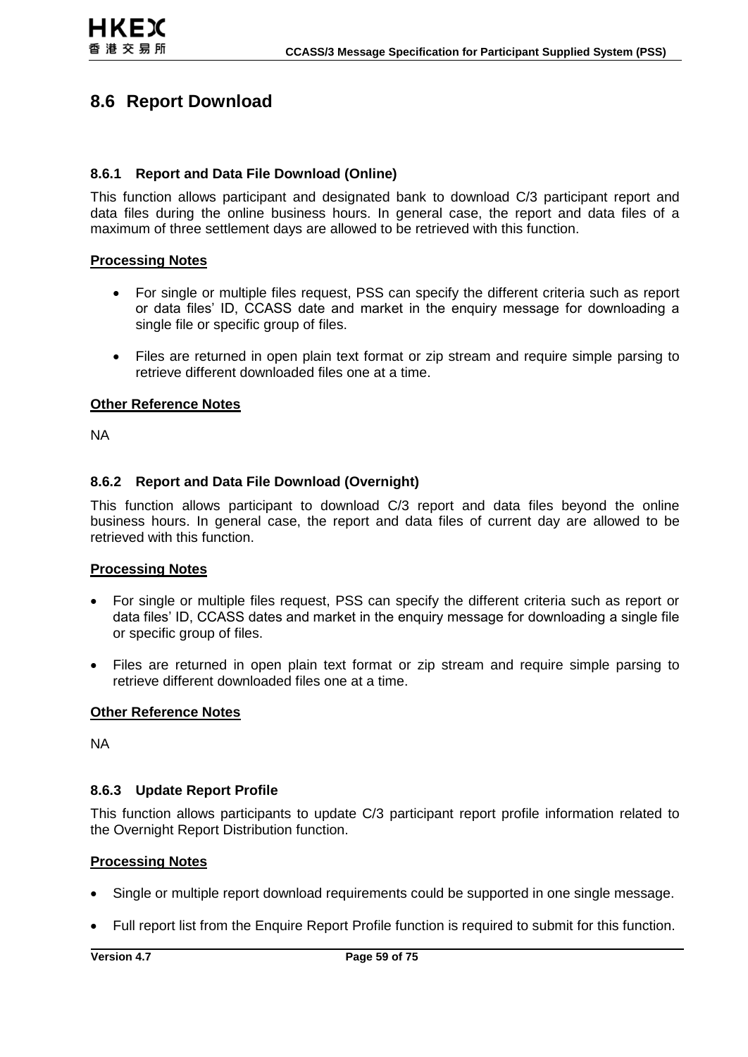## 8.6 Report Download

### 8.6.1 Report and Data File Download (Online)

This function allows participant and designated bank to download C/3 participant report and data files during the online business hours. In general case, the report and data files of a maximum of three settlement days are allowed to be retrieved with this function.

**Processing Notes**

- For single or multiple files request, PSS can specify the different criteria such as report or data files' ID, CCASS date and market in the enquiry message for downloading a single file or specific group of files.
- Files are returned in open plain text format or zip stream and require simple parsing to retrieve different downloaded files one at a time.

**Other Reference Notes**

NA

### 8.6.2 Report and Data File Download (Overnight)

This function allows participant to download C/3 report and data files beyond the online business hours. In general case, the report and data files of current day are allowed to be retrieved with this function.

**Processing Notes**

- For single or multiple files request, PSS can specify the different criteria such as report or data files' ID, CCASS dates and market in the enquiry message for downloading a single file or specific group of files.
- Files are returned in open plain text format or zip stream and require simple parsing to retrieve different downloaded files one at a time.

**Other Reference Notes**

NA

### 8.6.3 Update Report Profile

This function allows participants to update C/3 participant report profile information related to the Overnight Report Distribution function.

**Processing Notes**

- Single or multiple report download requirements could be supported in one single message.
- Full report list from the Enquire Report Profile function is required to submit for this function.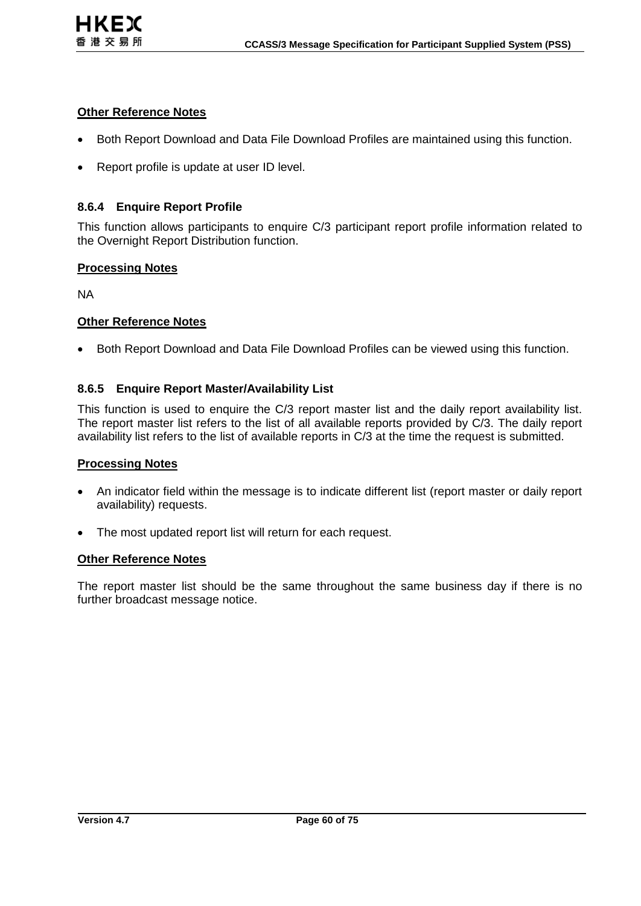**Other Reference Notes**

- Both Report Download and Data File Download Profiles are maintained using this function.
- Report profile is update at user ID level.

### 8.6.4 Enquire Report Profile

This function allows participants to enquire C/3 participant report profile information related to the Overnight Report Distribution function.

**Processing Notes**

NA

**Other Reference Notes**

- Both Report Download and Data File Download Profiles can be viewed using this function.

### 8.6.5 Enquire Report Master/Availability List

This function is used to enquire the C/3 report master list and the daily report availability list. The report master list refers to the list of all available reports provided by C/3. The daily report availability list refers to the list of available reports in C/3 at the time the request is submitted.

**Processing Notes**

- An indicator field within the message is to indicate different list (report master or daily report availability) requests.
- The most updated report list will return for each request.

**Other Reference Notes**

The report master list should be the same throughout the same business day if there is no further broadcast message notice.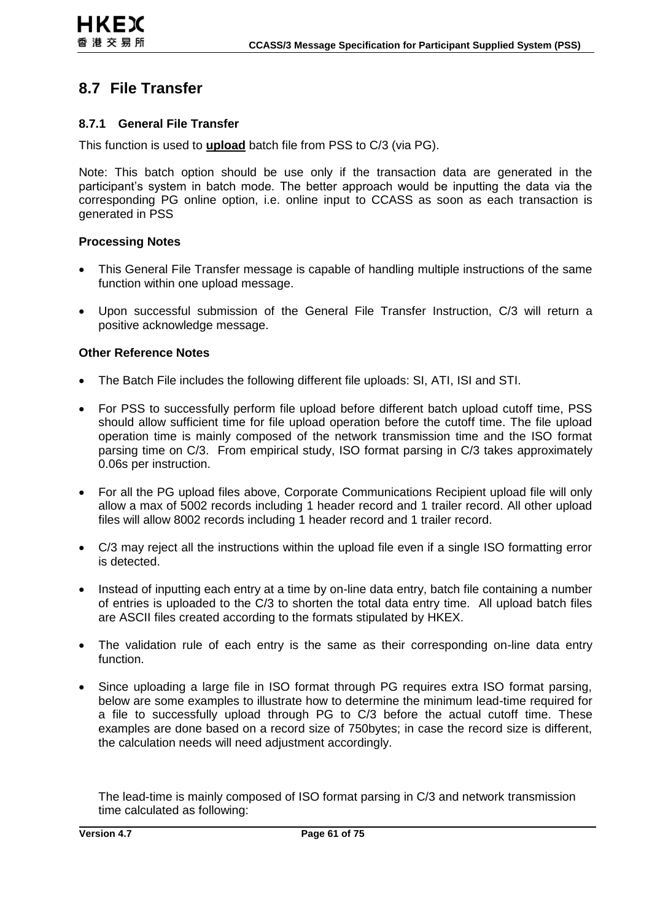## 8.7 File Transfer

### 8.7.1 General File Transfer

This function is used to **upload** batch file from PSS to C/3 (via PG).

Note: This batch option should be use only if the transaction data are generated in the participant's system in batch mode. The better approach would be inputting the data via the corresponding PG online option, i.e. online input to CCASS as soon as each transaction is generated in PSS

**Processing Notes**

- This General File Transfer message is capable of handling multiple instructions of the same function within one upload message.
- Upon successful submission of the General File Transfer Instruction, C/3 will return a positive acknowledge message.

**Other Reference Notes**

- The Batch File includes the following different file uploads: SI, ATI, ISI and STI.
- For PSS to successfully perform file upload before different batch upload cutoff time, PSS should allow sufficient time for file upload operation before the cutoff time. The file upload operation time is mainly composed of the network transmission time and the ISO format parsing time on C/3. From empirical study, ISO format parsing in C/3 takes approximately 0.06s per instruction.
- For all the PG upload files above, Corporate Communications Recipient upload file will only allow a max of 5002 records including 1 header record and 1 trailer record. All other upload files will allow 8002 records including 1 header record and 1 trailer record.
- C/3 may reject all the instructions within the upload file even if a single ISO formatting error is detected.
- Instead of inputting each entry at a time by on-line data entry, batch file containing a number of entries is uploaded to the C/3 to shorten the total data entry time. All upload batch files are ASCII files created according to the formats stipulated by HKEX.
- The validation rule of each entry is the same as their corresponding on-line data entry function.
- Since uploading a large file in ISO format through PG requires extra ISO format parsing, below are some examples to illustrate how to determine the minimum lead-time required for a file to successfully upload through PG to C/3 before the actual cutoff time. These examples are done based on a record size of 750bytes; in case the record size is different, the calculation needs will need adjustment accordingly.

  The lead-time is mainly composed of ISO format parsing in C/3 and network transmission time calculated as following: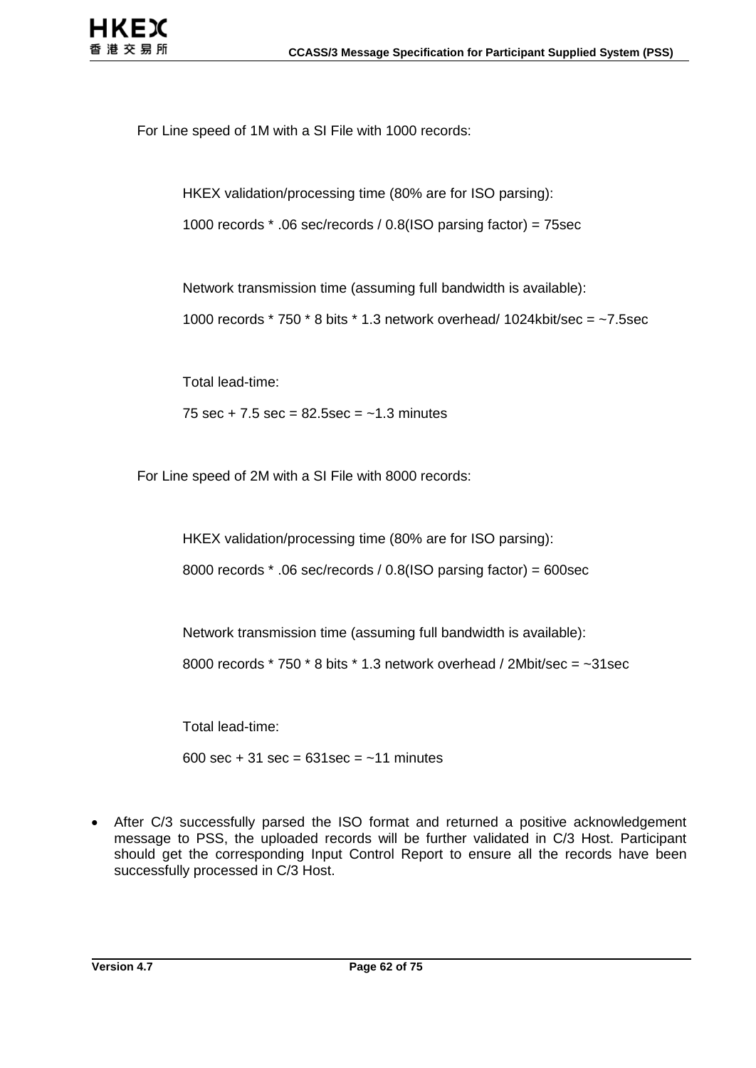For Line speed of 1M with a SI File with 1000 records:

HKEX validation/processing time (80% are for ISO parsing):

1000 records * .06 sec/records / 0.8(ISO parsing factor) = 75sec

Network transmission time (assuming full bandwidth is available):

1000 records * 750 * 8 bits * 1.3 network overhead/ 1024kbit/sec = ~7.5sec

Total lead-time:

75 sec + 7.5 sec = 82.5sec = ~1.3 minutes

For Line speed of 2M with a SI File with 8000 records:

HKEX validation/processing time (80% are for ISO parsing):

8000 records * .06 sec/records / 0.8(ISO parsing factor) = 600sec

Network transmission time (assuming full bandwidth is available):

8000 records * 750 * 8 bits * 1.3 network overhead / 2Mbit/sec = ~31sec

Total lead-time:

600 sec + 31 sec = 631sec = ~11 minutes

- After C/3 successfully parsed the ISO format and returned a positive acknowledgement message to PSS, the uploaded records will be further validated in C/3 Host. Participant should get the corresponding Input Control Report to ensure all the records have been successfully processed in C/3 Host.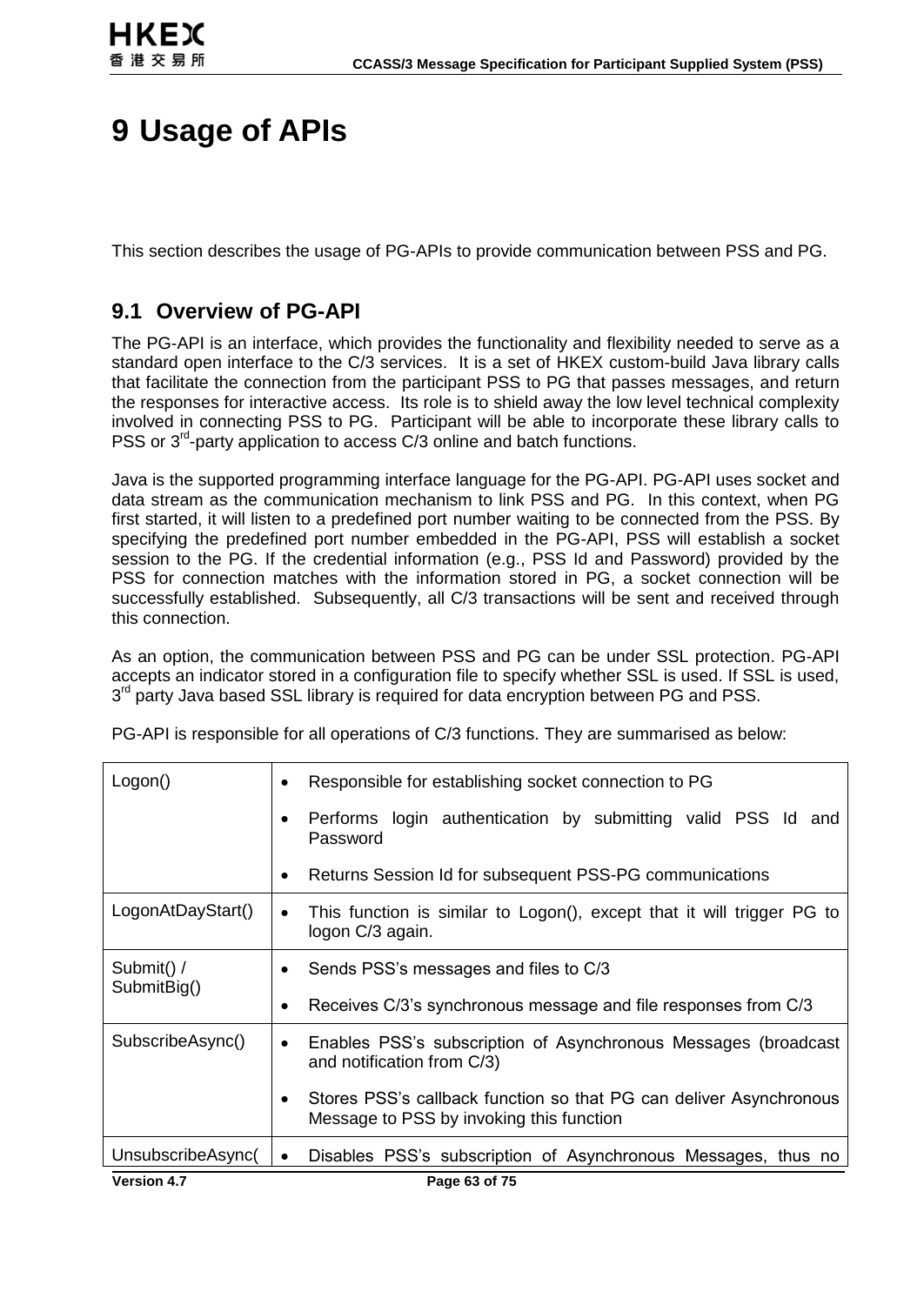# 9 Usage of APIs

This section describes the usage of PG-APIs to provide communication between PSS and PG.

## 9.1 Overview of PG-API

The PG-API is an interface, which provides the functionality and flexibility needed to serve as a standard open interface to the C/3 services. It is a set of HKEX custom-build Java library calls that facilitate the connection from the participant PSS to PG that passes messages, and return the responses for interactive access. Its role is to shield away the low level technical complexity involved in connecting PSS to PG. Participant will be able to incorporate these library calls to PSS or 3rd-party application to access C/3 online and batch functions.

Java is the supported programming interface language for the PG-API. PG-API uses socket and data stream as the communication mechanism to link PSS and PG. In this context, when PG first started, it will listen to a predefined port number waiting to be connected from the PSS. By specifying the predefined port number embedded in the PG-API, PSS will establish a socket session to the PG. If the credential information (e.g., PSS Id and Password) provided by the PSS for connection matches with the information stored in PG, a socket connection will be successfully established. Subsequently, all C/3 transactions will be sent and received through this connection.

As an option, the communication between PSS and PG can be under SSL protection. PG-API accepts an indicator stored in a configuration file to specify whether SSL is used. If SSL is used, 3rd party Java based SSL library is required for data encryption between PG and PSS.

PG-API is responsible for all operations of C/3 functions. They are summarised as below:

| | |
|---|---|
| Logon() | • Responsible for establishing socket connection to PG<br>• Performs login authentication by submitting valid PSS Id and Password<br>• Returns Session Id for subsequent PSS-PG communications |
| LogonAtDayStart() | • This function is similar to Logon(), except that it will trigger PG to logon C/3 again. |
| Submit() / SubmitBig() | • Sends PSS's messages and files to C/3<br>• Receives C/3's synchronous message and file responses from C/3 |
| SubscribeAsync() | • Enables PSS's subscription of Asynchronous Messages (broadcast and notification from C/3)<br>• Stores PSS's callback function so that PG can deliver Asynchronous Message to PSS by invoking this function |
| UnsubscribeAsync( | • Disables PSS's subscription of Asynchronous Messages, thus no |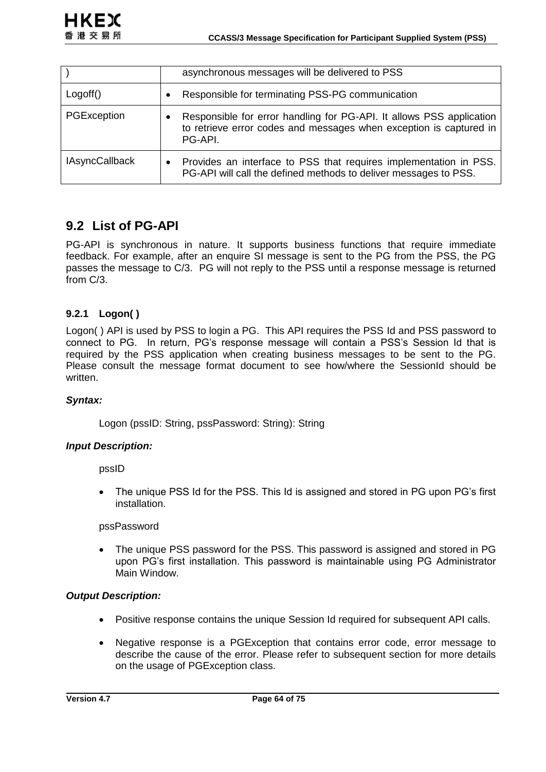| ) | asynchronous messages will be delivered to PSS |
| --- | --- |
| Logoff() | • Responsible for terminating PSS-PG communication |
| PGException | • Responsible for error handling for PG-API. It allows PSS application to retrieve error codes and messages when exception is captured in PG-API. |
| IAsyncCallback | • Provides an interface to PSS that requires implementation in PSS. PG-API will call the defined methods to deliver messages to PSS. |

## 9.2 List of PG-API

PG-API is synchronous in nature. It supports business functions that require immediate feedback. For example, after an enquire SI message is sent to the PG from the PSS, the PG passes the message to C/3. PG will not reply to the PSS until a response message is returned from C/3.

### 9.2.1 Logon( )

Logon( ) API is used by PSS to login a PG. This API requires the PSS Id and PSS password to connect to PG. In return, PG's response message will contain a PSS's Session Id that is required by the PSS application when creating business messages to be sent to the PG. Please consult the message format document to see how/where the SessionId should be written.

***Syntax:***

Logon (pssID: String, pssPassword: String): String

***Input Description:***

pssID

- The unique PSS Id for the PSS. This Id is assigned and stored in PG upon PG's first installation.

pssPassword

- The unique PSS password for the PSS. This password is assigned and stored in PG upon PG's first installation. This password is maintainable using PG Administrator Main Window.

***Output Description:***

- Positive response contains the unique Session Id required for subsequent API calls.
- Negative response is a PGException that contains error code, error message to describe the cause of the error. Please refer to subsequent section for more details on the usage of PGException class.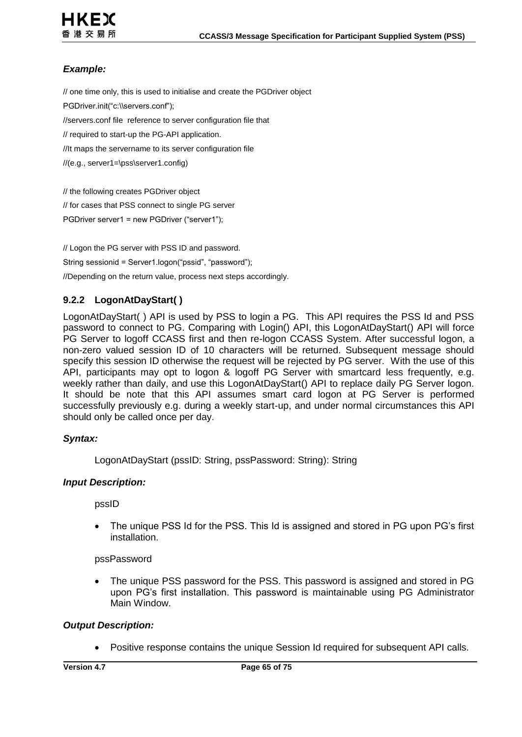***Example:***

```
// one time only, this is used to initialise and create the PGDriver object
PGDriver.init("c:\\servers.conf");
//servers.conf file  reference to server configuration file that
// required to start-up the PG-API application.
//It maps the servername to its server configuration file
//(e.g., server1=\pss\server1.config)

// the following creates PGDriver object
// for cases that PSS connect to single PG server
PGDriver server1 = new PGDriver ("server1");

// Logon the PG server with PSS ID and password.
String sessionid = Server1.logon("pssid", "password");
//Depending on the return value, process next steps accordingly.
```

### 9.2.2 LogonAtDayStart( )

LogonAtDayStart( ) API is used by PSS to login a PG. This API requires the PSS Id and PSS password to connect to PG. Comparing with Login() API, this LogonAtDayStart() API will force PG Server to logoff CCASS first and then re-logon CCASS System. After successful logon, a non-zero valued session ID of 10 characters will be returned. Subsequent message should specify this session ID otherwise the request will be rejected by PG server. With the use of this API, participants may opt to logon & logoff PG Server with smartcard less frequently, e.g. weekly rather than daily, and use this LogonAtDayStart() API to replace daily PG Server logon. It should be note that this API assumes smart card logon at PG Server is performed successfully previously e.g. during a weekly start-up, and under normal circumstances this API should only be called once per day.

***Syntax:***

LogonAtDayStart (pssID: String, pssPassword: String): String

***Input Description:***

pssID

- The unique PSS Id for the PSS. This Id is assigned and stored in PG upon PG's first installation.

pssPassword

- The unique PSS password for the PSS. This password is assigned and stored in PG upon PG's first installation. This password is maintainable using PG Administrator Main Window.

***Output Description:***

- Positive response contains the unique Session Id required for subsequent API calls.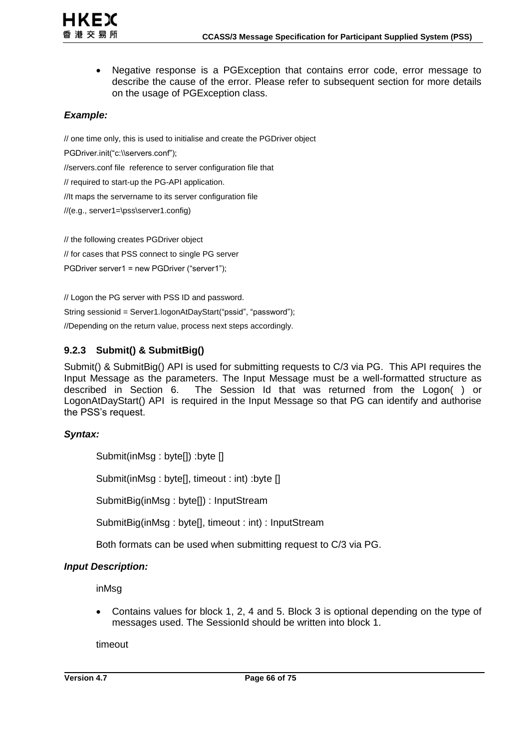- Negative response is a PGException that contains error code, error message to describe the cause of the error. Please refer to subsequent section for more details on the usage of PGException class.

***Example:***

```
// one time only, this is used to initialise and create the PGDriver object
PGDriver.init(“c:\\servers.conf”);
//servers.conf file  reference to server configuration file that
// required to start-up the PG-API application.
//It maps the servername to its server configuration file
//(e.g., server1=\pss\server1.config)

// the following creates PGDriver object
// for cases that PSS connect to single PG server
PGDriver server1 = new PGDriver (“server1”);

// Logon the PG server with PSS ID and password.
String sessionid = Server1.logonAtDayStart(“pssid”, “password”);
//Depending on the return value, process next steps accordingly.
```

### 9.2.3 Submit() & SubmitBig()

Submit() & SubmitBig() API is used for submitting requests to C/3 via PG. This API requires the Input Message as the parameters. The Input Message must be a well-formatted structure as described in Section 6. The Session Id that was returned from the Logon( ) or LogonAtDayStart() API is required in the Input Message so that PG can identify and authorise the PSS's request.

***Syntax:***

Submit(inMsg : byte[]) :byte []

Submit(inMsg : byte[], timeout : int) :byte []

SubmitBig(inMsg : byte[]) : InputStream

SubmitBig(inMsg : byte[], timeout : int) : InputStream

Both formats can be used when submitting request to C/3 via PG.

***Input Description:***

inMsg

- Contains values for block 1, 2, 4 and 5. Block 3 is optional depending on the type of messages used. The SessionId should be written into block 1.

timeout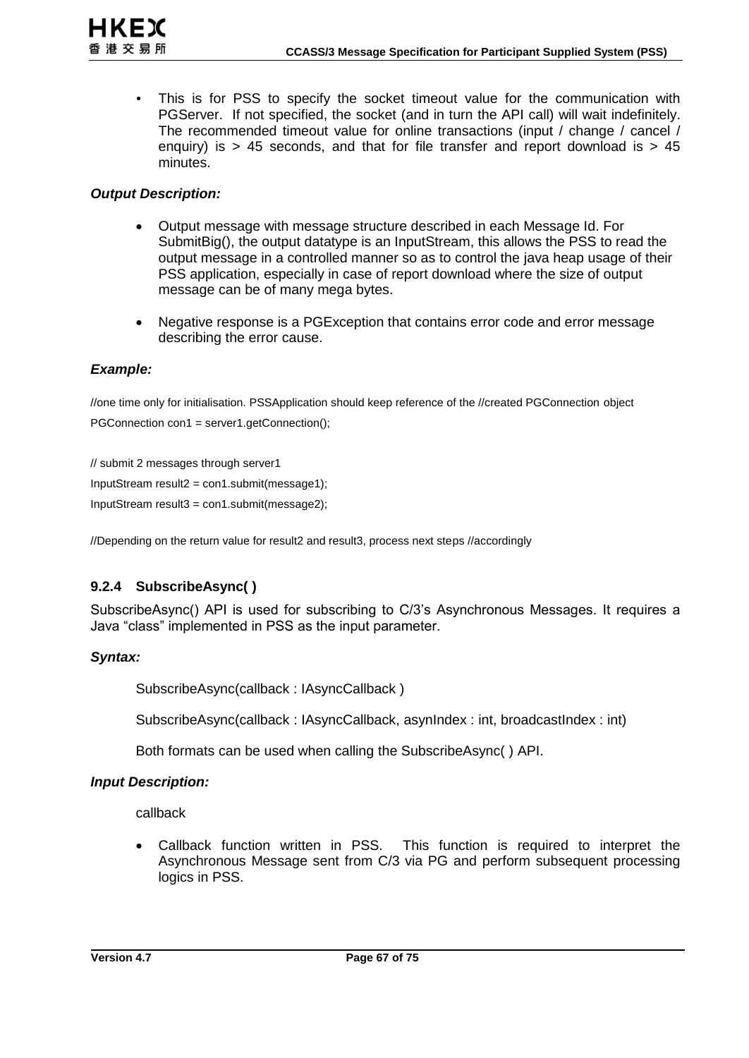- This is for PSS to specify the socket timeout value for the communication with PGServer. If not specified, the socket (and in turn the API call) will wait indefinitely. The recommended timeout value for online transactions (input / change / cancel / enquiry) is > 45 seconds, and that for file transfer and report download is > 45 minutes.

***Output Description:***

- Output message with message structure described in each Message Id. For SubmitBig(), the output datatype is an InputStream, this allows the PSS to read the output message in a controlled manner so as to control the java heap usage of their PSS application, especially in case of report download where the size of output message can be of many mega bytes.

- Negative response is a PGException that contains error code and error message describing the error cause.

***Example:***

```
//one time only for initialisation. PSSApplication should keep reference of the //created PGConnection object
PGConnection con1 = server1.getConnection();

// submit 2 messages through server1
InputStream result2 = con1.submit(message1);
InputStream result3 = con1.submit(message2);

//Depending on the return value for result2 and result3, process next steps //accordingly
```

### 9.2.4 SubscribeAsync( )

SubscribeAsync() API is used for subscribing to C/3's Asynchronous Messages. It requires a Java "class" implemented in PSS as the input parameter.

***Syntax:***

SubscribeAsync(callback : IAsyncCallback )

SubscribeAsync(callback : IAsyncCallback, asynIndex : int, broadcastIndex : int)

Both formats can be used when calling the SubscribeAsync( ) API.

***Input Description:***

callback

- Callback function written in PSS. This function is required to interpret the Asynchronous Message sent from C/3 via PG and perform subsequent processing logics in PSS.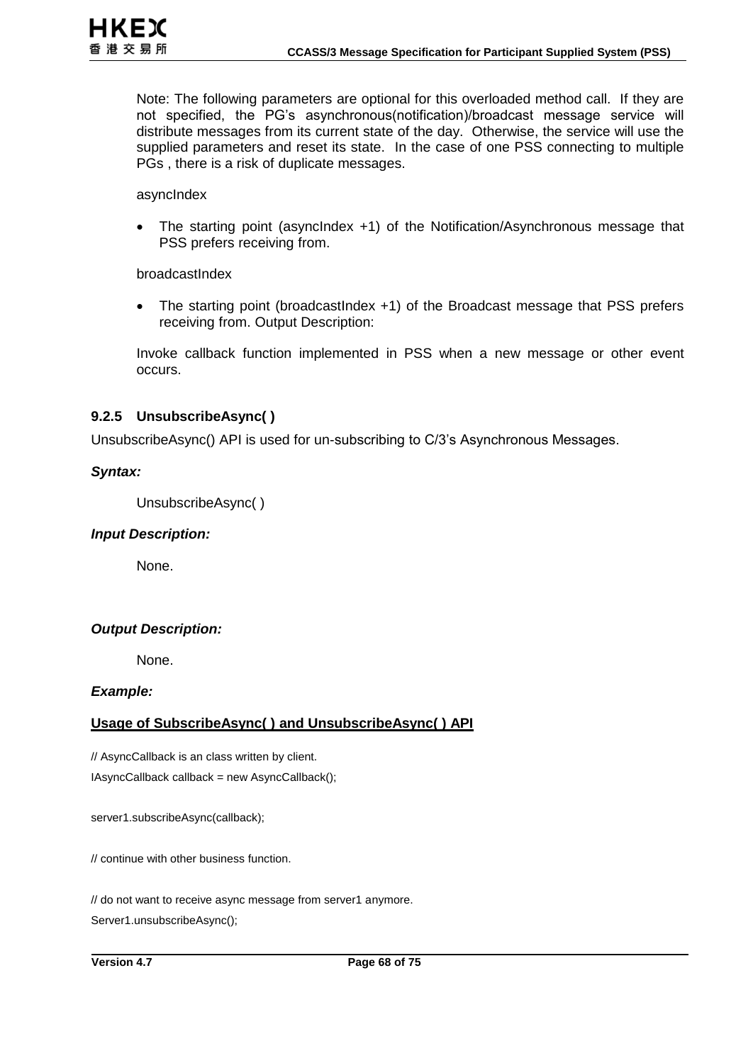Note: The following parameters are optional for this overloaded method call. If they are not specified, the PG's asynchronous(notification)/broadcast message service will distribute messages from its current state of the day. Otherwise, the service will use the supplied parameters and reset its state. In the case of one PSS connecting to multiple PGs , there is a risk of duplicate messages.

asyncIndex

- The starting point (asyncIndex +1) of the Notification/Asynchronous message that PSS prefers receiving from.

broadcastIndex

- The starting point (broadcastIndex +1) of the Broadcast message that PSS prefers receiving from. Output Description:

Invoke callback function implemented in PSS when a new message or other event occurs.

### 9.2.5 UnsubscribeAsync( )

UnsubscribeAsync() API is used for un-subscribing to C/3's Asynchronous Messages.

***Syntax:***

UnsubscribeAsync( )

***Input Description:***

None.

***Output Description:***

None.

***Example:***

**Usage of SubscribeAsync( ) and UnsubscribeAsync( ) API**

```
// AsyncCallback is an class written by client.
IAsyncCallback callback = new AsyncCallback();

server1.subscribeAsync(callback);

// continue with other business function.

// do not want to receive async message from server1 anymore.
Server1.unsubscribeAsync();
```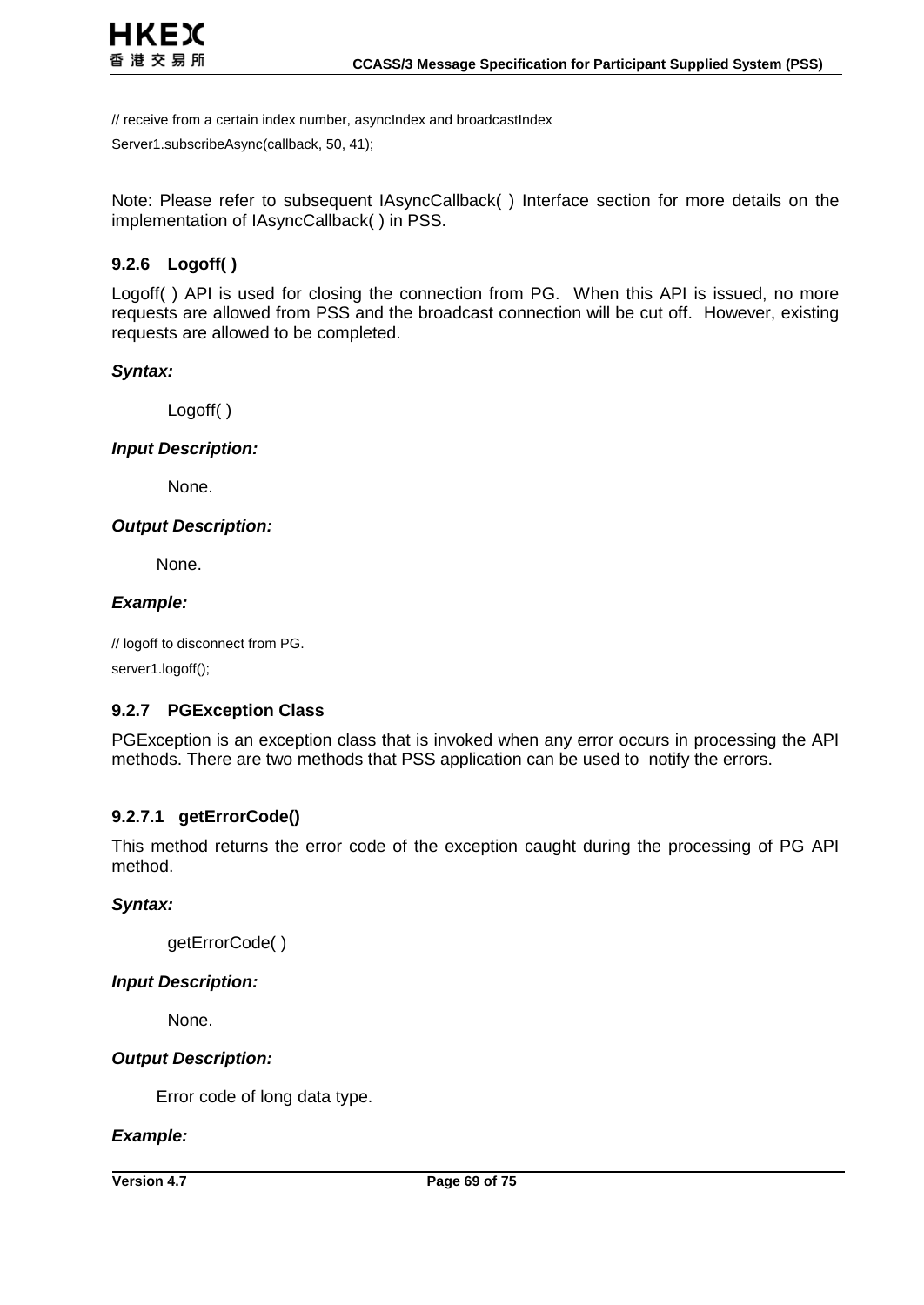```
// receive from a certain index number, asyncIndex and broadcastIndex
Server1.subscribeAsync(callback, 50, 41);
```

Note: Please refer to subsequent IAsyncCallback( ) Interface section for more details on the implementation of IAsyncCallback( ) in PSS.

### 9.2.6 Logoff( )

Logoff( ) API is used for closing the connection from PG. When this API is issued, no more requests are allowed from PSS and the broadcast connection will be cut off. However, existing requests are allowed to be completed.

***Syntax:***

Logoff( )

***Input Description:***

None.

***Output Description:***

None.

***Example:***

```
// logoff to disconnect from PG.
server1.logoff();
```

### 9.2.7 PGException Class

PGException is an exception class that is invoked when any error occurs in processing the API methods. There are two methods that PSS application can be used to notify the errors.

#### 9.2.7.1 getErrorCode()

This method returns the error code of the exception caught during the processing of PG API method.

***Syntax:***

getErrorCode( )

***Input Description:***

None.

***Output Description:***

Error code of long data type.

***Example:***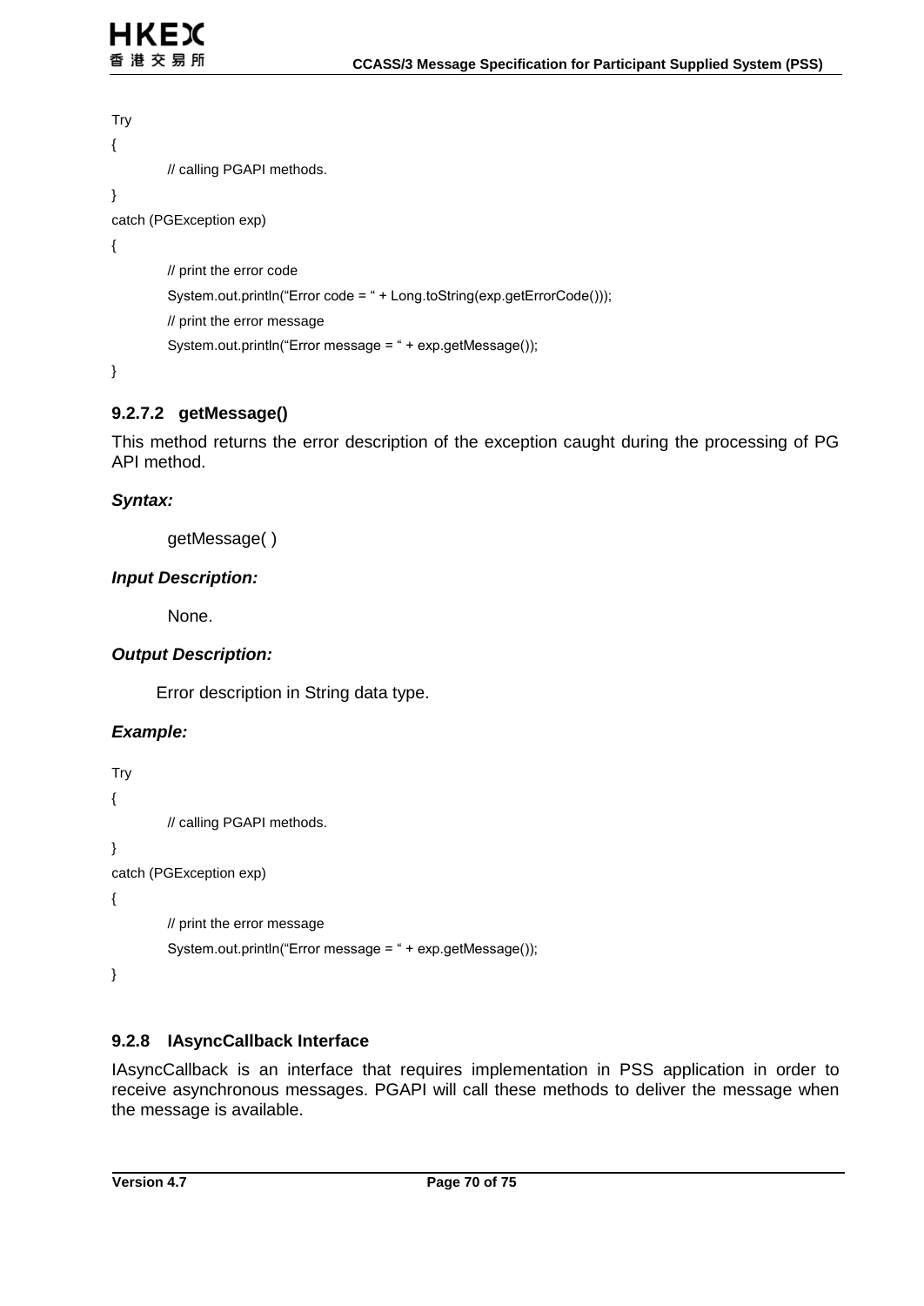```
Try
{
        // calling PGAPI methods.
}
catch (PGException exp)
{
        // print the error code
        System.out.println("Error code = " + Long.toString(exp.getErrorCode()));
        // print the error message
        System.out.println("Error message = " + exp.getMessage());
}
```

#### 9.2.7.2 getMessage()

This method returns the error description of the exception caught during the processing of PG API method.

***Syntax:***

getMessage( )

***Input Description:***

None.

***Output Description:***

Error description in String data type.

***Example:***

```
Try
{
        // calling PGAPI methods.
}
catch (PGException exp)
{
        // print the error message
        System.out.println("Error message = " + exp.getMessage());
}
```

### 9.2.8 IAsyncCallback Interface

IAsyncCallback is an interface that requires implementation in PSS application in order to receive asynchronous messages. PGAPI will call these methods to deliver the message when the message is available.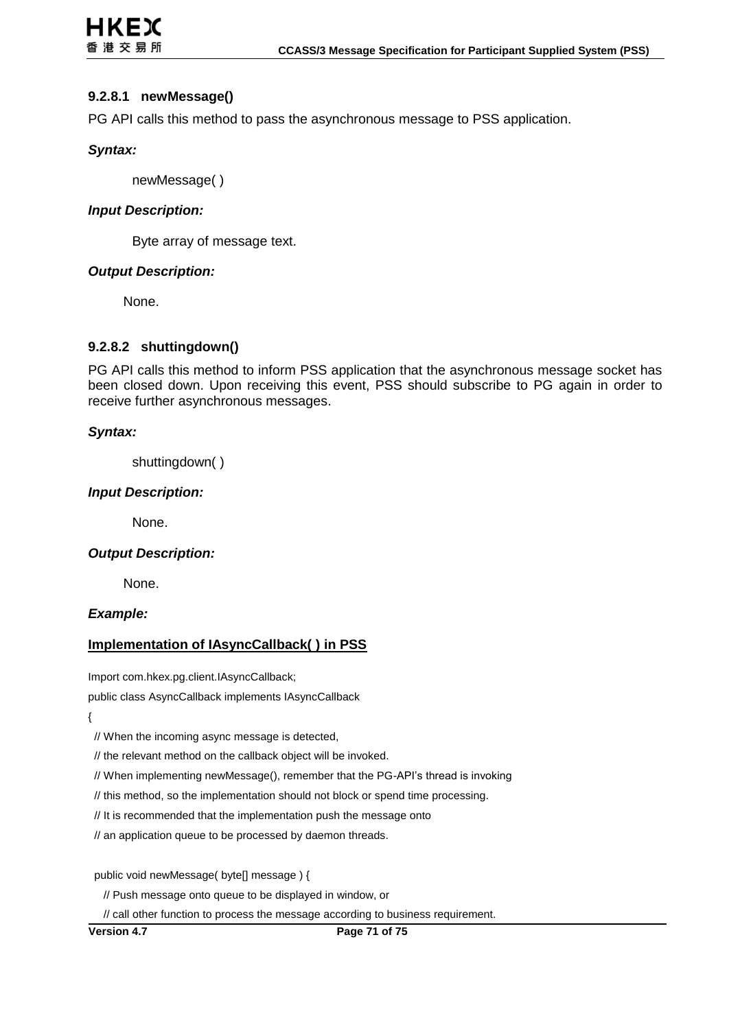#### 9.2.8.1 newMessage()

PG API calls this method to pass the asynchronous message to PSS application.

***Syntax:***

newMessage( )

***Input Description:***

Byte array of message text.

***Output Description:***

None.

#### 9.2.8.2 shuttingdown()

PG API calls this method to inform PSS application that the asynchronous message socket has been closed down. Upon receiving this event, PSS should subscribe to PG again in order to receive further asynchronous messages.

***Syntax:***

shuttingdown( )

***Input Description:***

None.

***Output Description:***

None.

***Example:***

**Implementation of IAsyncCallback( ) in PSS**

```
Import com.hkex.pg.client.IAsyncCallback;
public class AsyncCallback implements IAsyncCallback
{
  // When the incoming async message is detected,
  // the relevant method on the callback object will be invoked.
  // When implementing newMessage(), remember that the PG-API's thread is invoking
  // this method, so the implementation should not block or spend time processing.
  // It is recommended that the implementation push the message onto
  // an application queue to be processed by daemon threads.

  public void newMessage( byte[] message ) {
    // Push message onto queue to be displayed in window, or
    // call other function to process the message according to business requirement.
```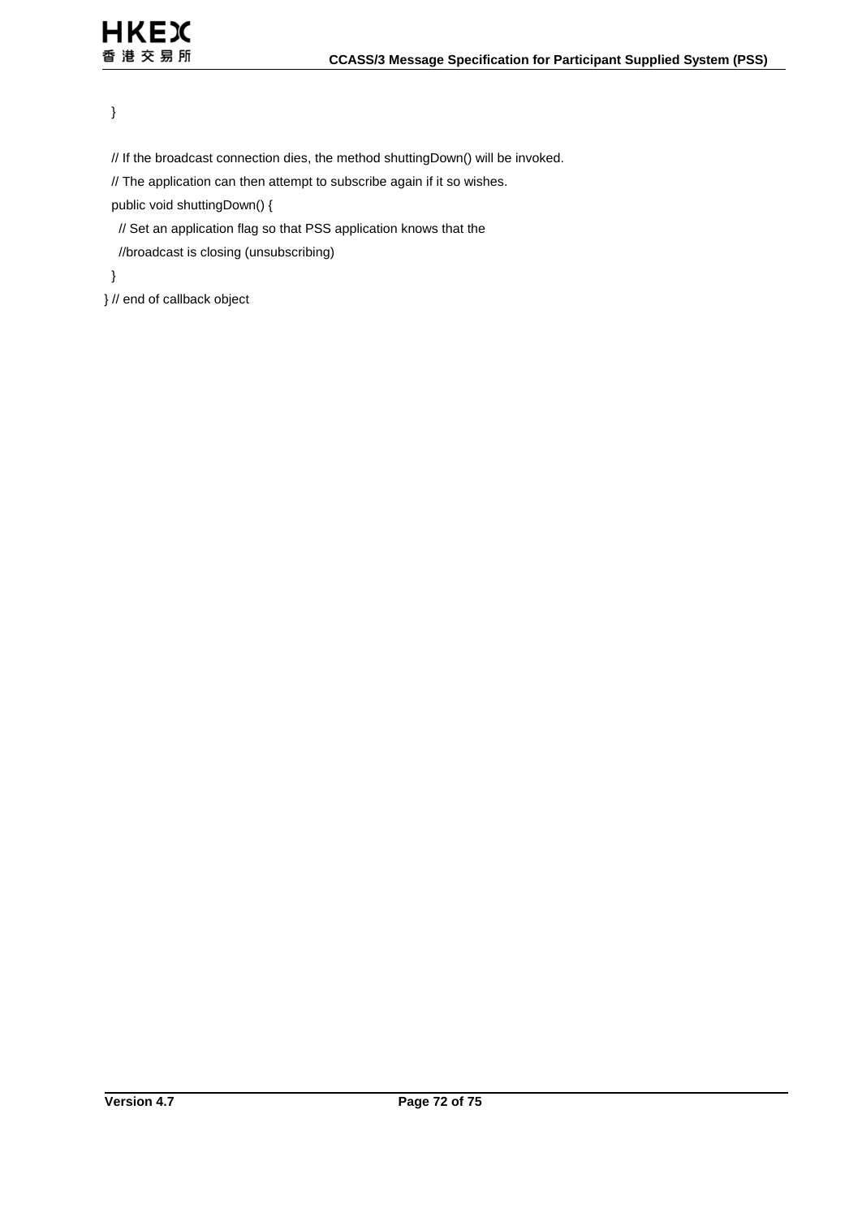```
  }

  // If the broadcast connection dies, the method shuttingDown() will be invoked.
  // The application can then attempt to subscribe again if it so wishes.
  public void shuttingDown() {
    // Set an application flag so that PSS application knows that the
    //broadcast is closing (unsubscribing)
  }
} // end of callback object
```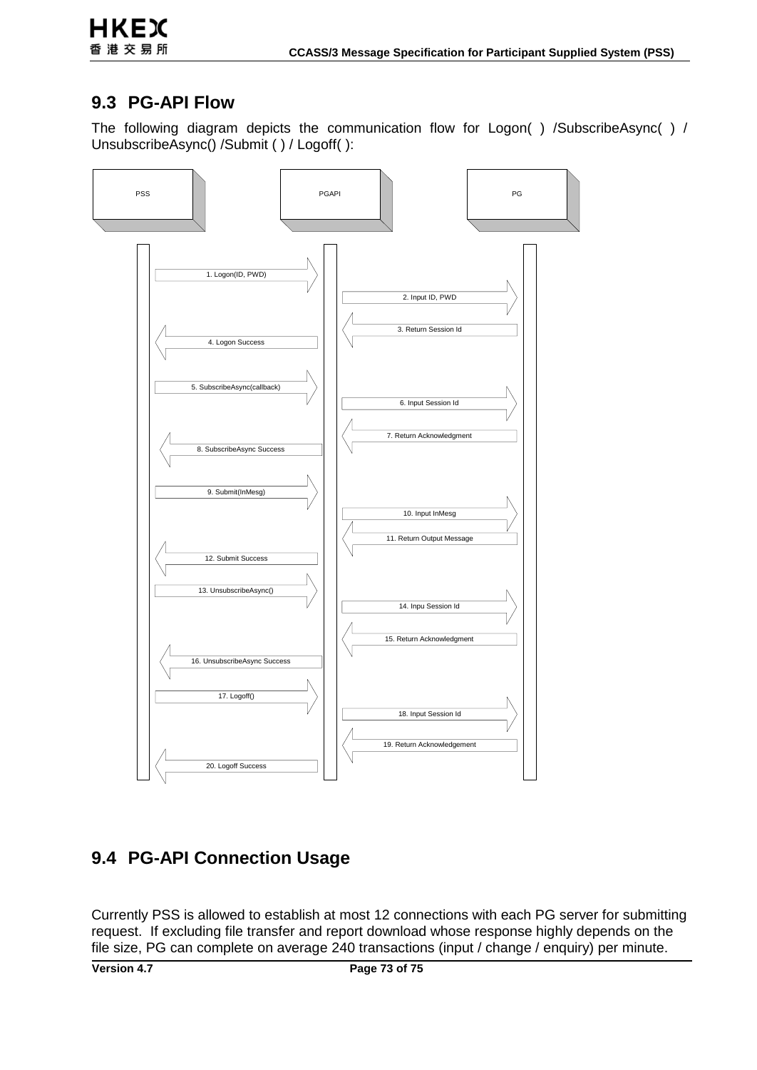## 9.3 PG-API Flow

The following diagram depicts the communication flow for Logon( ) /SubscribeAsync( ) / UnsubscribeAsync() /Submit ( ) / Logoff( ):

PSS | PGAPI | PG

1. Logon(ID, PWD)
2. Input ID, PWD
3. Return Session Id
4. Logon Success
5. SubscribeAsync(callback)
6. Input Session Id
7. Return Acknowledgment
8. SubscribeAsync Success
9. Submit(InMesg)
10. Input InMesg
11. Return Output Message
12. Submit Success
13. UnsubscribeAsync()
14. Inpu Session Id
15. Return Acknowledgment
16. UnsubscribeAsync Success
17. Logoff()
18. Input Session Id
19. Return Acknowledgement
20. Logoff Success

## 9.4 PG-API Connection Usage

Currently PSS is allowed to establish at most 12 connections with each PG server for submitting request. If excluding file transfer and report download whose response highly depends on the file size, PG can complete on average 240 transactions (input / change / enquiry) per minute.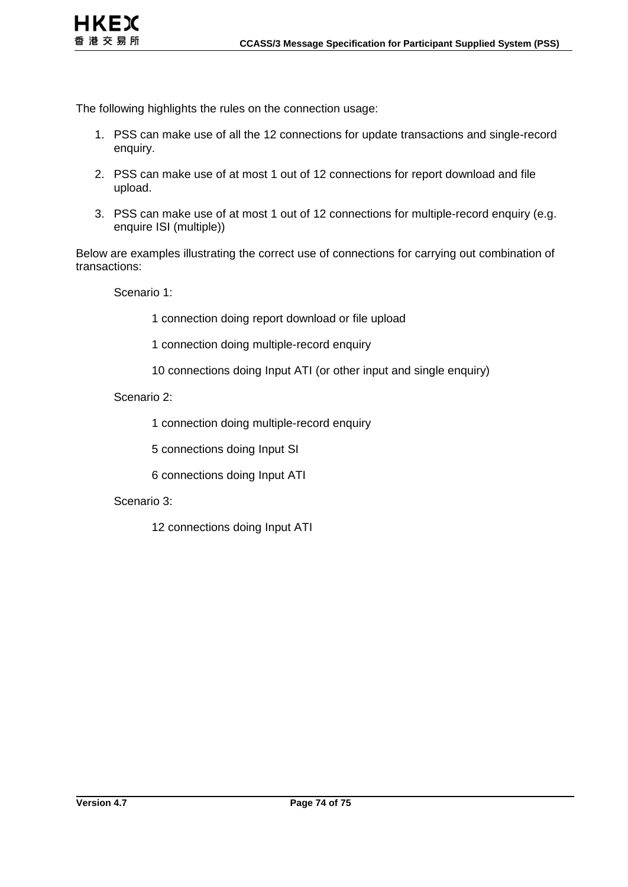The following highlights the rules on the connection usage:

1. PSS can make use of all the 12 connections for update transactions and single-record enquiry.

2. PSS can make use of at most 1 out of 12 connections for report download and file upload.

3. PSS can make use of at most 1 out of 12 connections for multiple-record enquiry (e.g. enquire ISI (multiple))

Below are examples illustrating the correct use of connections for carrying out combination of transactions:

Scenario 1:

1 connection doing report download or file upload

1 connection doing multiple-record enquiry

10 connections doing Input ATI (or other input and single enquiry)

Scenario 2:

1 connection doing multiple-record enquiry

5 connections doing Input SI

6 connections doing Input ATI

Scenario 3:

12 connections doing Input ATI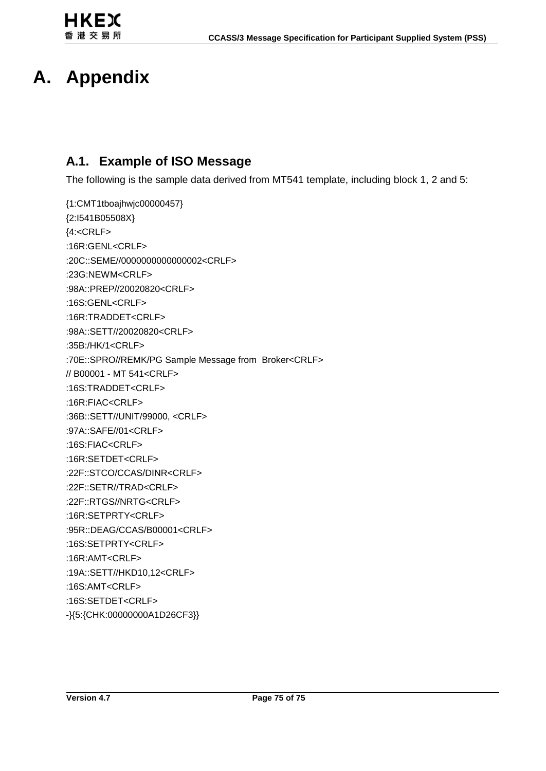# A. Appendix

## A.1. Example of ISO Message

The following is the sample data derived from MT541 template, including block 1, 2 and 5:

```
{1:CMT1tboajhwjc00000457}
{2:I541B05508X}
{4:<CRLF>
:16R:GENL<CRLF>
:20C::SEME//0000000000000002<CRLF>
:23G:NEWM<CRLF>
:98A::PREP//20020820<CRLF>
:16S:GENL<CRLF>
:16R:TRADDET<CRLF>
:98A::SETT//20020820<CRLF>
:35B:/HK/1<CRLF>
:70E::SPRO//REMK/PG Sample Message from  Broker<CRLF>
// B00001 - MT 541<CRLF>
:16S:TRADDET<CRLF>
:16R:FIAC<CRLF>
:36B::SETT//UNIT/99000, <CRLF>
:97A::SAFE//01<CRLF>
:16S:FIAC<CRLF>
:16R:SETDET<CRLF>
:22F::STCO/CCAS/DINR<CRLF>
:22F::SETR//TRAD<CRLF>
:22F::RTGS//NRTG<CRLF>
:16R:SETPRTY<CRLF>
:95R::DEAG/CCAS/B00001<CRLF>
:16S:SETPRTY<CRLF>
:16R:AMT<CRLF>
:19A::SETT//HKD10,12<CRLF>
:16S:AMT<CRLF>
:16S:SETDET<CRLF>
-}{5:{CHK:00000000A1D26CF3}}
```